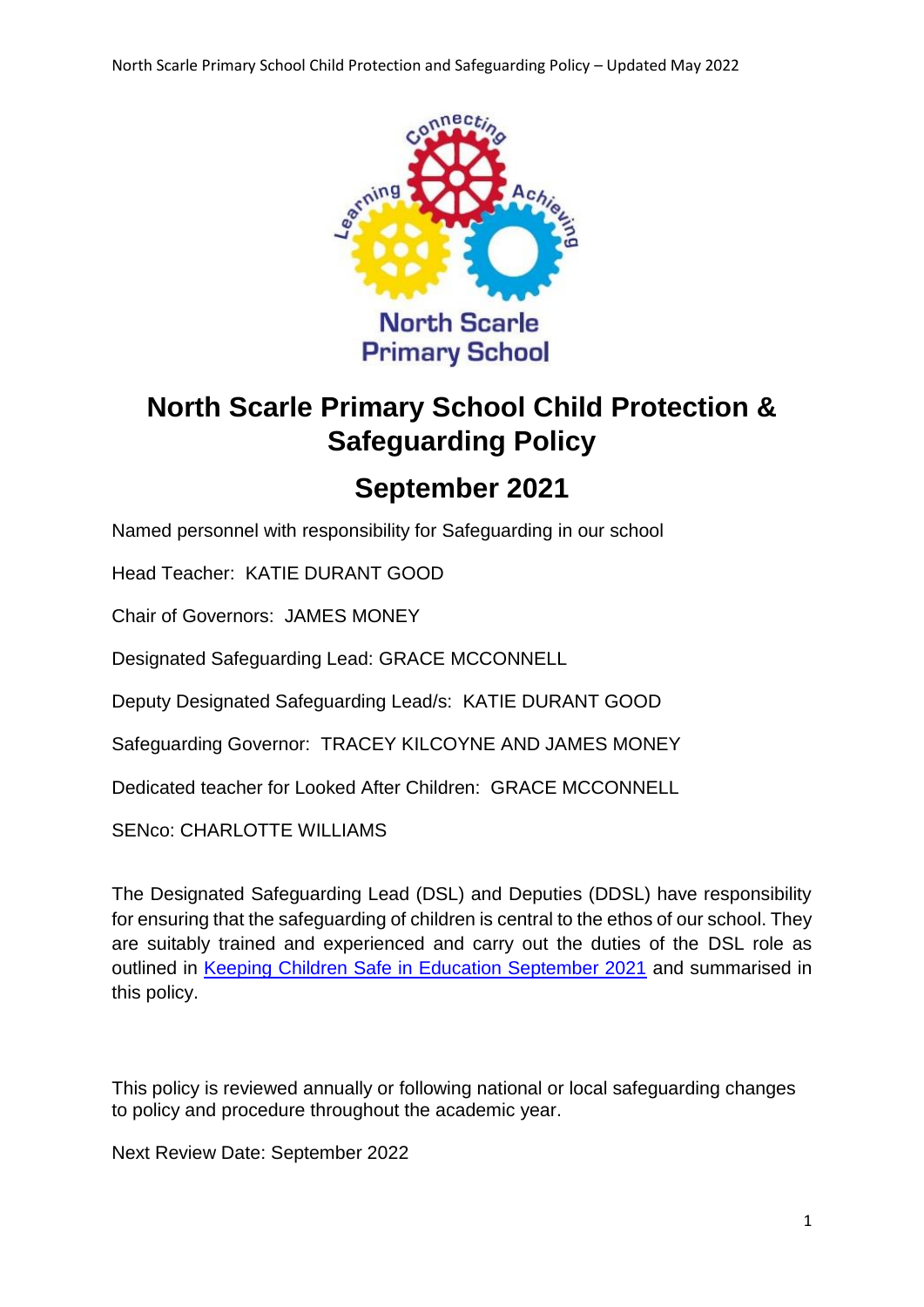# North Scarle Primary School Child Protection & Safeguarding Policy

## September 2021

Named personnel with responsibility for Safeguarding in our school

Head Teacher: KATIE DURANT GOOD

Chair of Governors: JAMES MONEY

Designated Safeguarding Lead: GRACE MCCONNELL

Deputy Designated Safeguarding Lead/s: KATIE DURANT GOOD

Safeguarding Governor: TRACEY KILCOYNE AND JAMES MONEY

Dedicated teacher for Looked After Children: GRACE MCCONNELL

SENco: CHARLOTTE WILLIAMS

The Designated Safeguarding Lead (DSL) and Deputies (DDSL) have responsibility for ensuring that the safeguarding of children is central to the ethos of our school. They are suitably trained and experienced and carry out the duties of the DSL role as outlined in Keeping Children Safe in Education September 2021 and summarised in this policy.

This policy is reviewed annually or following national or local safeguarding changes to policy and procedure throughout the academic year.

Next Review Date: September 2022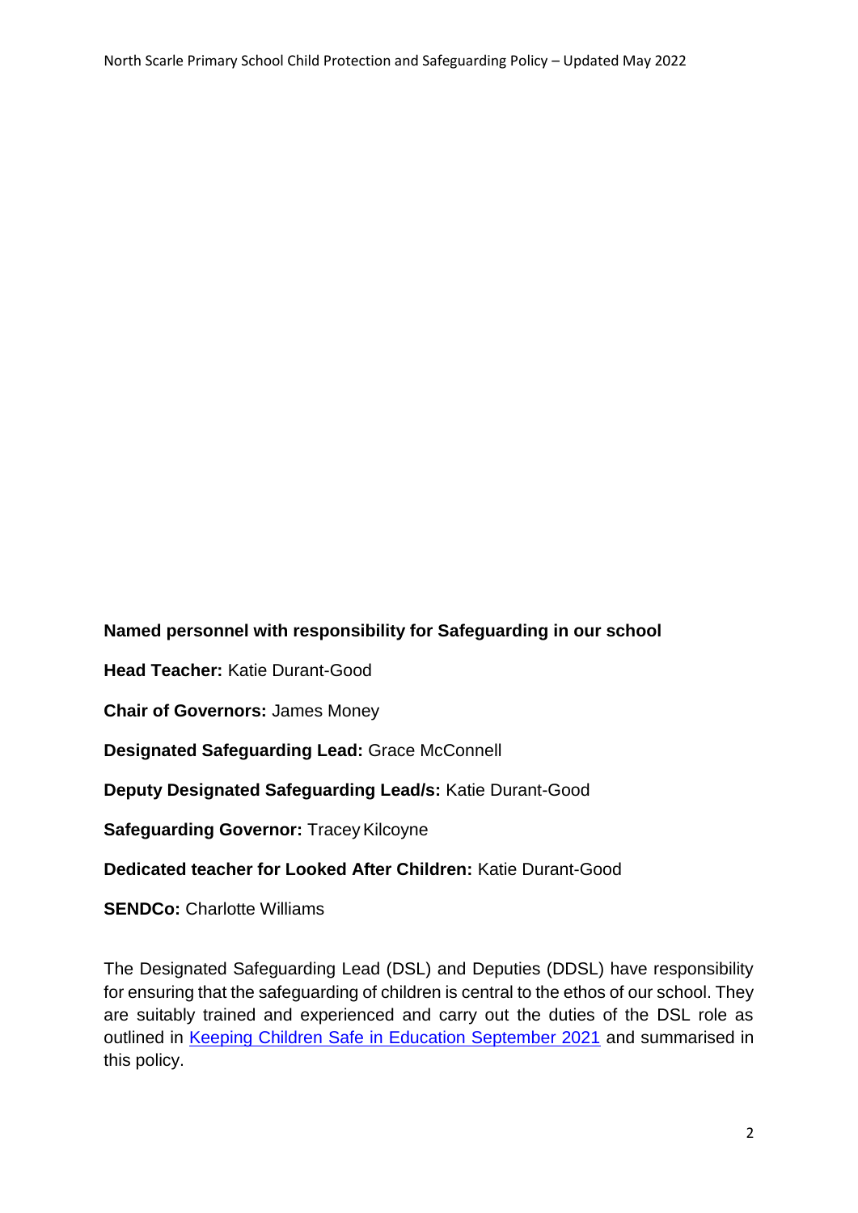**Named personnel with responsibility for Safeguarding in our school**

**Head Teacher:** Katie Durant-Good

**Chair of Governors:** James Money

**Designated Safeguarding Lead:** Grace McConnell

**Deputy Designated Safeguarding Lead/s:** Katie Durant-Good

**Safeguarding Governor:** Tracey Kilcoyne

**Dedicated teacher for Looked After Children:** Katie Durant-Good

**SENDCo:** Charlotte Williams

The Designated Safeguarding Lead (DSL) and Deputies (DDSL) have responsibility for ensuring that the safeguarding of children is central to the ethos of our school. They are suitably trained and experienced and carry out the duties of the DSL role as outlined in Keeping Children Safe in Education September 2021 and summarised in this policy.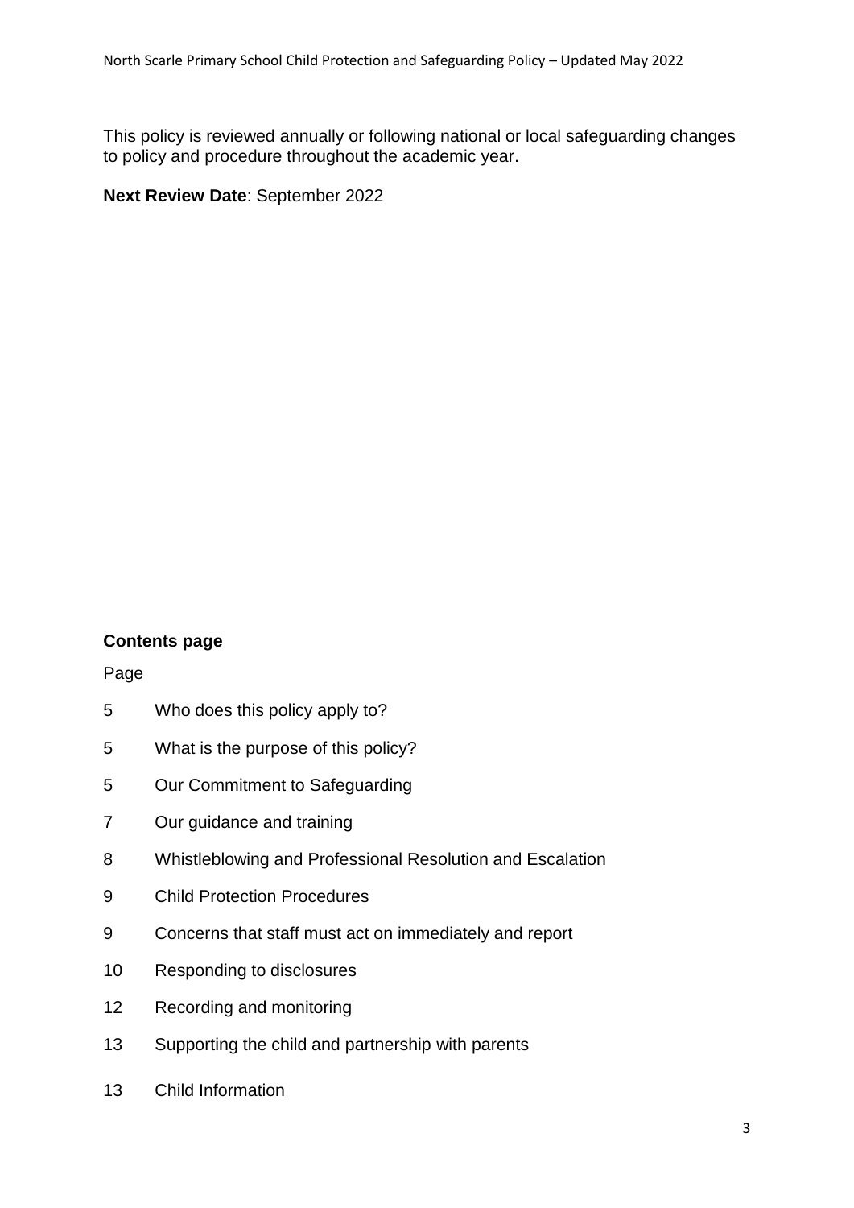This policy is reviewed annually or following national or local safeguarding changes to policy and procedure throughout the academic year.

**Next Review Date**: September 2022

**Contents page**

Page

| | |
|---|---|
| 5 | Who does this policy apply to? |
| 5 | What is the purpose of this policy? |
| 5 | Our Commitment to Safeguarding |
| 7 | Our guidance and training |
| 8 | Whistleblowing and Professional Resolution and Escalation |
| 9 | Child Protection Procedures |
| 9 | Concerns that staff must act on immediately and report |
| 10 | Responding to disclosures |
| 12 | Recording and monitoring |
| 13 | Supporting the child and partnership with parents |
| 13 | Child Information |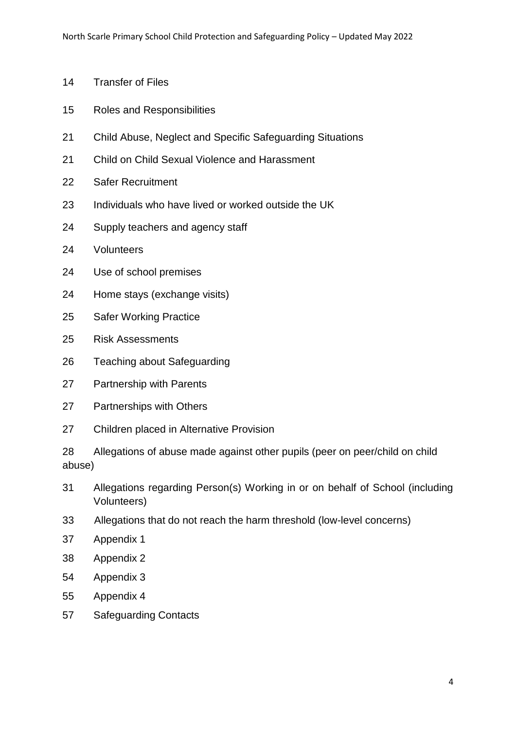14 Transfer of Files

15 Roles and Responsibilities

21 Child Abuse, Neglect and Specific Safeguarding Situations

21 Child on Child Sexual Violence and Harassment

22 Safer Recruitment

23 Individuals who have lived or worked outside the UK

24 Supply teachers and agency staff

24 Volunteers

24 Use of school premises

24 Home stays (exchange visits)

25 Safer Working Practice

25 Risk Assessments

26 Teaching about Safeguarding

27 Partnership with Parents

27 Partnerships with Others

27 Children placed in Alternative Provision

28 Allegations of abuse made against other pupils (peer on peer/child on child abuse)

31 Allegations regarding Person(s) Working in or on behalf of School (including Volunteers)

33 Allegations that do not reach the harm threshold (low-level concerns)

37 Appendix 1

38 Appendix 2

54 Appendix 3

55 Appendix 4

57 Safeguarding Contacts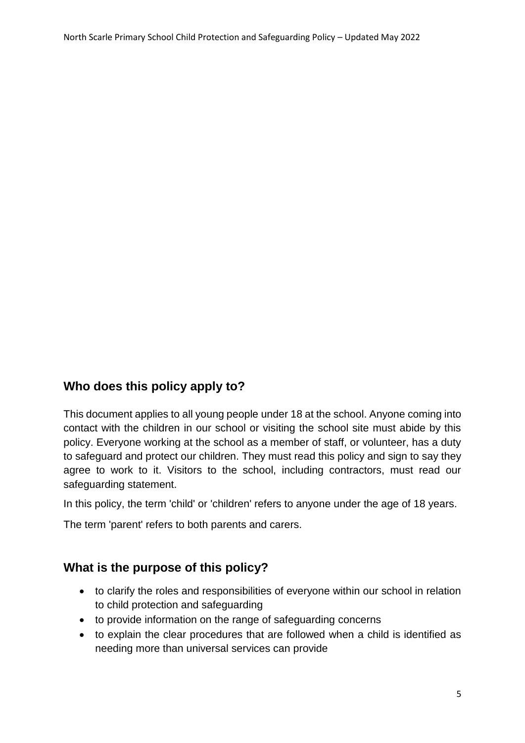## Who does this policy apply to?

This document applies to all young people under 18 at the school. Anyone coming into contact with the children in our school or visiting the school site must abide by this policy. Everyone working at the school as a member of staff, or volunteer, has a duty to safeguard and protect our children. They must read this policy and sign to say they agree to work to it. Visitors to the school, including contractors, must read our safeguarding statement.

In this policy, the term 'child' or 'children' refers to anyone under the age of 18 years.

The term 'parent' refers to both parents and carers.

## What is the purpose of this policy?

- to clarify the roles and responsibilities of everyone within our school in relation to child protection and safeguarding
- to provide information on the range of safeguarding concerns
- to explain the clear procedures that are followed when a child is identified as needing more than universal services can provide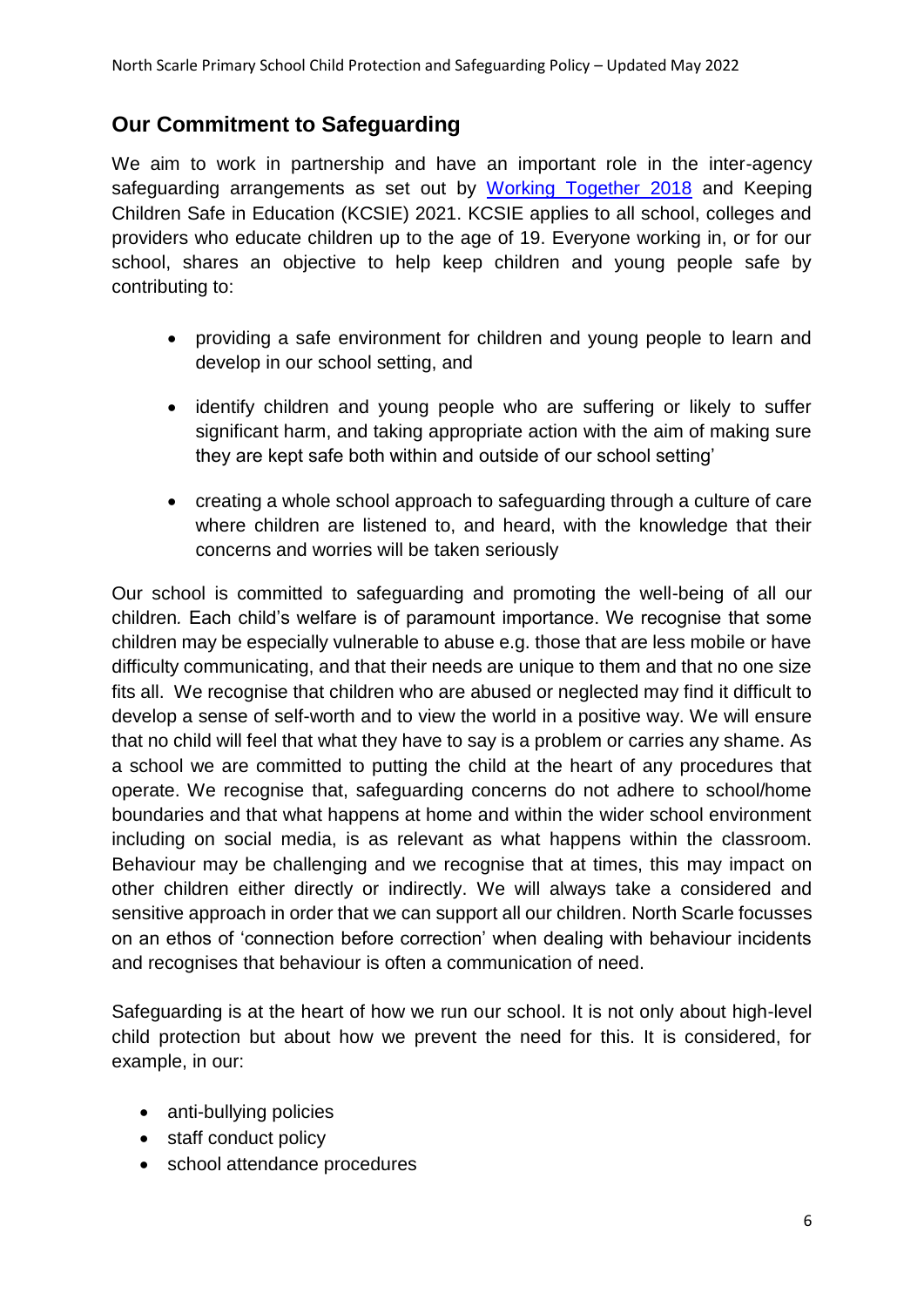## Our Commitment to Safeguarding

We aim to work in partnership and have an important role in the inter-agency safeguarding arrangements as set out by [Working Together 2018] and Keeping Children Safe in Education (KCSIE) 2021. KCSIE applies to all school, colleges and providers who educate children up to the age of 19. Everyone working in, or for our school, shares an objective to help keep children and young people safe by contributing to:

- providing a safe environment for children and young people to learn and develop in our school setting, and
- identify children and young people who are suffering or likely to suffer significant harm, and taking appropriate action with the aim of making sure they are kept safe both within and outside of our school setting'
- creating a whole school approach to safeguarding through a culture of care where children are listened to, and heard, with the knowledge that their concerns and worries will be taken seriously

Our school is committed to safeguarding and promoting the well-being of all our children. Each child's welfare is of paramount importance. We recognise that some children may be especially vulnerable to abuse e.g. those that are less mobile or have difficulty communicating, and that their needs are unique to them and that no one size fits all. We recognise that children who are abused or neglected may find it difficult to develop a sense of self-worth and to view the world in a positive way. We will ensure that no child will feel that what they have to say is a problem or carries any shame. As a school we are committed to putting the child at the heart of any procedures that operate. We recognise that, safeguarding concerns do not adhere to school/home boundaries and that what happens at home and within the wider school environment including on social media, is as relevant as what happens within the classroom. Behaviour may be challenging and we recognise that at times, this may impact on other children either directly or indirectly. We will always take a considered and sensitive approach in order that we can support all our children. North Scarle focusses on an ethos of 'connection before correction' when dealing with behaviour incidents and recognises that behaviour is often a communication of need.

Safeguarding is at the heart of how we run our school. It is not only about high-level child protection but about how we prevent the need for this. It is considered, for example, in our:

- anti-bullying policies
- staff conduct policy
- school attendance procedures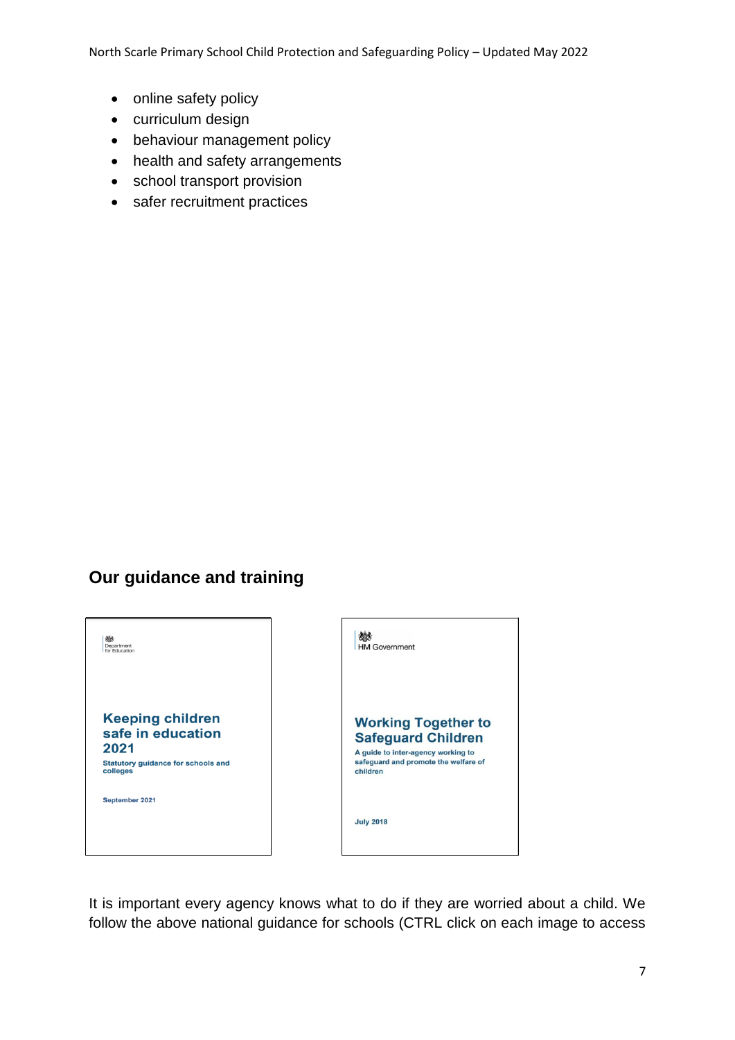- online safety policy
- curriculum design
- behaviour management policy
- health and safety arrangements
- school transport provision
- safer recruitment practices

## Our guidance and training

Department for Education

**Keeping children safe in education 2021**

**Statutory guidance for schools and colleges**

**September 2021**

HM Government

**Working Together to Safeguard Children**

**A guide to inter-agency working to safeguard and promote the welfare of children**

**July 2018**

It is important every agency knows what to do if they are worried about a child. We follow the above national guidance for schools (CTRL click on each image to access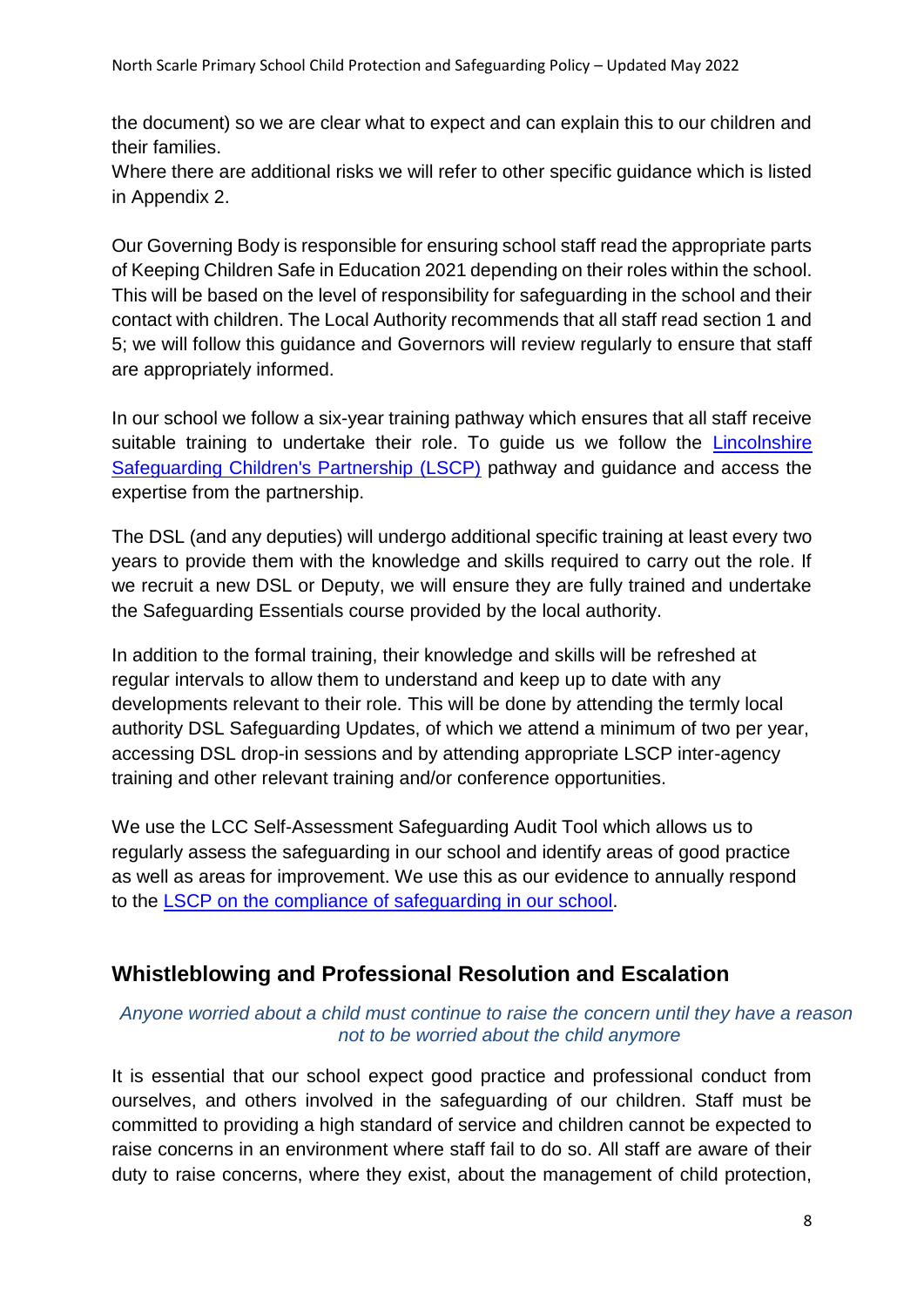the document) so we are clear what to expect and can explain this to our children and their families.
Where there are additional risks we will refer to other specific guidance which is listed in Appendix 2.

Our Governing Body is responsible for ensuring school staff read the appropriate parts of Keeping Children Safe in Education 2021 depending on their roles within the school. This will be based on the level of responsibility for safeguarding in the school and their contact with children. The Local Authority recommends that all staff read section 1 and 5; we will follow this guidance and Governors will review regularly to ensure that staff are appropriately informed.

In our school we follow a six-year training pathway which ensures that all staff receive suitable training to undertake their role. To guide us we follow the Lincolnshire Safeguarding Children's Partnership (LSCP) pathway and guidance and access the expertise from the partnership.

The DSL (and any deputies) will undergo additional specific training at least every two years to provide them with the knowledge and skills required to carry out the role. If we recruit a new DSL or Deputy, we will ensure they are fully trained and undertake the Safeguarding Essentials course provided by the local authority.

In addition to the formal training, their knowledge and skills will be refreshed at regular intervals to allow them to understand and keep up to date with any developments relevant to their role. This will be done by attending the termly local authority DSL Safeguarding Updates, of which we attend a minimum of two per year, accessing DSL drop-in sessions and by attending appropriate LSCP inter-agency training and other relevant training and/or conference opportunities.

We use the LCC Self-Assessment Safeguarding Audit Tool which allows us to regularly assess the safeguarding in our school and identify areas of good practice as well as areas for improvement. We use this as our evidence to annually respond to the LSCP on the compliance of safeguarding in our school.

## Whistleblowing and Professional Resolution and Escalation

*Anyone worried about a child must continue to raise the concern until they have a reason not to be worried about the child anymore*

It is essential that our school expect good practice and professional conduct from ourselves, and others involved in the safeguarding of our children. Staff must be committed to providing a high standard of service and children cannot be expected to raise concerns in an environment where staff fail to do so. All staff are aware of their duty to raise concerns, where they exist, about the management of child protection,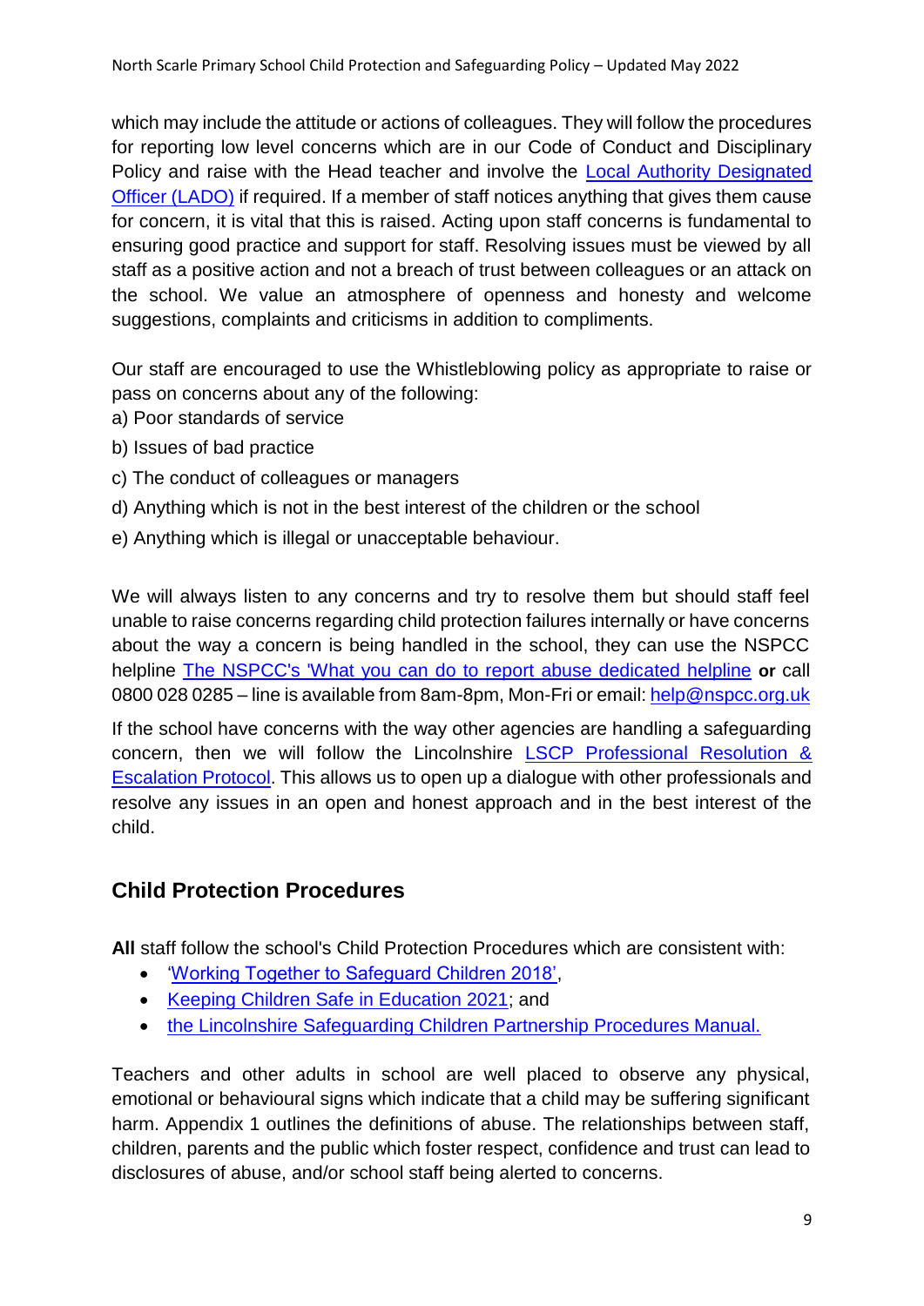which may include the attitude or actions of colleagues. They will follow the procedures for reporting low level concerns which are in our Code of Conduct and Disciplinary Policy and raise with the Head teacher and involve the Local Authority Designated Officer (LADO) if required. If a member of staff notices anything that gives them cause for concern, it is vital that this is raised. Acting upon staff concerns is fundamental to ensuring good practice and support for staff. Resolving issues must be viewed by all staff as a positive action and not a breach of trust between colleagues or an attack on the school. We value an atmosphere of openness and honesty and welcome suggestions, complaints and criticisms in addition to compliments.

Our staff are encouraged to use the Whistleblowing policy as appropriate to raise or pass on concerns about any of the following:

a) Poor standards of service

b) Issues of bad practice

c) The conduct of colleagues or managers

d) Anything which is not in the best interest of the children or the school

e) Anything which is illegal or unacceptable behaviour.

We will always listen to any concerns and try to resolve them but should staff feel unable to raise concerns regarding child protection failures internally or have concerns about the way a concern is being handled in the school, they can use the NSPCC helpline The NSPCC's 'What you can do to report abuse dedicated helpline **or** call 0800 028 0285 – line is available from 8am-8pm, Mon-Fri or email: help@nspcc.org.uk

If the school have concerns with the way other agencies are handling a safeguarding concern, then we will follow the Lincolnshire LSCP Professional Resolution & Escalation Protocol. This allows us to open up a dialogue with other professionals and resolve any issues in an open and honest approach and in the best interest of the child.

## Child Protection Procedures

**All** staff follow the school's Child Protection Procedures which are consistent with:

- 'Working Together to Safeguard Children 2018',
- Keeping Children Safe in Education 2021; and
- the Lincolnshire Safeguarding Children Partnership Procedures Manual.

Teachers and other adults in school are well placed to observe any physical, emotional or behavioural signs which indicate that a child may be suffering significant harm. Appendix 1 outlines the definitions of abuse. The relationships between staff, children, parents and the public which foster respect, confidence and trust can lead to disclosures of abuse, and/or school staff being alerted to concerns.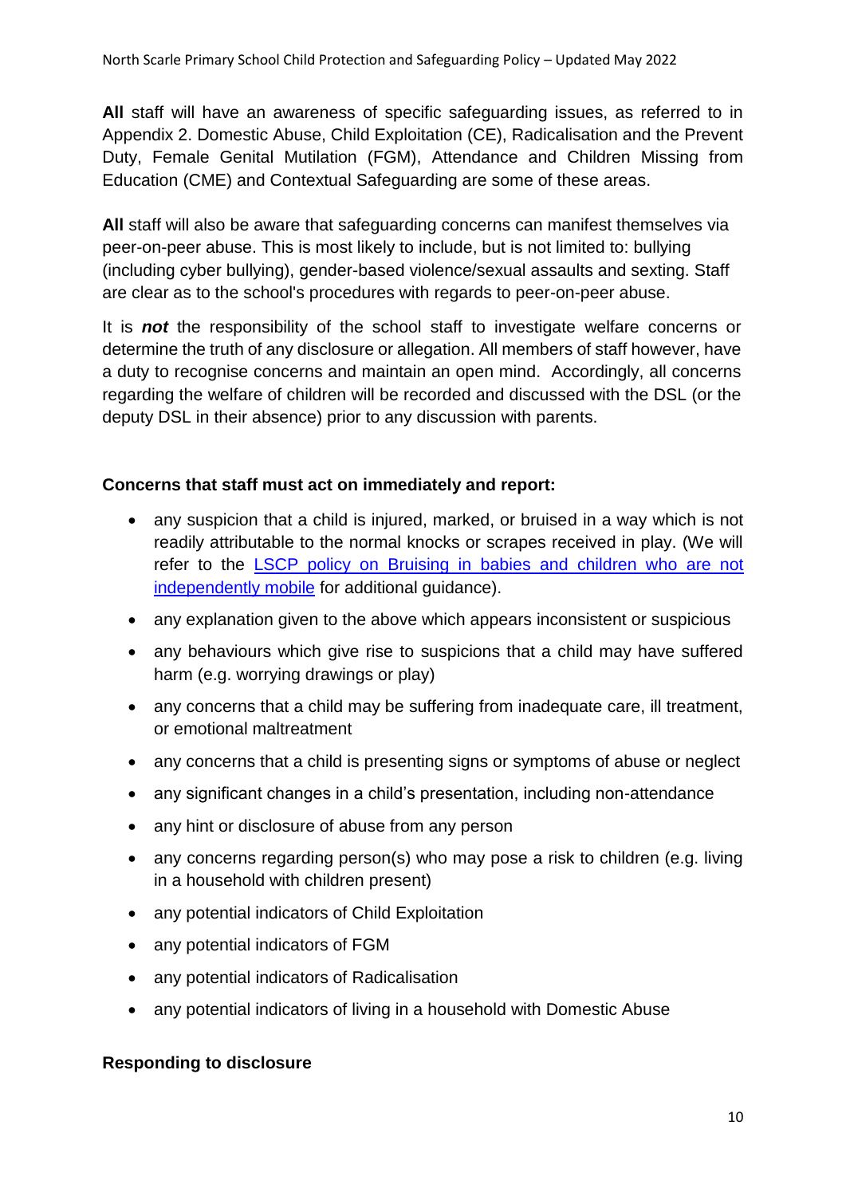**All** staff will have an awareness of specific safeguarding issues, as referred to in Appendix 2. Domestic Abuse, Child Exploitation (CE), Radicalisation and the Prevent Duty, Female Genital Mutilation (FGM), Attendance and Children Missing from Education (CME) and Contextual Safeguarding are some of these areas.

**All** staff will also be aware that safeguarding concerns can manifest themselves via peer-on-peer abuse. This is most likely to include, but is not limited to: bullying (including cyber bullying), gender-based violence/sexual assaults and sexting. Staff are clear as to the school's procedures with regards to peer-on-peer abuse.

It is ***not*** the responsibility of the school staff to investigate welfare concerns or determine the truth of any disclosure or allegation. All members of staff however, have a duty to recognise concerns and maintain an open mind. Accordingly, all concerns regarding the welfare of children will be recorded and discussed with the DSL (or the deputy DSL in their absence) prior to any discussion with parents.

**Concerns that staff must act on immediately and report:**

- any suspicion that a child is injured, marked, or bruised in a way which is not readily attributable to the normal knocks or scrapes received in play. (We will refer to the LSCP policy on Bruising in babies and children who are not independently mobile for additional guidance).
- any explanation given to the above which appears inconsistent or suspicious
- any behaviours which give rise to suspicions that a child may have suffered harm (e.g. worrying drawings or play)
- any concerns that a child may be suffering from inadequate care, ill treatment, or emotional maltreatment
- any concerns that a child is presenting signs or symptoms of abuse or neglect
- any significant changes in a child's presentation, including non-attendance
- any hint or disclosure of abuse from any person
- any concerns regarding person(s) who may pose a risk to children (e.g. living in a household with children present)
- any potential indicators of Child Exploitation
- any potential indicators of FGM
- any potential indicators of Radicalisation
- any potential indicators of living in a household with Domestic Abuse

**Responding to disclosure**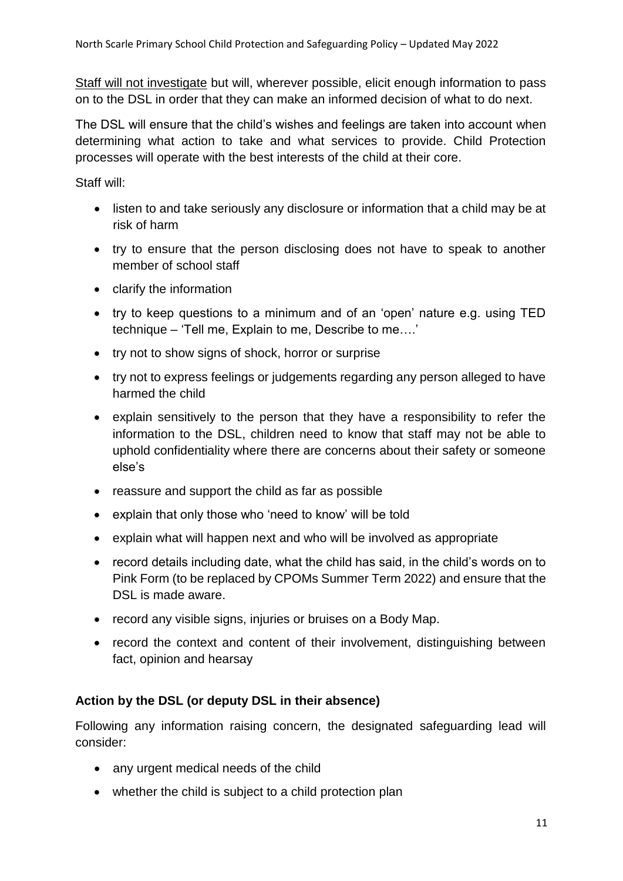Staff will not investigate but will, wherever possible, elicit enough information to pass on to the DSL in order that they can make an informed decision of what to do next.

The DSL will ensure that the child's wishes and feelings are taken into account when determining what action to take and what services to provide. Child Protection processes will operate with the best interests of the child at their core.

Staff will:

- listen to and take seriously any disclosure or information that a child may be at risk of harm
- try to ensure that the person disclosing does not have to speak to another member of school staff
- clarify the information
- try to keep questions to a minimum and of an 'open' nature e.g. using TED technique – 'Tell me, Explain to me, Describe to me….'
- try not to show signs of shock, horror or surprise
- try not to express feelings or judgements regarding any person alleged to have harmed the child
- explain sensitively to the person that they have a responsibility to refer the information to the DSL, children need to know that staff may not be able to uphold confidentiality where there are concerns about their safety or someone else's
- reassure and support the child as far as possible
- explain that only those who 'need to know' will be told
- explain what will happen next and who will be involved as appropriate
- record details including date, what the child has said, in the child's words on to Pink Form (to be replaced by CPOMs Summer Term 2022) and ensure that the DSL is made aware.
- record any visible signs, injuries or bruises on a Body Map.
- record the context and content of their involvement, distinguishing between fact, opinion and hearsay

**Action by the DSL (or deputy DSL in their absence)**

Following any information raising concern, the designated safeguarding lead will consider:

- any urgent medical needs of the child
- whether the child is subject to a child protection plan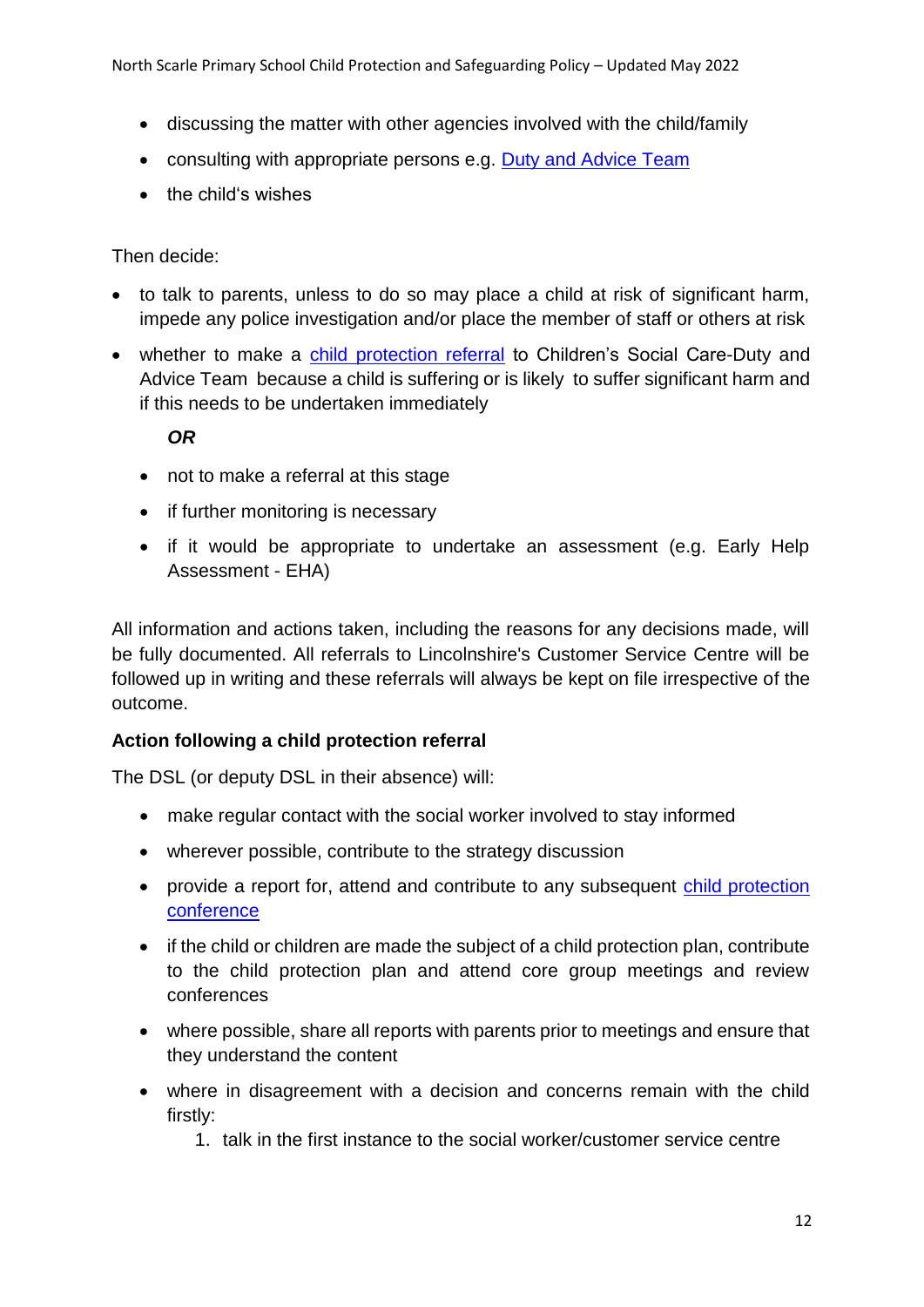- discussing the matter with other agencies involved with the child/family
- consulting with appropriate persons e.g. Duty and Advice Team
- the child's wishes

Then decide:

- to talk to parents, unless to do so may place a child at risk of significant harm, impede any police investigation and/or place the member of staff or others at risk
- whether to make a child protection referral to Children's Social Care-Duty and Advice Team because a child is suffering or is likely to suffer significant harm and if this needs to be undertaken immediately

  ***OR***

  - not to make a referral at this stage
  - if further monitoring is necessary
  - if it would be appropriate to undertake an assessment (e.g. Early Help Assessment - EHA)

All information and actions taken, including the reasons for any decisions made, will be fully documented. All referrals to Lincolnshire's Customer Service Centre will be followed up in writing and these referrals will always be kept on file irrespective of the outcome.

**Action following a child protection referral**

The DSL (or deputy DSL in their absence) will:

- make regular contact with the social worker involved to stay informed
- wherever possible, contribute to the strategy discussion
- provide a report for, attend and contribute to any subsequent child protection conference
- if the child or children are made the subject of a child protection plan, contribute to the child protection plan and attend core group meetings and review conferences
- where possible, share all reports with parents prior to meetings and ensure that they understand the content
- where in disagreement with a decision and concerns remain with the child firstly:
  1. talk in the first instance to the social worker/customer service centre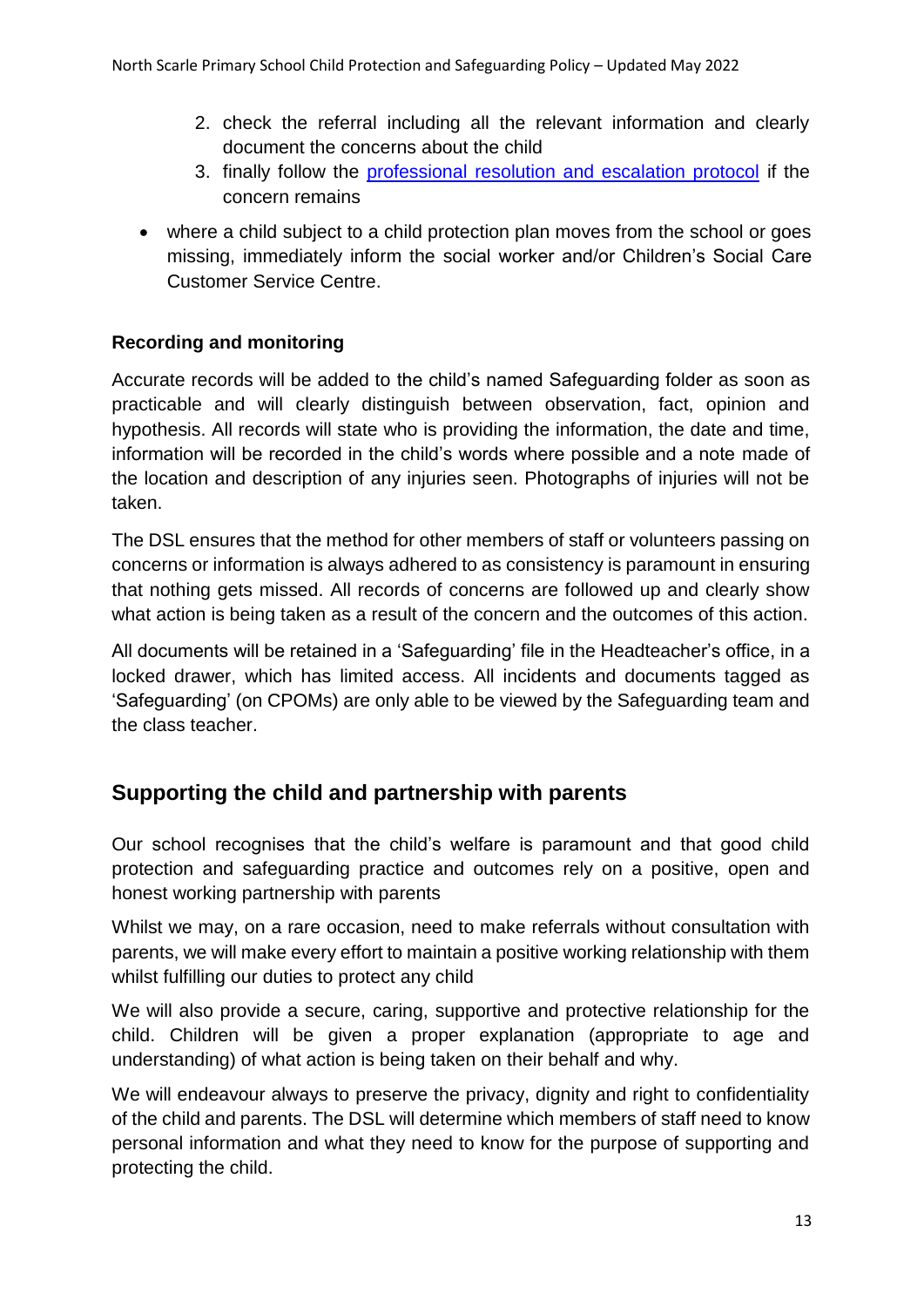2. check the referral including all the relevant information and clearly document the concerns about the child
3. finally follow the [professional resolution and escalation protocol](#) if the concern remains

- where a child subject to a child protection plan moves from the school or goes missing, immediately inform the social worker and/or Children's Social Care Customer Service Centre.

**Recording and monitoring**

Accurate records will be added to the child's named Safeguarding folder as soon as practicable and will clearly distinguish between observation, fact, opinion and hypothesis. All records will state who is providing the information, the date and time, information will be recorded in the child's words where possible and a note made of the location and description of any injuries seen. Photographs of injuries will not be taken.

The DSL ensures that the method for other members of staff or volunteers passing on concerns or information is always adhered to as consistency is paramount in ensuring that nothing gets missed. All records of concerns are followed up and clearly show what action is being taken as a result of the concern and the outcomes of this action.

All documents will be retained in a 'Safeguarding' file in the Headteacher's office, in a locked drawer, which has limited access. All incidents and documents tagged as 'Safeguarding' (on CPOMs) are only able to be viewed by the Safeguarding team and the class teacher.

## Supporting the child and partnership with parents

Our school recognises that the child's welfare is paramount and that good child protection and safeguarding practice and outcomes rely on a positive, open and honest working partnership with parents

Whilst we may, on a rare occasion, need to make referrals without consultation with parents, we will make every effort to maintain a positive working relationship with them whilst fulfilling our duties to protect any child

We will also provide a secure, caring, supportive and protective relationship for the child. Children will be given a proper explanation (appropriate to age and understanding) of what action is being taken on their behalf and why.

We will endeavour always to preserve the privacy, dignity and right to confidentiality of the child and parents. The DSL will determine which members of staff need to know personal information and what they need to know for the purpose of supporting and protecting the child.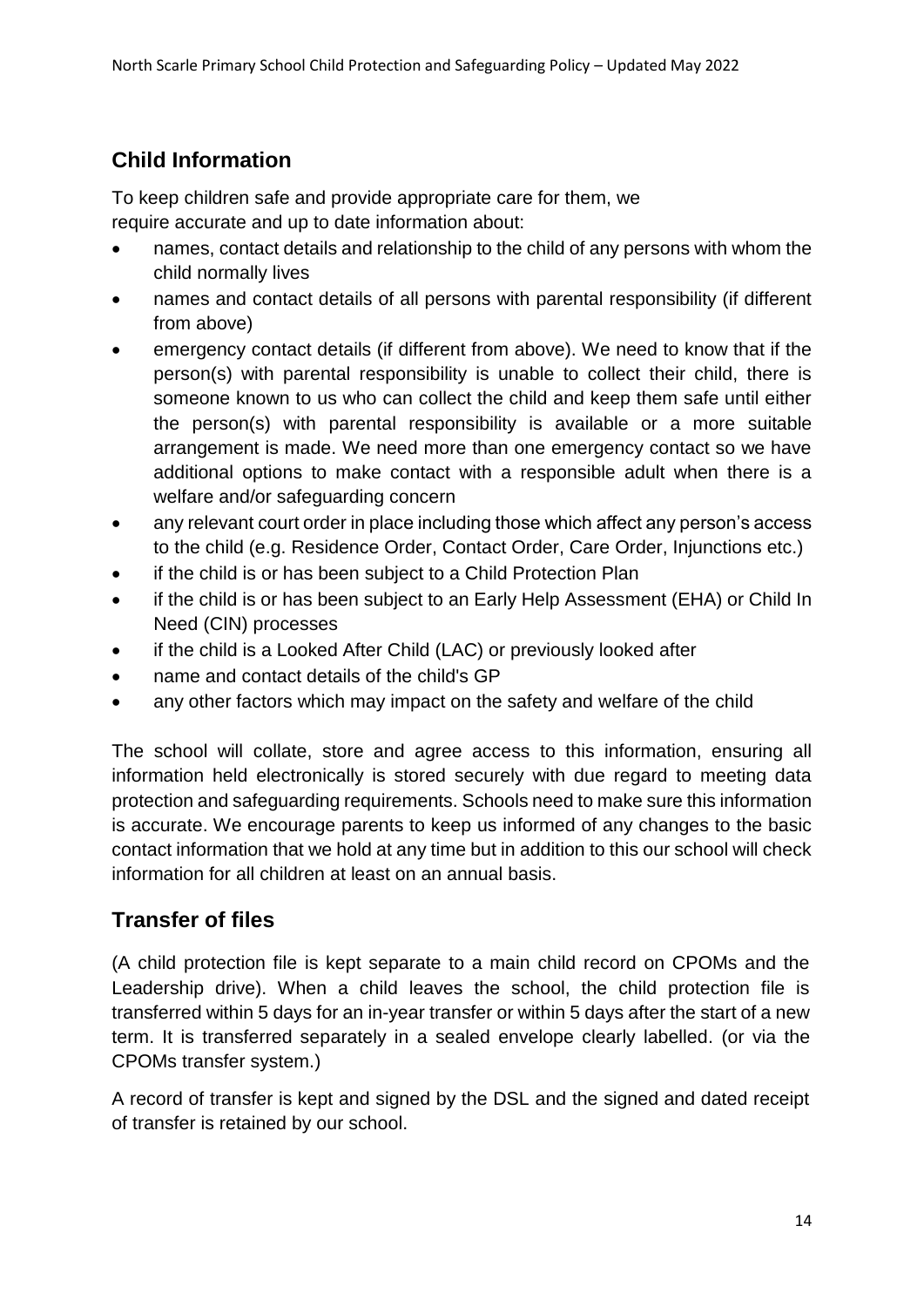## Child Information

To keep children safe and provide appropriate care for them, we require accurate and up to date information about:

- names, contact details and relationship to the child of any persons with whom the child normally lives
- names and contact details of all persons with parental responsibility (if different from above)
- emergency contact details (if different from above). We need to know that if the person(s) with parental responsibility is unable to collect their child, there is someone known to us who can collect the child and keep them safe until either the person(s) with parental responsibility is available or a more suitable arrangement is made. We need more than one emergency contact so we have additional options to make contact with a responsible adult when there is a welfare and/or safeguarding concern
- any relevant court order in place including those which affect any person's access to the child (e.g. Residence Order, Contact Order, Care Order, Injunctions etc.)
- if the child is or has been subject to a Child Protection Plan
- if the child is or has been subject to an Early Help Assessment (EHA) or Child In Need (CIN) processes
- if the child is a Looked After Child (LAC) or previously looked after
- name and contact details of the child's GP
- any other factors which may impact on the safety and welfare of the child

The school will collate, store and agree access to this information, ensuring all information held electronically is stored securely with due regard to meeting data protection and safeguarding requirements. Schools need to make sure this information is accurate. We encourage parents to keep us informed of any changes to the basic contact information that we hold at any time but in addition to this our school will check information for all children at least on an annual basis.

## Transfer of files

(A child protection file is kept separate to a main child record on CPOMs and the Leadership drive). When a child leaves the school, the child protection file is transferred within 5 days for an in-year transfer or within 5 days after the start of a new term. It is transferred separately in a sealed envelope clearly labelled. (or via the CPOMs transfer system.)

A record of transfer is kept and signed by the DSL and the signed and dated receipt of transfer is retained by our school.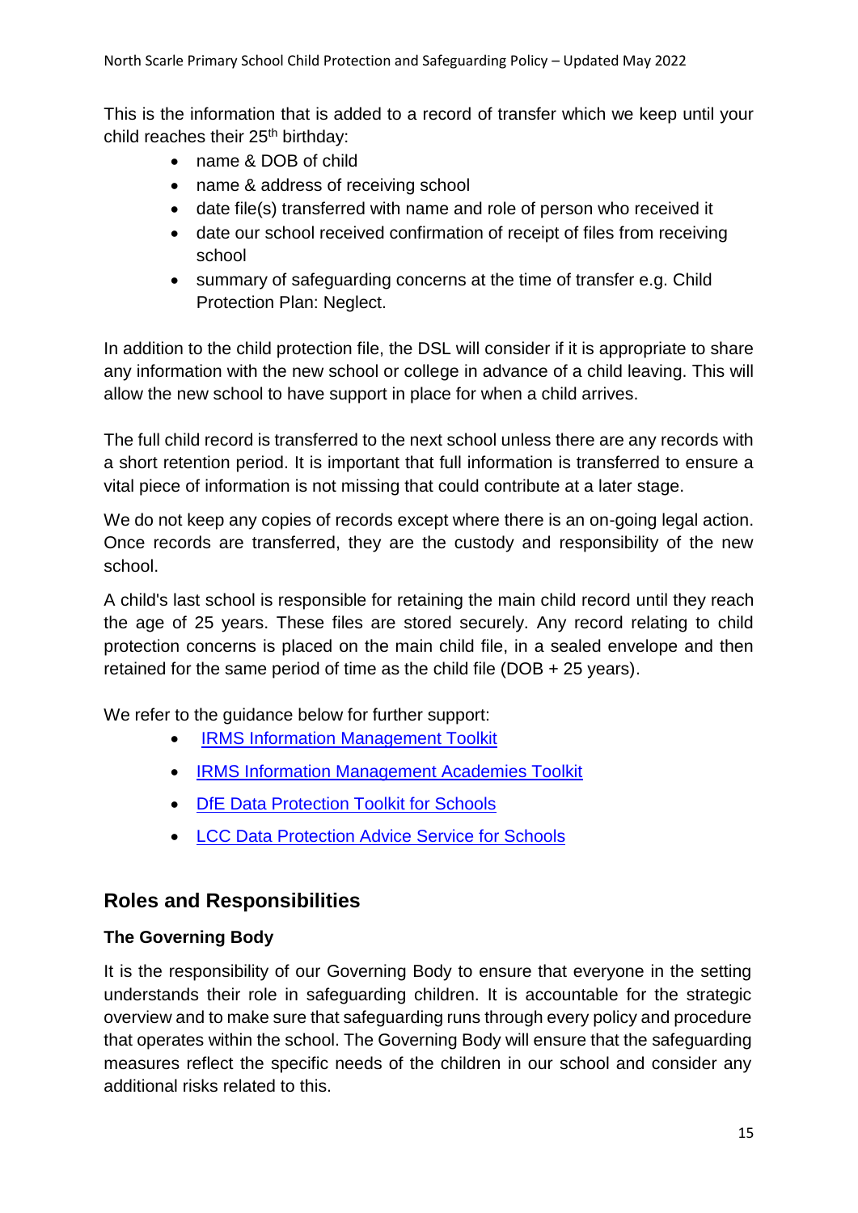This is the information that is added to a record of transfer which we keep until your child reaches their 25th birthday:

- name & DOB of child
- name & address of receiving school
- date file(s) transferred with name and role of person who received it
- date our school received confirmation of receipt of files from receiving school
- summary of safeguarding concerns at the time of transfer e.g. Child Protection Plan: Neglect.

In addition to the child protection file, the DSL will consider if it is appropriate to share any information with the new school or college in advance of a child leaving. This will allow the new school to have support in place for when a child arrives.

The full child record is transferred to the next school unless there are any records with a short retention period. It is important that full information is transferred to ensure a vital piece of information is not missing that could contribute at a later stage.

We do not keep any copies of records except where there is an on-going legal action. Once records are transferred, they are the custody and responsibility of the new school.

A child's last school is responsible for retaining the main child record until they reach the age of 25 years. These files are stored securely. Any record relating to child protection concerns is placed on the main child file, in a sealed envelope and then retained for the same period of time as the child file (DOB + 25 years).

We refer to the guidance below for further support:

- IRMS Information Management Toolkit
- IRMS Information Management Academies Toolkit
- DfE Data Protection Toolkit for Schools
- LCC Data Protection Advice Service for Schools

## Roles and Responsibilities

### The Governing Body

It is the responsibility of our Governing Body to ensure that everyone in the setting understands their role in safeguarding children. It is accountable for the strategic overview and to make sure that safeguarding runs through every policy and procedure that operates within the school. The Governing Body will ensure that the safeguarding measures reflect the specific needs of the children in our school and consider any additional risks related to this.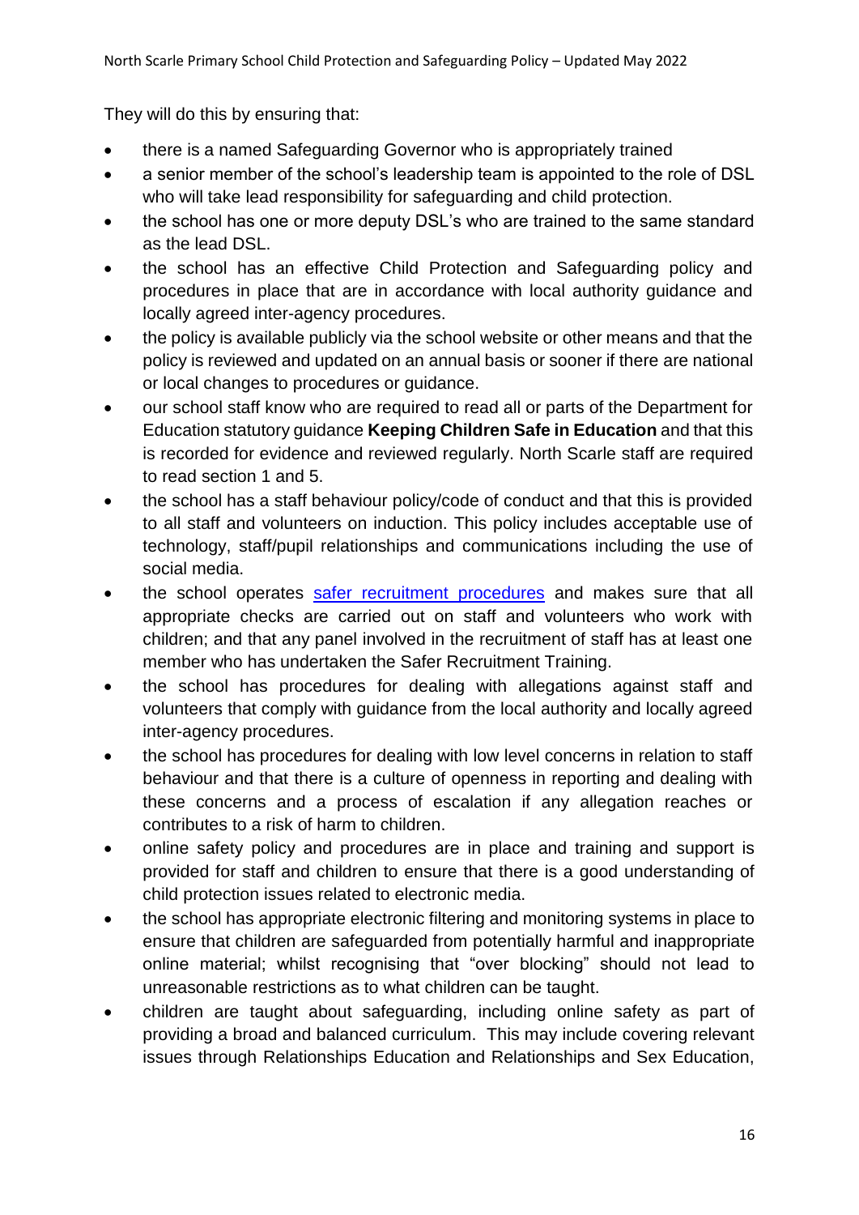They will do this by ensuring that:

- there is a named Safeguarding Governor who is appropriately trained
- a senior member of the school's leadership team is appointed to the role of DSL who will take lead responsibility for safeguarding and child protection.
- the school has one or more deputy DSL's who are trained to the same standard as the lead DSL.
- the school has an effective Child Protection and Safeguarding policy and procedures in place that are in accordance with local authority guidance and locally agreed inter-agency procedures.
- the policy is available publicly via the school website or other means and that the policy is reviewed and updated on an annual basis or sooner if there are national or local changes to procedures or guidance.
- our school staff know who are required to read all or parts of the Department for Education statutory guidance **Keeping Children Safe in Education** and that this is recorded for evidence and reviewed regularly. North Scarle staff are required to read section 1 and 5.
- the school has a staff behaviour policy/code of conduct and that this is provided to all staff and volunteers on induction. This policy includes acceptable use of technology, staff/pupil relationships and communications including the use of social media.
- the school operates safer recruitment procedures and makes sure that all appropriate checks are carried out on staff and volunteers who work with children; and that any panel involved in the recruitment of staff has at least one member who has undertaken the Safer Recruitment Training.
- the school has procedures for dealing with allegations against staff and volunteers that comply with guidance from the local authority and locally agreed inter-agency procedures.
- the school has procedures for dealing with low level concerns in relation to staff behaviour and that there is a culture of openness in reporting and dealing with these concerns and a process of escalation if any allegation reaches or contributes to a risk of harm to children.
- online safety policy and procedures are in place and training and support is provided for staff and children to ensure that there is a good understanding of child protection issues related to electronic media.
- the school has appropriate electronic filtering and monitoring systems in place to ensure that children are safeguarded from potentially harmful and inappropriate online material; whilst recognising that "over blocking" should not lead to unreasonable restrictions as to what children can be taught.
- children are taught about safeguarding, including online safety as part of providing a broad and balanced curriculum. This may include covering relevant issues through Relationships Education and Relationships and Sex Education,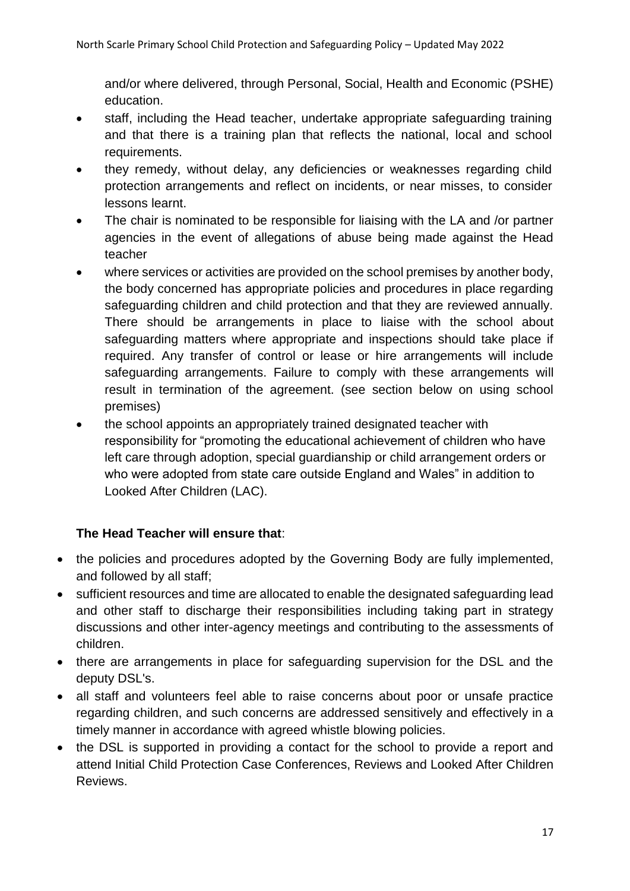and/or where delivered, through Personal, Social, Health and Economic (PSHE) education.

- staff, including the Head teacher, undertake appropriate safeguarding training and that there is a training plan that reflects the national, local and school requirements.
- they remedy, without delay, any deficiencies or weaknesses regarding child protection arrangements and reflect on incidents, or near misses, to consider lessons learnt.
- The chair is nominated to be responsible for liaising with the LA and /or partner agencies in the event of allegations of abuse being made against the Head teacher
- where services or activities are provided on the school premises by another body, the body concerned has appropriate policies and procedures in place regarding safeguarding children and child protection and that they are reviewed annually. There should be arrangements in place to liaise with the school about safeguarding matters where appropriate and inspections should take place if required. Any transfer of control or lease or hire arrangements will include safeguarding arrangements. Failure to comply with these arrangements will result in termination of the agreement. (see section below on using school premises)
- the school appoints an appropriately trained designated teacher with responsibility for "promoting the educational achievement of children who have left care through adoption, special guardianship or child arrangement orders or who were adopted from state care outside England and Wales" in addition to Looked After Children (LAC).

**The Head Teacher will ensure that**:

- the policies and procedures adopted by the Governing Body are fully implemented, and followed by all staff;
- sufficient resources and time are allocated to enable the designated safeguarding lead and other staff to discharge their responsibilities including taking part in strategy discussions and other inter-agency meetings and contributing to the assessments of children.
- there are arrangements in place for safeguarding supervision for the DSL and the deputy DSL's.
- all staff and volunteers feel able to raise concerns about poor or unsafe practice regarding children, and such concerns are addressed sensitively and effectively in a timely manner in accordance with agreed whistle blowing policies.
- the DSL is supported in providing a contact for the school to provide a report and attend Initial Child Protection Case Conferences, Reviews and Looked After Children Reviews.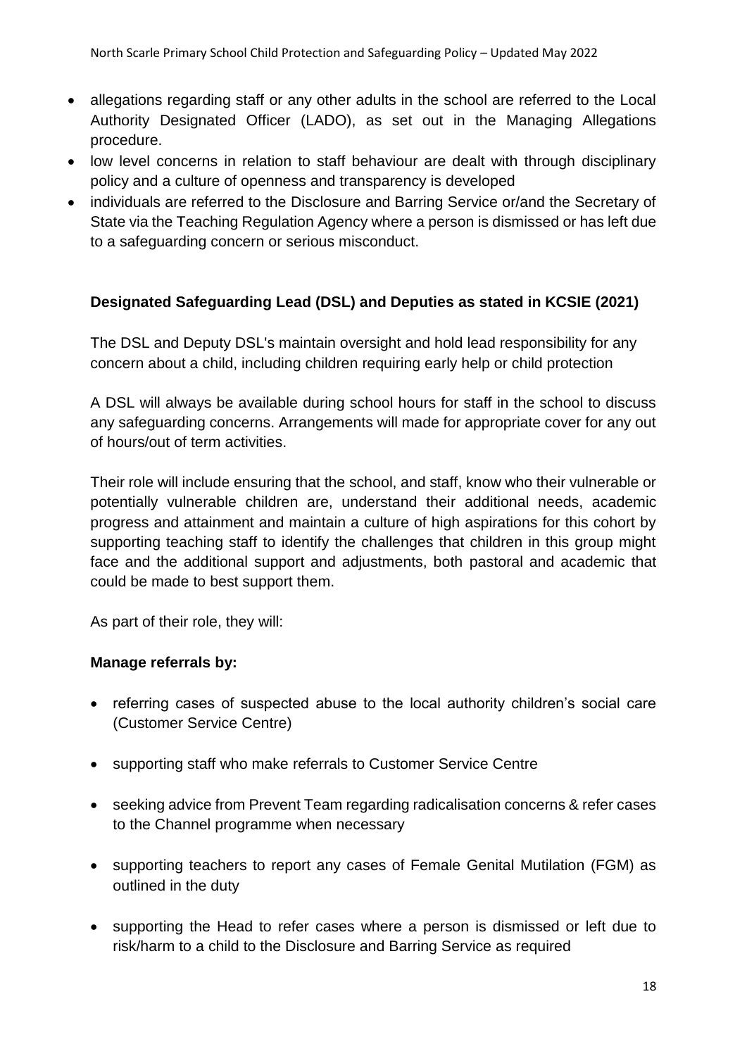- allegations regarding staff or any other adults in the school are referred to the Local Authority Designated Officer (LADO), as set out in the Managing Allegations procedure.
- low level concerns in relation to staff behaviour are dealt with through disciplinary policy and a culture of openness and transparency is developed
- individuals are referred to the Disclosure and Barring Service or/and the Secretary of State via the Teaching Regulation Agency where a person is dismissed or has left due to a safeguarding concern or serious misconduct.

**Designated Safeguarding Lead (DSL) and Deputies as stated in KCSIE (2021)**

The DSL and Deputy DSL's maintain oversight and hold lead responsibility for any concern about a child, including children requiring early help or child protection

A DSL will always be available during school hours for staff in the school to discuss any safeguarding concerns. Arrangements will made for appropriate cover for any out of hours/out of term activities.

Their role will include ensuring that the school, and staff, know who their vulnerable or potentially vulnerable children are, understand their additional needs, academic progress and attainment and maintain a culture of high aspirations for this cohort by supporting teaching staff to identify the challenges that children in this group might face and the additional support and adjustments, both pastoral and academic that could be made to best support them.

As part of their role, they will:

**Manage referrals by:**

- referring cases of suspected abuse to the local authority children's social care (Customer Service Centre)
- supporting staff who make referrals to Customer Service Centre
- seeking advice from Prevent Team regarding radicalisation concerns & refer cases to the Channel programme when necessary
- supporting teachers to report any cases of Female Genital Mutilation (FGM) as outlined in the duty
- supporting the Head to refer cases where a person is dismissed or left due to risk/harm to a child to the Disclosure and Barring Service as required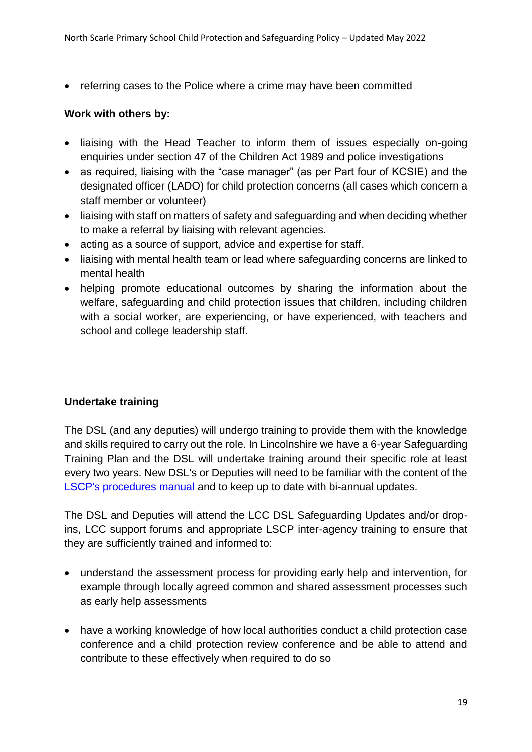- referring cases to the Police where a crime may have been committed

**Work with others by:**

- liaising with the Head Teacher to inform them of issues especially on-going enquiries under section 47 of the Children Act 1989 and police investigations
- as required, liaising with the "case manager" (as per Part four of KCSIE) and the designated officer (LADO) for child protection concerns (all cases which concern a staff member or volunteer)
- liaising with staff on matters of safety and safeguarding and when deciding whether to make a referral by liaising with relevant agencies.
- acting as a source of support, advice and expertise for staff.
- liaising with mental health team or lead where safeguarding concerns are linked to mental health
- helping promote educational outcomes by sharing the information about the welfare, safeguarding and child protection issues that children, including children with a social worker, are experiencing, or have experienced, with teachers and school and college leadership staff.

**Undertake training**

The DSL (and any deputies) will undergo training to provide them with the knowledge and skills required to carry out the role. In Lincolnshire we have a 6-year Safeguarding Training Plan and the DSL will undertake training around their specific role at least every two years. New DSL's or Deputies will need to be familiar with the content of the LSCP's procedures manual and to keep up to date with bi-annual updates.

The DSL and Deputies will attend the LCC DSL Safeguarding Updates and/or drop-ins, LCC support forums and appropriate LSCP inter-agency training to ensure that they are sufficiently trained and informed to:

- understand the assessment process for providing early help and intervention, for example through locally agreed common and shared assessment processes such as early help assessments
- have a working knowledge of how local authorities conduct a child protection case conference and a child protection review conference and be able to attend and contribute to these effectively when required to do so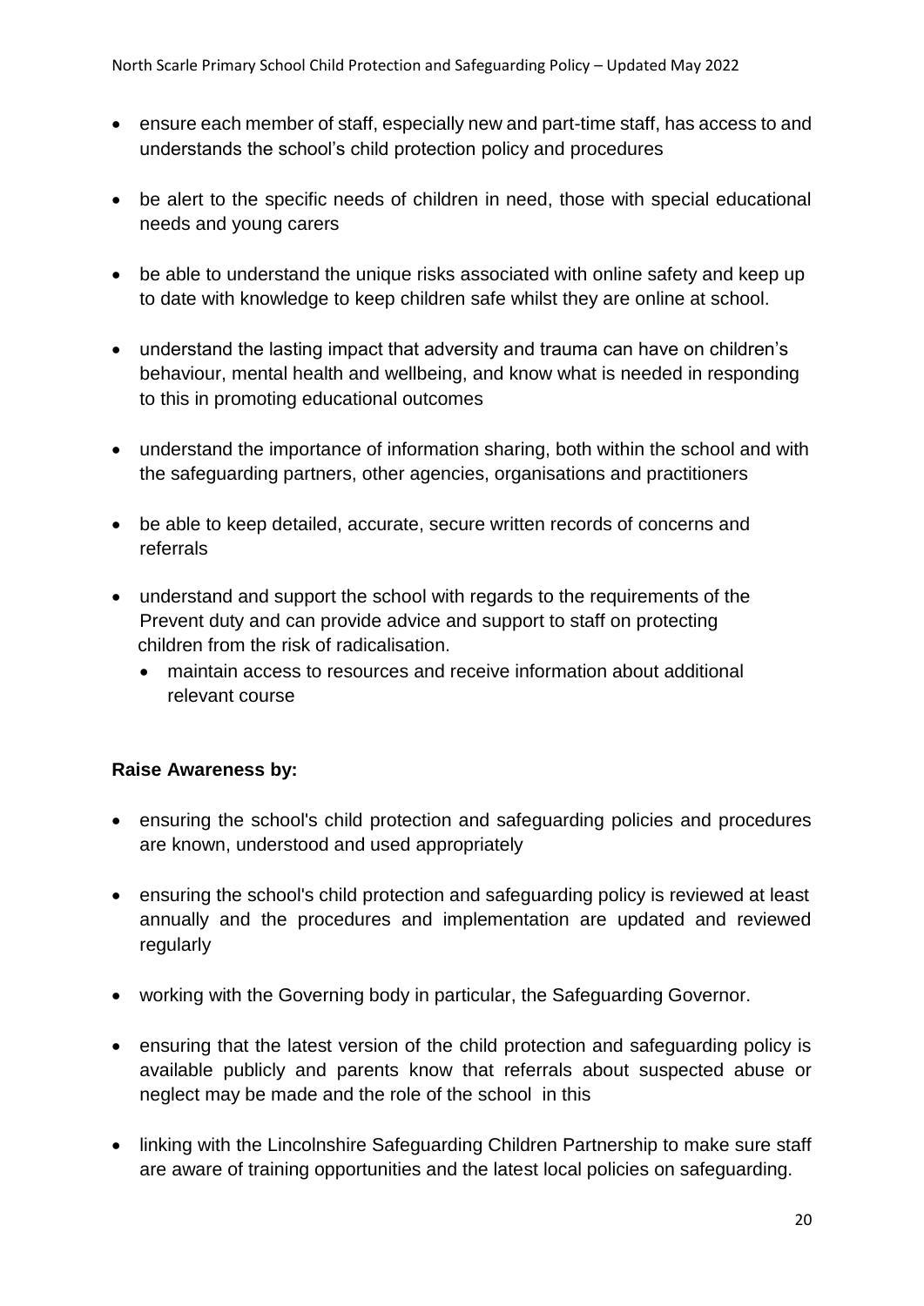- ensure each member of staff, especially new and part-time staff, has access to and understands the school's child protection policy and procedures
- be alert to the specific needs of children in need, those with special educational needs and young carers
- be able to understand the unique risks associated with online safety and keep up to date with knowledge to keep children safe whilst they are online at school.
- understand the lasting impact that adversity and trauma can have on children's behaviour, mental health and wellbeing, and know what is needed in responding to this in promoting educational outcomes
- understand the importance of information sharing, both within the school and with the safeguarding partners, other agencies, organisations and practitioners
- be able to keep detailed, accurate, secure written records of concerns and referrals
- understand and support the school with regards to the requirements of the Prevent duty and can provide advice and support to staff on protecting children from the risk of radicalisation.
  - maintain access to resources and receive information about additional relevant course

**Raise Awareness by:**

- ensuring the school's child protection and safeguarding policies and procedures are known, understood and used appropriately
- ensuring the school's child protection and safeguarding policy is reviewed at least annually and the procedures and implementation are updated and reviewed regularly
- working with the Governing body in particular, the Safeguarding Governor.
- ensuring that the latest version of the child protection and safeguarding policy is available publicly and parents know that referrals about suspected abuse or neglect may be made and the role of the school in this
- linking with the Lincolnshire Safeguarding Children Partnership to make sure staff are aware of training opportunities and the latest local policies on safeguarding.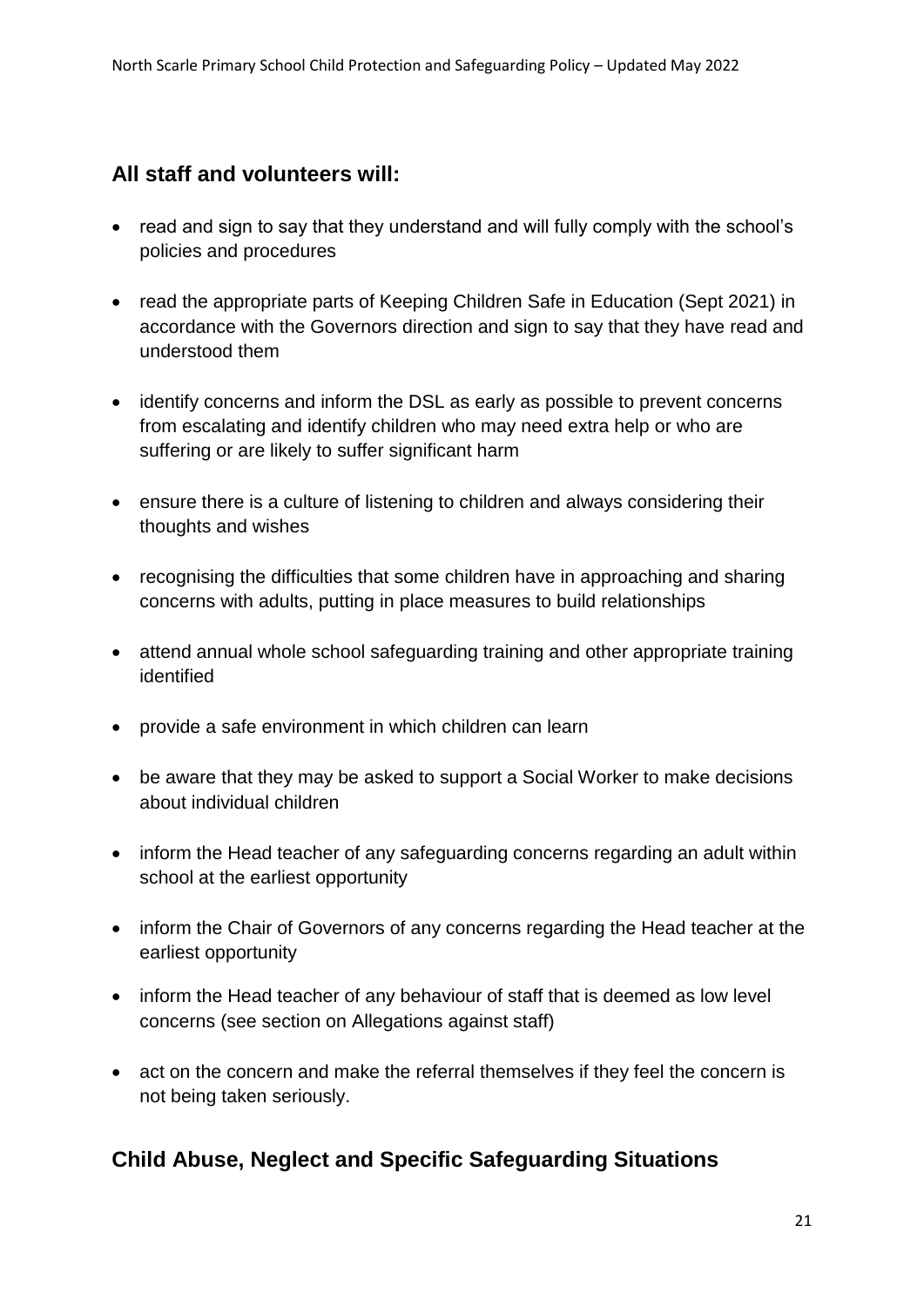## All staff and volunteers will:

- read and sign to say that they understand and will fully comply with the school's policies and procedures
- read the appropriate parts of Keeping Children Safe in Education (Sept 2021) in accordance with the Governors direction and sign to say that they have read and understood them
- identify concerns and inform the DSL as early as possible to prevent concerns from escalating and identify children who may need extra help or who are suffering or are likely to suffer significant harm
- ensure there is a culture of listening to children and always considering their thoughts and wishes
- recognising the difficulties that some children have in approaching and sharing concerns with adults, putting in place measures to build relationships
- attend annual whole school safeguarding training and other appropriate training identified
- provide a safe environment in which children can learn
- be aware that they may be asked to support a Social Worker to make decisions about individual children
- inform the Head teacher of any safeguarding concerns regarding an adult within school at the earliest opportunity
- inform the Chair of Governors of any concerns regarding the Head teacher at the earliest opportunity
- inform the Head teacher of any behaviour of staff that is deemed as low level concerns (see section on Allegations against staff)
- act on the concern and make the referral themselves if they feel the concern is not being taken seriously.

## Child Abuse, Neglect and Specific Safeguarding Situations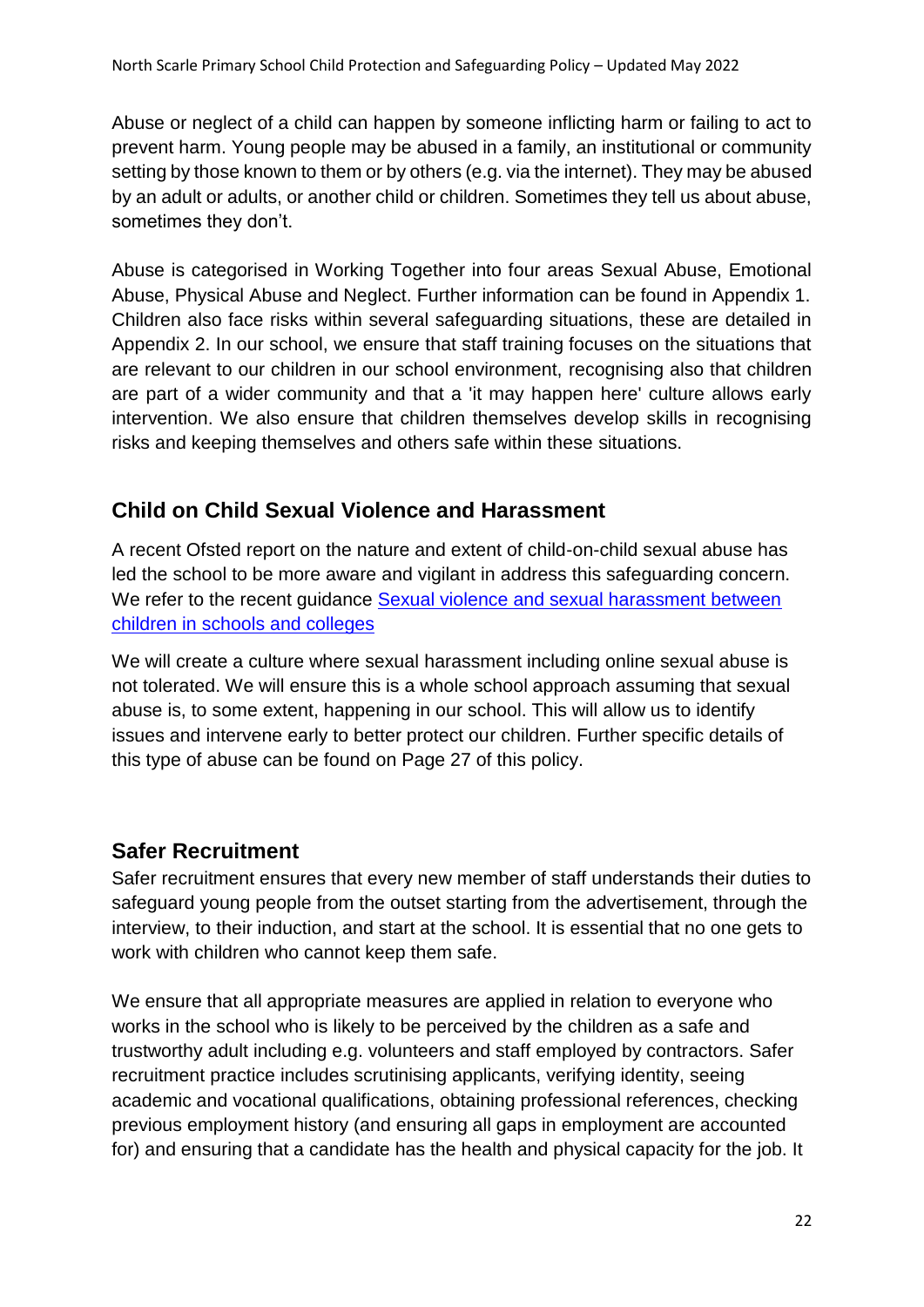Abuse or neglect of a child can happen by someone inflicting harm or failing to act to prevent harm. Young people may be abused in a family, an institutional or community setting by those known to them or by others (e.g. via the internet). They may be abused by an adult or adults, or another child or children. Sometimes they tell us about abuse, sometimes they don't.

Abuse is categorised in Working Together into four areas Sexual Abuse, Emotional Abuse, Physical Abuse and Neglect. Further information can be found in Appendix 1. Children also face risks within several safeguarding situations, these are detailed in Appendix 2. In our school, we ensure that staff training focuses on the situations that are relevant to our children in our school environment, recognising also that children are part of a wider community and that a 'it may happen here' culture allows early intervention. We also ensure that children themselves develop skills in recognising risks and keeping themselves and others safe within these situations.

## Child on Child Sexual Violence and Harassment

A recent Ofsted report on the nature and extent of child-on-child sexual abuse has led the school to be more aware and vigilant in address this safeguarding concern. We refer to the recent guidance [Sexual violence and sexual harassment between children in schools and colleges]()

We will create a culture where sexual harassment including online sexual abuse is not tolerated. We will ensure this is a whole school approach assuming that sexual abuse is, to some extent, happening in our school. This will allow us to identify issues and intervene early to better protect our children. Further specific details of this type of abuse can be found on Page 27 of this policy.

## Safer Recruitment

Safer recruitment ensures that every new member of staff understands their duties to safeguard young people from the outset starting from the advertisement, through the interview, to their induction, and start at the school. It is essential that no one gets to work with children who cannot keep them safe.

We ensure that all appropriate measures are applied in relation to everyone who works in the school who is likely to be perceived by the children as a safe and trustworthy adult including e.g. volunteers and staff employed by contractors. Safer recruitment practice includes scrutinising applicants, verifying identity, seeing academic and vocational qualifications, obtaining professional references, checking previous employment history (and ensuring all gaps in employment are accounted for) and ensuring that a candidate has the health and physical capacity for the job. It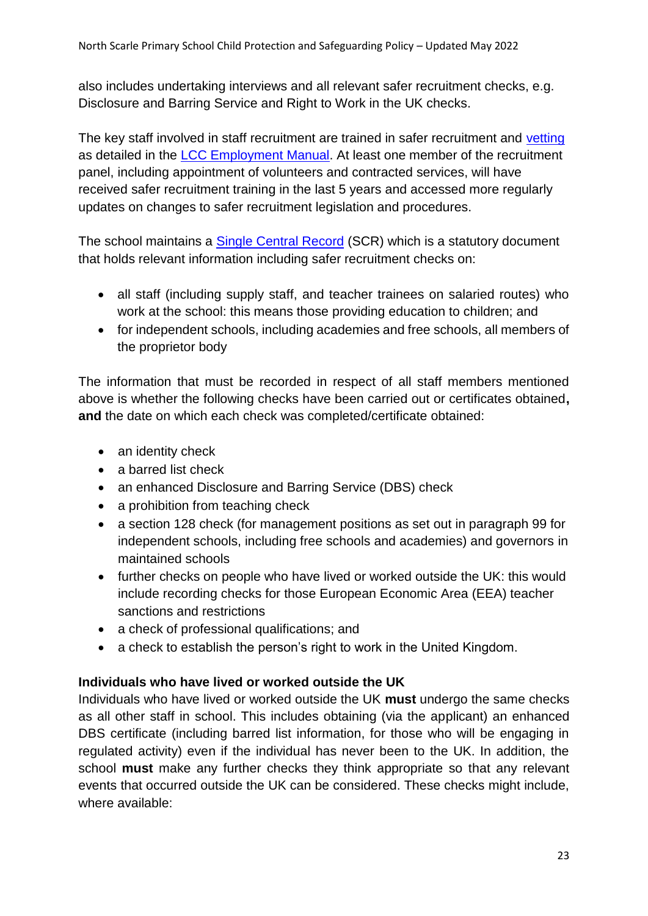also includes undertaking interviews and all relevant safer recruitment checks, e.g. Disclosure and Barring Service and Right to Work in the UK checks.

The key staff involved in staff recruitment are trained in safer recruitment and [vetting](#) as detailed in the [LCC Employment Manual](#). At least one member of the recruitment panel, including appointment of volunteers and contracted services, will have received safer recruitment training in the last 5 years and accessed more regularly updates on changes to safer recruitment legislation and procedures.

The school maintains a [Single Central Record](#) (SCR) which is a statutory document that holds relevant information including safer recruitment checks on:

- all staff (including supply staff, and teacher trainees on salaried routes) who work at the school: this means those providing education to children; and
- for independent schools, including academies and free schools, all members of the proprietor body

The information that must be recorded in respect of all staff members mentioned above is whether the following checks have been carried out or certificates obtained**, and** the date on which each check was completed/certificate obtained:

- an identity check
- a barred list check
- an enhanced Disclosure and Barring Service (DBS) check
- a prohibition from teaching check
- a section 128 check (for management positions as set out in paragraph 99 for independent schools, including free schools and academies) and governors in maintained schools
- further checks on people who have lived or worked outside the UK: this would include recording checks for those European Economic Area (EEA) teacher sanctions and restrictions
- a check of professional qualifications; and
- a check to establish the person's right to work in the United Kingdom.

**Individuals who have lived or worked outside the UK**

Individuals who have lived or worked outside the UK **must** undergo the same checks as all other staff in school. This includes obtaining (via the applicant) an enhanced DBS certificate (including barred list information, for those who will be engaging in regulated activity) even if the individual has never been to the UK. In addition, the school **must** make any further checks they think appropriate so that any relevant events that occurred outside the UK can be considered. These checks might include, where available: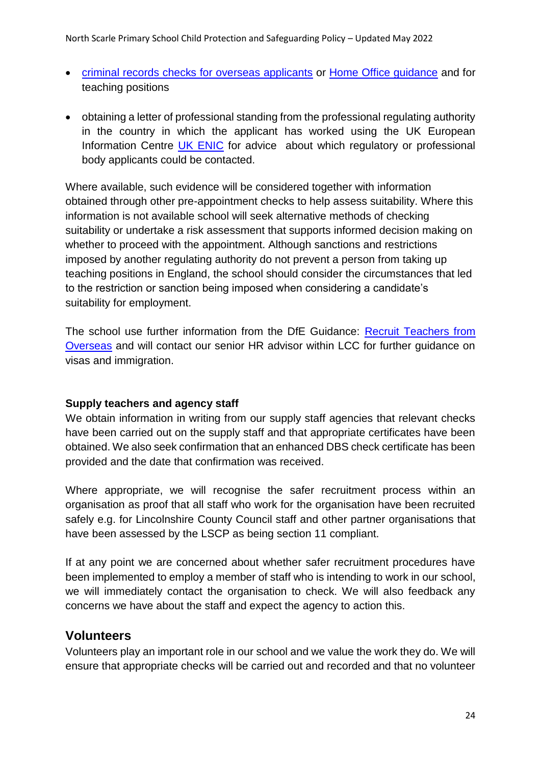- criminal records checks for overseas applicants or Home Office guidance and for teaching positions
- obtaining a letter of professional standing from the professional regulating authority in the country in which the applicant has worked using the UK European Information Centre UK ENIC for advice about which regulatory or professional body applicants could be contacted.

Where available, such evidence will be considered together with information obtained through other pre-appointment checks to help assess suitability. Where this information is not available school will seek alternative methods of checking suitability or undertake a risk assessment that supports informed decision making on whether to proceed with the appointment. Although sanctions and restrictions imposed by another regulating authority do not prevent a person from taking up teaching positions in England, the school should consider the circumstances that led to the restriction or sanction being imposed when considering a candidate's suitability for employment.

The school use further information from the DfE Guidance: Recruit Teachers from Overseas and will contact our senior HR advisor within LCC for further guidance on visas and immigration.

**Supply teachers and agency staff**

We obtain information in writing from our supply staff agencies that relevant checks have been carried out on the supply staff and that appropriate certificates have been obtained. We also seek confirmation that an enhanced DBS check certificate has been provided and the date that confirmation was received.

Where appropriate, we will recognise the safer recruitment process within an organisation as proof that all staff who work for the organisation have been recruited safely e.g. for Lincolnshire County Council staff and other partner organisations that have been assessed by the LSCP as being section 11 compliant.

If at any point we are concerned about whether safer recruitment procedures have been implemented to employ a member of staff who is intending to work in our school, we will immediately contact the organisation to check. We will also feedback any concerns we have about the staff and expect the agency to action this.

## Volunteers

Volunteers play an important role in our school and we value the work they do. We will ensure that appropriate checks will be carried out and recorded and that no volunteer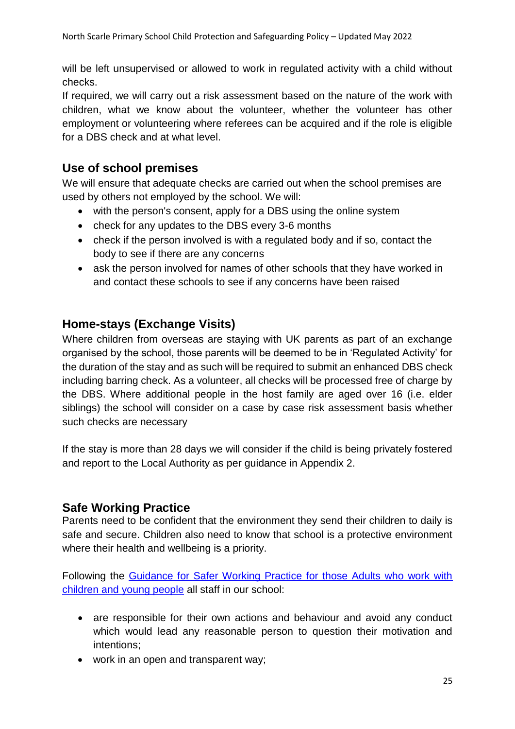will be left unsupervised or allowed to work in regulated activity with a child without checks.

If required, we will carry out a risk assessment based on the nature of the work with children, what we know about the volunteer, whether the volunteer has other employment or volunteering where referees can be acquired and if the role is eligible for a DBS check and at what level.

## Use of school premises

We will ensure that adequate checks are carried out when the school premises are used by others not employed by the school. We will:

- with the person's consent, apply for a DBS using the online system
- check for any updates to the DBS every 3-6 months
- check if the person involved is with a regulated body and if so, contact the body to see if there are any concerns
- ask the person involved for names of other schools that they have worked in and contact these schools to see if any concerns have been raised

## Home-stays (Exchange Visits)

Where children from overseas are staying with UK parents as part of an exchange organised by the school, those parents will be deemed to be in 'Regulated Activity' for the duration of the stay and as such will be required to submit an enhanced DBS check including barring check. As a volunteer, all checks will be processed free of charge by the DBS. Where additional people in the host family are aged over 16 (i.e. elder siblings) the school will consider on a case by case risk assessment basis whether such checks are necessary

If the stay is more than 28 days we will consider if the child is being privately fostered and report to the Local Authority as per guidance in Appendix 2.

## Safe Working Practice

Parents need to be confident that the environment they send their children to daily is safe and secure. Children also need to know that school is a protective environment where their health and wellbeing is a priority.

Following the [Guidance for Safer Working Practice for those Adults who work with children and young people]() all staff in our school:

- are responsible for their own actions and behaviour and avoid any conduct which would lead any reasonable person to question their motivation and intentions;
- work in an open and transparent way;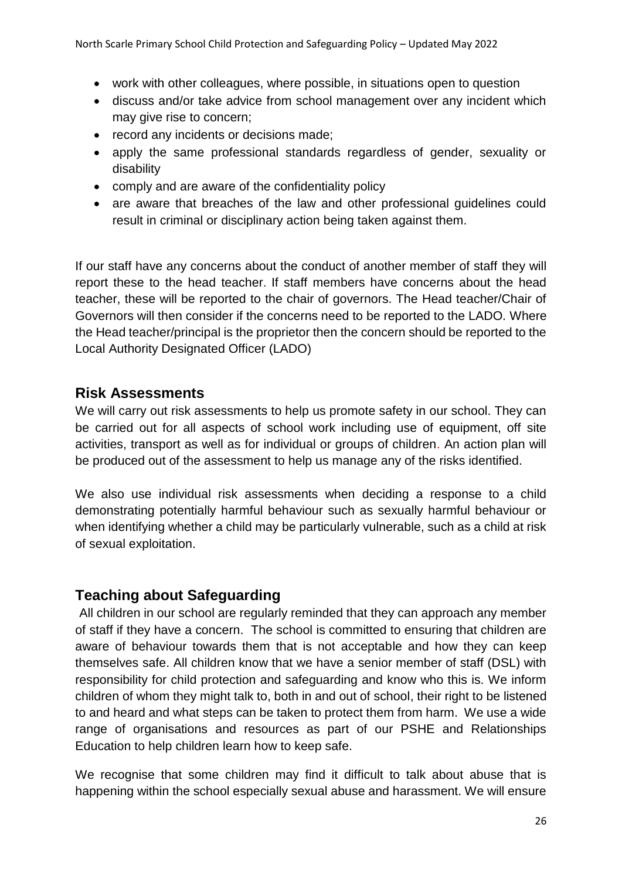- work with other colleagues, where possible, in situations open to question
- discuss and/or take advice from school management over any incident which may give rise to concern;
- record any incidents or decisions made;
- apply the same professional standards regardless of gender, sexuality or disability
- comply and are aware of the confidentiality policy
- are aware that breaches of the law and other professional guidelines could result in criminal or disciplinary action being taken against them.

If our staff have any concerns about the conduct of another member of staff they will report these to the head teacher. If staff members have concerns about the head teacher, these will be reported to the chair of governors. The Head teacher/Chair of Governors will then consider if the concerns need to be reported to the LADO. Where the Head teacher/principal is the proprietor then the concern should be reported to the Local Authority Designated Officer (LADO)

## Risk Assessments

We will carry out risk assessments to help us promote safety in our school. They can be carried out for all aspects of school work including use of equipment, off site activities, transport as well as for individual or groups of children. An action plan will be produced out of the assessment to help us manage any of the risks identified.

We also use individual risk assessments when deciding a response to a child demonstrating potentially harmful behaviour such as sexually harmful behaviour or when identifying whether a child may be particularly vulnerable, such as a child at risk of sexual exploitation.

## Teaching about Safeguarding

All children in our school are regularly reminded that they can approach any member of staff if they have a concern. The school is committed to ensuring that children are aware of behaviour towards them that is not acceptable and how they can keep themselves safe. All children know that we have a senior member of staff (DSL) with responsibility for child protection and safeguarding and know who this is. We inform children of whom they might talk to, both in and out of school, their right to be listened to and heard and what steps can be taken to protect them from harm. We use a wide range of organisations and resources as part of our PSHE and Relationships Education to help children learn how to keep safe.

We recognise that some children may find it difficult to talk about abuse that is happening within the school especially sexual abuse and harassment. We will ensure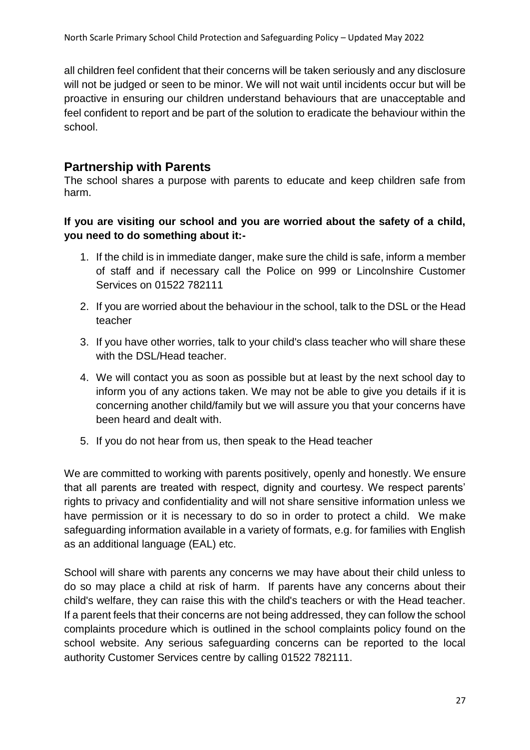all children feel confident that their concerns will be taken seriously and any disclosure will not be judged or seen to be minor. We will not wait until incidents occur but will be proactive in ensuring our children understand behaviours that are unacceptable and feel confident to report and be part of the solution to eradicate the behaviour within the school.

## Partnership with Parents

The school shares a purpose with parents to educate and keep children safe from harm.

**If you are visiting our school and you are worried about the safety of a child, you need to do something about it:-**

1. If the child is in immediate danger, make sure the child is safe, inform a member of staff and if necessary call the Police on 999 or Lincolnshire Customer Services on 01522 782111
2. If you are worried about the behaviour in the school, talk to the DSL or the Head teacher
3. If you have other worries, talk to your child's class teacher who will share these with the DSL/Head teacher.
4. We will contact you as soon as possible but at least by the next school day to inform you of any actions taken. We may not be able to give you details if it is concerning another child/family but we will assure you that your concerns have been heard and dealt with.
5. If you do not hear from us, then speak to the Head teacher

We are committed to working with parents positively, openly and honestly. We ensure that all parents are treated with respect, dignity and courtesy. We respect parents' rights to privacy and confidentiality and will not share sensitive information unless we have permission or it is necessary to do so in order to protect a child. We make safeguarding information available in a variety of formats, e.g. for families with English as an additional language (EAL) etc.

School will share with parents any concerns we may have about their child unless to do so may place a child at risk of harm. If parents have any concerns about their child's welfare, they can raise this with the child's teachers or with the Head teacher. If a parent feels that their concerns are not being addressed, they can follow the school complaints procedure which is outlined in the school complaints policy found on the school website. Any serious safeguarding concerns can be reported to the local authority Customer Services centre by calling 01522 782111.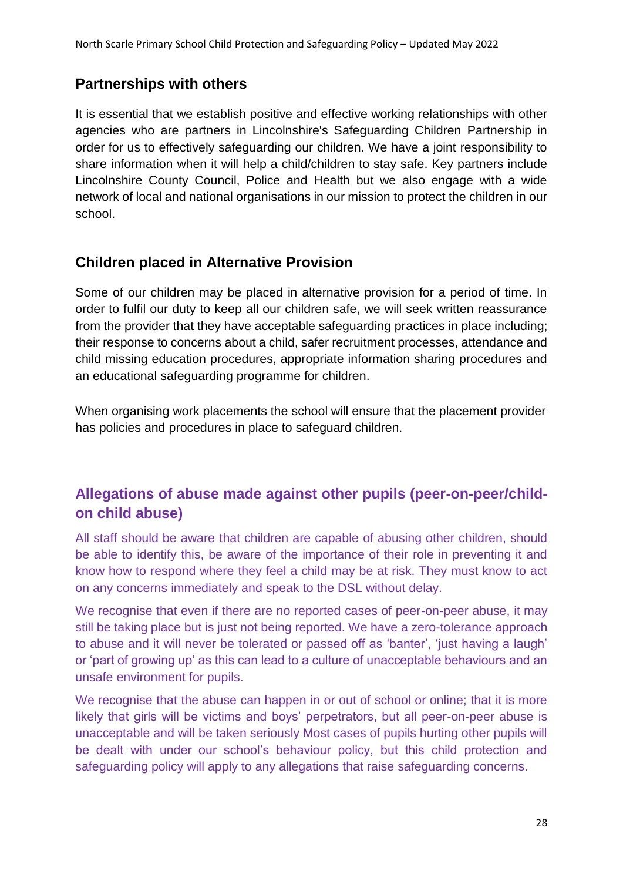## Partnerships with others

It is essential that we establish positive and effective working relationships with other agencies who are partners in Lincolnshire's Safeguarding Children Partnership in order for us to effectively safeguarding our children. We have a joint responsibility to share information when it will help a child/children to stay safe. Key partners include Lincolnshire County Council, Police and Health but we also engage with a wide network of local and national organisations in our mission to protect the children in our school.

## Children placed in Alternative Provision

Some of our children may be placed in alternative provision for a period of time. In order to fulfil our duty to keep all our children safe, we will seek written reassurance from the provider that they have acceptable safeguarding practices in place including; their response to concerns about a child, safer recruitment processes, attendance and child missing education procedures, appropriate information sharing procedures and an educational safeguarding programme for children.

When organising work placements the school will ensure that the placement provider has policies and procedures in place to safeguard children.

## Allegations of abuse made against other pupils (peer-on-peer/child-on child abuse)

All staff should be aware that children are capable of abusing other children, should be able to identify this, be aware of the importance of their role in preventing it and know how to respond where they feel a child may be at risk. They must know to act on any concerns immediately and speak to the DSL without delay.

We recognise that even if there are no reported cases of peer-on-peer abuse, it may still be taking place but is just not being reported. We have a zero-tolerance approach to abuse and it will never be tolerated or passed off as 'banter', 'just having a laugh' or 'part of growing up' as this can lead to a culture of unacceptable behaviours and an unsafe environment for pupils.

We recognise that the abuse can happen in or out of school or online; that it is more likely that girls will be victims and boys' perpetrators, but all peer-on-peer abuse is unacceptable and will be taken seriously Most cases of pupils hurting other pupils will be dealt with under our school's behaviour policy, but this child protection and safeguarding policy will apply to any allegations that raise safeguarding concerns.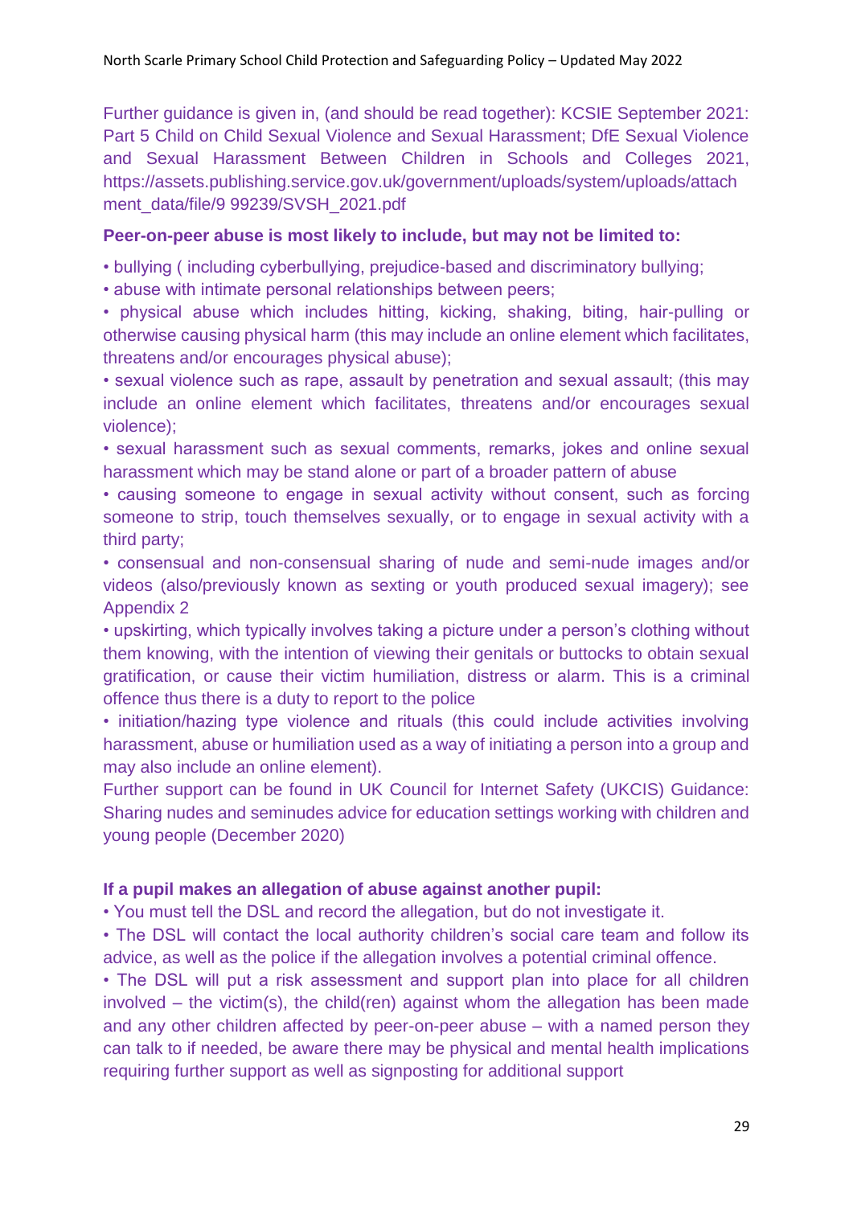Further guidance is given in, (and should be read together): KCSIE September 2021: Part 5 Child on Child Sexual Violence and Sexual Harassment; DfE Sexual Violence and Sexual Harassment Between Children in Schools and Colleges 2021, https://assets.publishing.service.gov.uk/government/uploads/system/uploads/attachment_data/file/9 99239/SVSH_2021.pdf

**Peer-on-peer abuse is most likely to include, but may not be limited to:**

- bullying ( including cyberbullying, prejudice-based and discriminatory bullying;
- abuse with intimate personal relationships between peers;
- physical abuse which includes hitting, kicking, shaking, biting, hair-pulling or otherwise causing physical harm (this may include an online element which facilitates, threatens and/or encourages physical abuse);
- sexual violence such as rape, assault by penetration and sexual assault; (this may include an online element which facilitates, threatens and/or encourages sexual violence);
- sexual harassment such as sexual comments, remarks, jokes and online sexual harassment which may be stand alone or part of a broader pattern of abuse
- causing someone to engage in sexual activity without consent, such as forcing someone to strip, touch themselves sexually, or to engage in sexual activity with a third party;
- consensual and non-consensual sharing of nude and semi-nude images and/or videos (also/previously known as sexting or youth produced sexual imagery); see Appendix 2
- upskirting, which typically involves taking a picture under a person's clothing without them knowing, with the intention of viewing their genitals or buttocks to obtain sexual gratification, or cause their victim humiliation, distress or alarm. This is a criminal offence thus there is a duty to report to the police
- initiation/hazing type violence and rituals (this could include activities involving harassment, abuse or humiliation used as a way of initiating a person into a group and may also include an online element).

Further support can be found in UK Council for Internet Safety (UKCIS) Guidance: Sharing nudes and seminudes advice for education settings working with children and young people (December 2020)

**If a pupil makes an allegation of abuse against another pupil:**

- You must tell the DSL and record the allegation, but do not investigate it.
- The DSL will contact the local authority children's social care team and follow its advice, as well as the police if the allegation involves a potential criminal offence.
- The DSL will put a risk assessment and support plan into place for all children involved – the victim(s), the child(ren) against whom the allegation has been made and any other children affected by peer-on-peer abuse – with a named person they can talk to if needed, be aware there may be physical and mental health implications requiring further support as well as signposting for additional support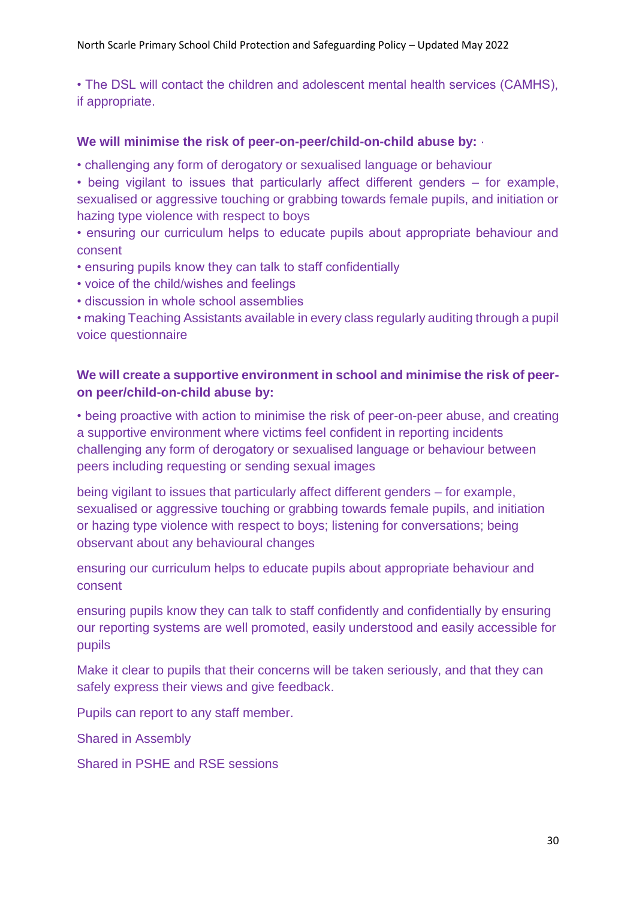• The DSL will contact the children and adolescent mental health services (CAMHS), if appropriate.

**We will minimise the risk of peer-on-peer/child-on-child abuse by:** ·

• challenging any form of derogatory or sexualised language or behaviour
• being vigilant to issues that particularly affect different genders – for example, sexualised or aggressive touching or grabbing towards female pupils, and initiation or hazing type violence with respect to boys
• ensuring our curriculum helps to educate pupils about appropriate behaviour and consent
• ensuring pupils know they can talk to staff confidentially
• voice of the child/wishes and feelings
• discussion in whole school assemblies
• making Teaching Assistants available in every class regularly auditing through a pupil voice questionnaire

**We will create a supportive environment in school and minimise the risk of peer-on peer/child-on-child abuse by:**

• being proactive with action to minimise the risk of peer-on-peer abuse, and creating a supportive environment where victims feel confident in reporting incidents challenging any form of derogatory or sexualised language or behaviour between peers including requesting or sending sexual images

being vigilant to issues that particularly affect different genders – for example, sexualised or aggressive touching or grabbing towards female pupils, and initiation or hazing type violence with respect to boys; listening for conversations; being observant about any behavioural changes

ensuring our curriculum helps to educate pupils about appropriate behaviour and consent

ensuring pupils know they can talk to staff confidently and confidentially by ensuring our reporting systems are well promoted, easily understood and easily accessible for pupils

Make it clear to pupils that their concerns will be taken seriously, and that they can safely express their views and give feedback.

Pupils can report to any staff member.

Shared in Assembly

Shared in PSHE and RSE sessions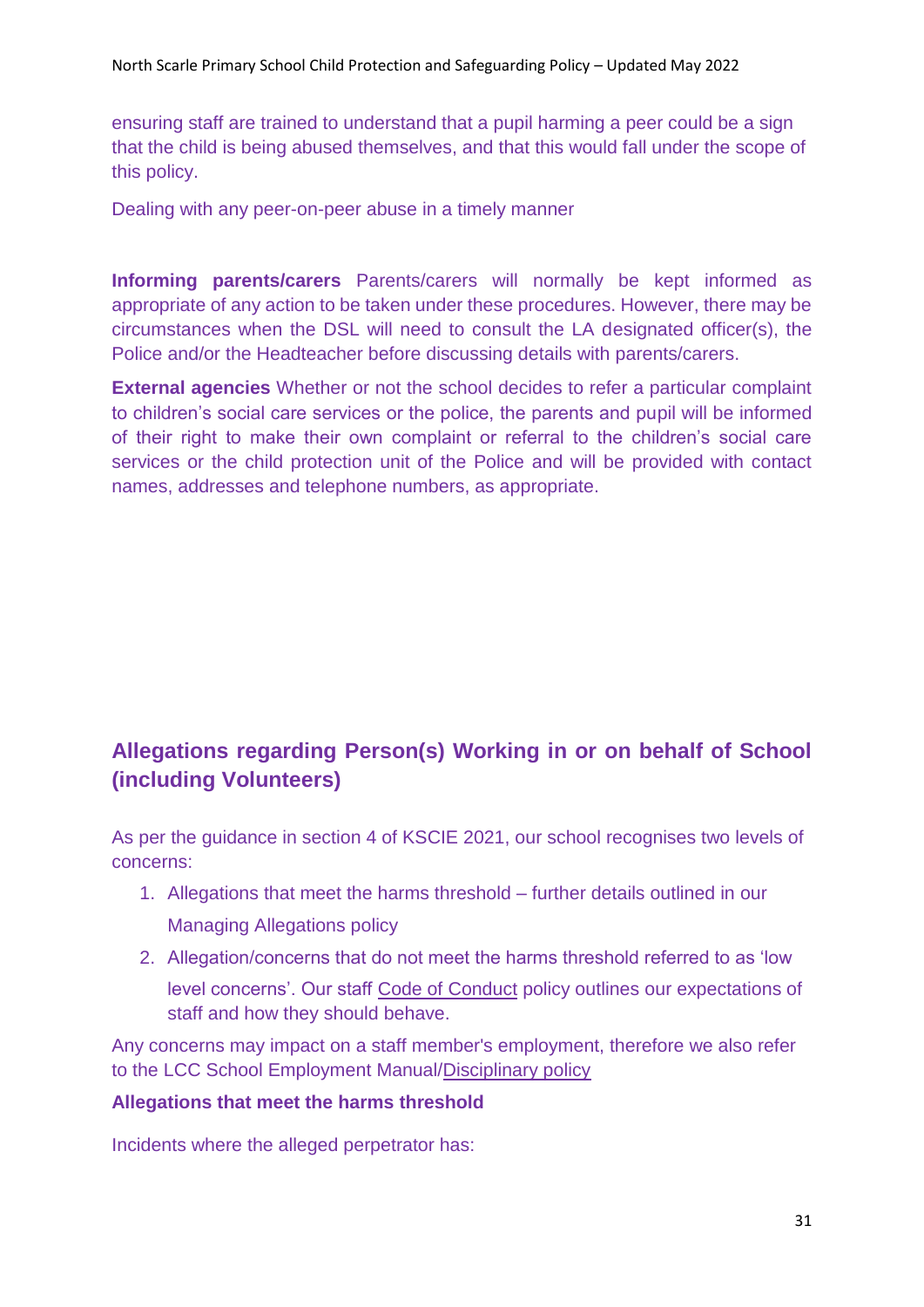ensuring staff are trained to understand that a pupil harming a peer could be a sign that the child is being abused themselves, and that this would fall under the scope of this policy.

Dealing with any peer-on-peer abuse in a timely manner

**Informing parents/carers** Parents/carers will normally be kept informed as appropriate of any action to be taken under these procedures. However, there may be circumstances when the DSL will need to consult the LA designated officer(s), the Police and/or the Headteacher before discussing details with parents/carers.

**External agencies** Whether or not the school decides to refer a particular complaint to children's social care services or the police, the parents and pupil will be informed of their right to make their own complaint or referral to the children's social care services or the child protection unit of the Police and will be provided with contact names, addresses and telephone numbers, as appropriate.

## Allegations regarding Person(s) Working in or on behalf of School (including Volunteers)

As per the guidance in section 4 of KSCIE 2021, our school recognises two levels of concerns:

1. Allegations that meet the harms threshold – further details outlined in our Managing Allegations policy
2. Allegation/concerns that do not meet the harms threshold referred to as 'low level concerns'. Our staff Code of Conduct policy outlines our expectations of staff and how they should behave.

Any concerns may impact on a staff member's employment, therefore we also refer to the LCC School Employment Manual/Disciplinary policy

**Allegations that meet the harms threshold**

Incidents where the alleged perpetrator has: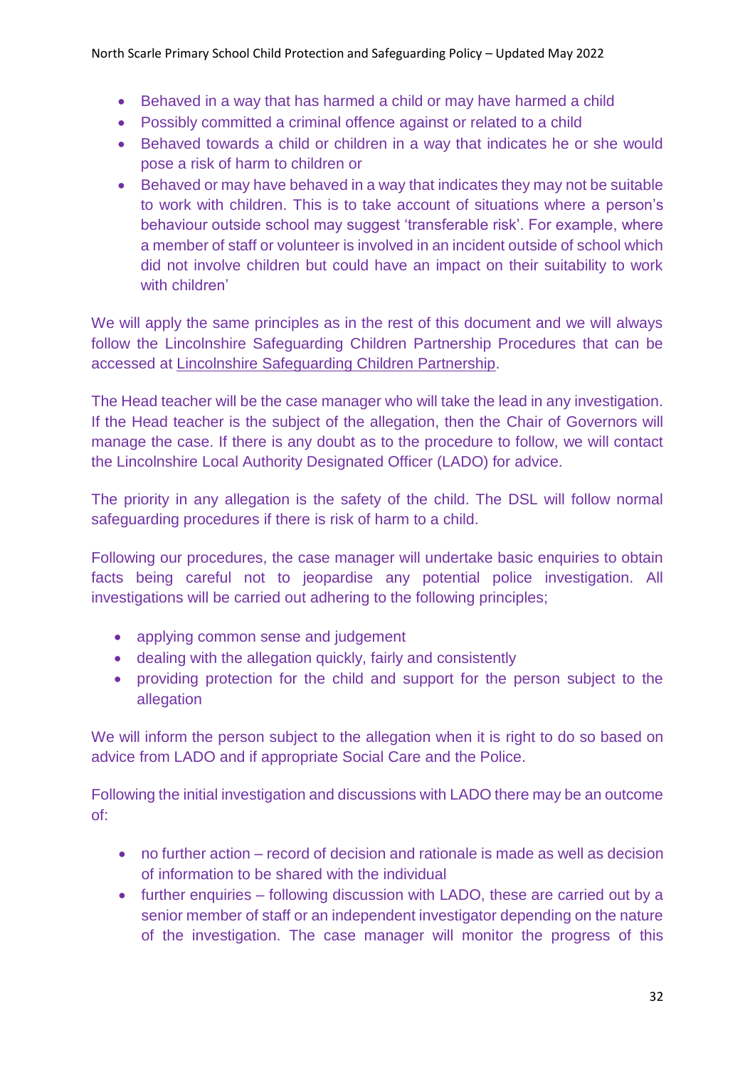- Behaved in a way that has harmed a child or may have harmed a child
- Possibly committed a criminal offence against or related to a child
- Behaved towards a child or children in a way that indicates he or she would pose a risk of harm to children or
- Behaved or may have behaved in a way that indicates they may not be suitable to work with children. This is to take account of situations where a person's behaviour outside school may suggest 'transferable risk'. For example, where a member of staff or volunteer is involved in an incident outside of school which did not involve children but could have an impact on their suitability to work with children'

We will apply the same principles as in the rest of this document and we will always follow the Lincolnshire Safeguarding Children Partnership Procedures that can be accessed at Lincolnshire Safeguarding Children Partnership.

The Head teacher will be the case manager who will take the lead in any investigation. If the Head teacher is the subject of the allegation, then the Chair of Governors will manage the case. If there is any doubt as to the procedure to follow, we will contact the Lincolnshire Local Authority Designated Officer (LADO) for advice.

The priority in any allegation is the safety of the child. The DSL will follow normal safeguarding procedures if there is risk of harm to a child.

Following our procedures, the case manager will undertake basic enquiries to obtain facts being careful not to jeopardise any potential police investigation. All investigations will be carried out adhering to the following principles;

- applying common sense and judgement
- dealing with the allegation quickly, fairly and consistently
- providing protection for the child and support for the person subject to the allegation

We will inform the person subject to the allegation when it is right to do so based on advice from LADO and if appropriate Social Care and the Police.

Following the initial investigation and discussions with LADO there may be an outcome of:

- no further action – record of decision and rationale is made as well as decision of information to be shared with the individual
- further enquiries – following discussion with LADO, these are carried out by a senior member of staff or an independent investigator depending on the nature of the investigation. The case manager will monitor the progress of this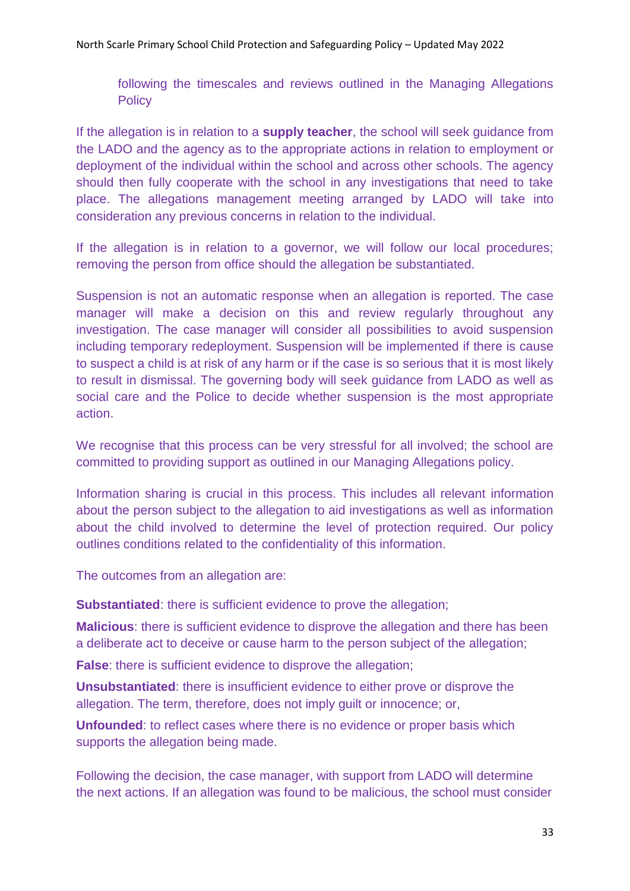following the timescales and reviews outlined in the Managing Allegations Policy

If the allegation is in relation to a **supply teacher**, the school will seek guidance from the LADO and the agency as to the appropriate actions in relation to employment or deployment of the individual within the school and across other schools. The agency should then fully cooperate with the school in any investigations that need to take place. The allegations management meeting arranged by LADO will take into consideration any previous concerns in relation to the individual.

If the allegation is in relation to a governor, we will follow our local procedures; removing the person from office should the allegation be substantiated.

Suspension is not an automatic response when an allegation is reported. The case manager will make a decision on this and review regularly throughout any investigation. The case manager will consider all possibilities to avoid suspension including temporary redeployment. Suspension will be implemented if there is cause to suspect a child is at risk of any harm or if the case is so serious that it is most likely to result in dismissal. The governing body will seek guidance from LADO as well as social care and the Police to decide whether suspension is the most appropriate action.

We recognise that this process can be very stressful for all involved; the school are committed to providing support as outlined in our Managing Allegations policy.

Information sharing is crucial in this process. This includes all relevant information about the person subject to the allegation to aid investigations as well as information about the child involved to determine the level of protection required. Our policy outlines conditions related to the confidentiality of this information.

The outcomes from an allegation are:

**Substantiated**: there is sufficient evidence to prove the allegation;

**Malicious**: there is sufficient evidence to disprove the allegation and there has been a deliberate act to deceive or cause harm to the person subject of the allegation;

**False**: there is sufficient evidence to disprove the allegation;

**Unsubstantiated**: there is insufficient evidence to either prove or disprove the allegation. The term, therefore, does not imply guilt or innocence; or,

**Unfounded**: to reflect cases where there is no evidence or proper basis which supports the allegation being made.

Following the decision, the case manager, with support from LADO will determine the next actions. If an allegation was found to be malicious, the school must consider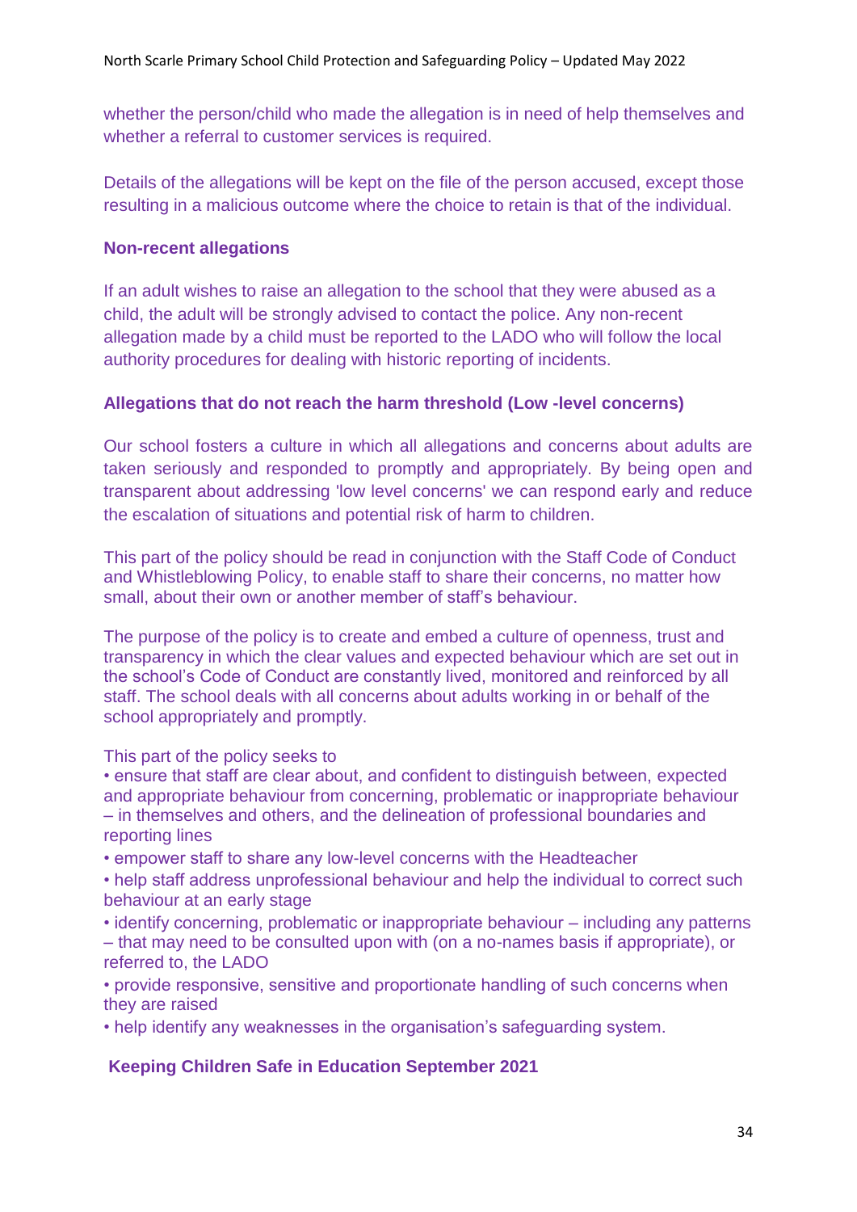whether the person/child who made the allegation is in need of help themselves and whether a referral to customer services is required.

Details of the allegations will be kept on the file of the person accused, except those resulting in a malicious outcome where the choice to retain is that of the individual.

**Non-recent allegations**

If an adult wishes to raise an allegation to the school that they were abused as a child, the adult will be strongly advised to contact the police. Any non-recent allegation made by a child must be reported to the LADO who will follow the local authority procedures for dealing with historic reporting of incidents.

**Allegations that do not reach the harm threshold (Low -level concerns)**

Our school fosters a culture in which all allegations and concerns about adults are taken seriously and responded to promptly and appropriately. By being open and transparent about addressing 'low level concerns' we can respond early and reduce the escalation of situations and potential risk of harm to children.

This part of the policy should be read in conjunction with the Staff Code of Conduct and Whistleblowing Policy, to enable staff to share their concerns, no matter how small, about their own or another member of staff's behaviour.

The purpose of the policy is to create and embed a culture of openness, trust and transparency in which the clear values and expected behaviour which are set out in the school's Code of Conduct are constantly lived, monitored and reinforced by all staff. The school deals with all concerns about adults working in or behalf of the school appropriately and promptly.

This part of the policy seeks to

- ensure that staff are clear about, and confident to distinguish between, expected and appropriate behaviour from concerning, problematic or inappropriate behaviour – in themselves and others, and the delineation of professional boundaries and reporting lines
- empower staff to share any low-level concerns with the Headteacher
- help staff address unprofessional behaviour and help the individual to correct such behaviour at an early stage
- identify concerning, problematic or inappropriate behaviour – including any patterns – that may need to be consulted upon with (on a no-names basis if appropriate), or referred to, the LADO
- provide responsive, sensitive and proportionate handling of such concerns when they are raised
- help identify any weaknesses in the organisation's safeguarding system.

**Keeping Children Safe in Education September 2021**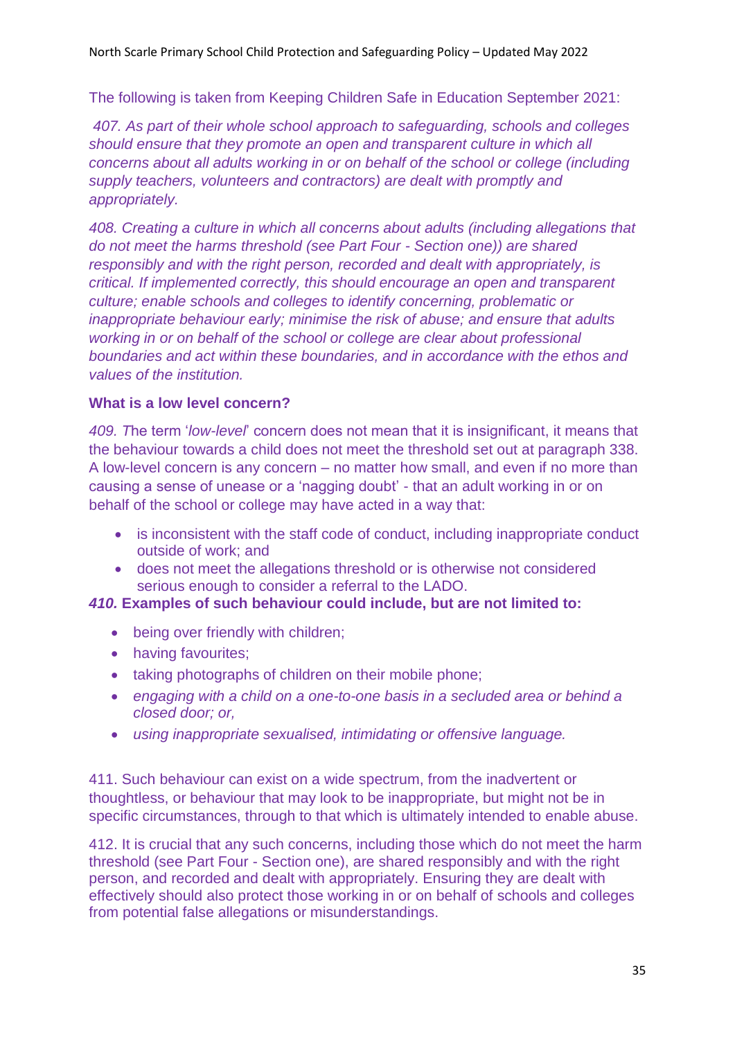The following is taken from Keeping Children Safe in Education September 2021:

*407. As part of their whole school approach to safeguarding, schools and colleges should ensure that they promote an open and transparent culture in which all concerns about all adults working in or on behalf of the school or college (including supply teachers, volunteers and contractors) are dealt with promptly and appropriately.*

*408. Creating a culture in which all concerns about adults (including allegations that do not meet the harms threshold (see Part Four - Section one)) are shared responsibly and with the right person, recorded and dealt with appropriately, is critical. If implemented correctly, this should encourage an open and transparent culture; enable schools and colleges to identify concerning, problematic or inappropriate behaviour early; minimise the risk of abuse; and ensure that adults working in or on behalf of the school or college are clear about professional boundaries and act within these boundaries, and in accordance with the ethos and values of the institution.*

**What is a low level concern?**

*409. T*he term '*low-level*' concern does not mean that it is insignificant, it means that the behaviour towards a child does not meet the threshold set out at paragraph 338. A low-level concern is any concern – no matter how small, and even if no more than causing a sense of unease or a 'nagging doubt' - that an adult working in or on behalf of the school or college may have acted in a way that:

- is inconsistent with the staff code of conduct, including inappropriate conduct outside of work; and
- does not meet the allegations threshold or is otherwise not considered serious enough to consider a referral to the LADO.

***410.* Examples of such behaviour could include, but are not limited to:**

- being over friendly with children;
- having favourites;
- taking photographs of children on their mobile phone;
- *engaging with a child on a one-to-one basis in a secluded area or behind a closed door; or,*
- *using inappropriate sexualised, intimidating or offensive language.*

411. Such behaviour can exist on a wide spectrum, from the inadvertent or thoughtless, or behaviour that may look to be inappropriate, but might not be in specific circumstances, through to that which is ultimately intended to enable abuse.

412. It is crucial that any such concerns, including those which do not meet the harm threshold (see Part Four - Section one), are shared responsibly and with the right person, and recorded and dealt with appropriately. Ensuring they are dealt with effectively should also protect those working in or on behalf of schools and colleges from potential false allegations or misunderstandings.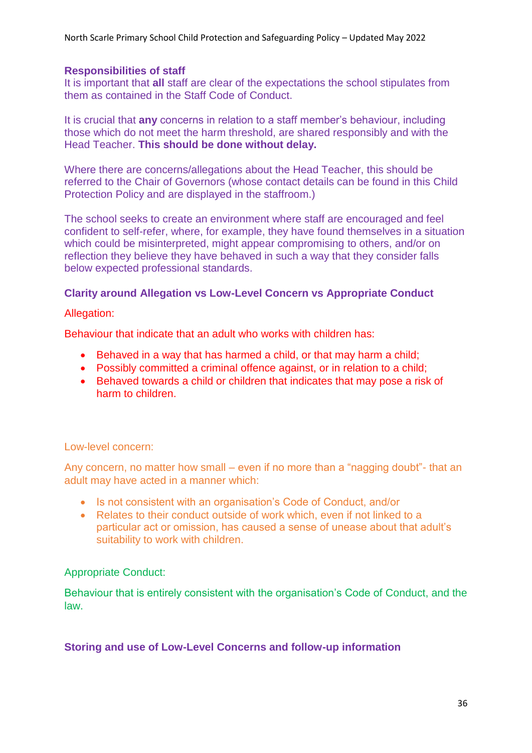### Responsibilities of staff

It is important that **all** staff are clear of the expectations the school stipulates from them as contained in the Staff Code of Conduct.

It is crucial that **any** concerns in relation to a staff member's behaviour, including those which do not meet the harm threshold, are shared responsibly and with the Head Teacher. **This should be done without delay.**

Where there are concerns/allegations about the Head Teacher, this should be referred to the Chair of Governors (whose contact details can be found in this Child Protection Policy and are displayed in the staffroom.)

The school seeks to create an environment where staff are encouraged and feel confident to self-refer, where, for example, they have found themselves in a situation which could be misinterpreted, might appear compromising to others, and/or on reflection they believe they have behaved in such a way that they consider falls below expected professional standards.

### Clarity around Allegation vs Low-Level Concern vs Appropriate Conduct

Allegation:

Behaviour that indicate that an adult who works with children has:

- Behaved in a way that has harmed a child, or that may harm a child;
- Possibly committed a criminal offence against, or in relation to a child;
- Behaved towards a child or children that indicates that may pose a risk of harm to children.

Low-level concern:

Any concern, no matter how small – even if no more than a "nagging doubt"- that an adult may have acted in a manner which:

- Is not consistent with an organisation's Code of Conduct, and/or
- Relates to their conduct outside of work which, even if not linked to a particular act or omission, has caused a sense of unease about that adult's suitability to work with children.

Appropriate Conduct:

Behaviour that is entirely consistent with the organisation's Code of Conduct, and the law.

### Storing and use of Low-Level Concerns and follow-up information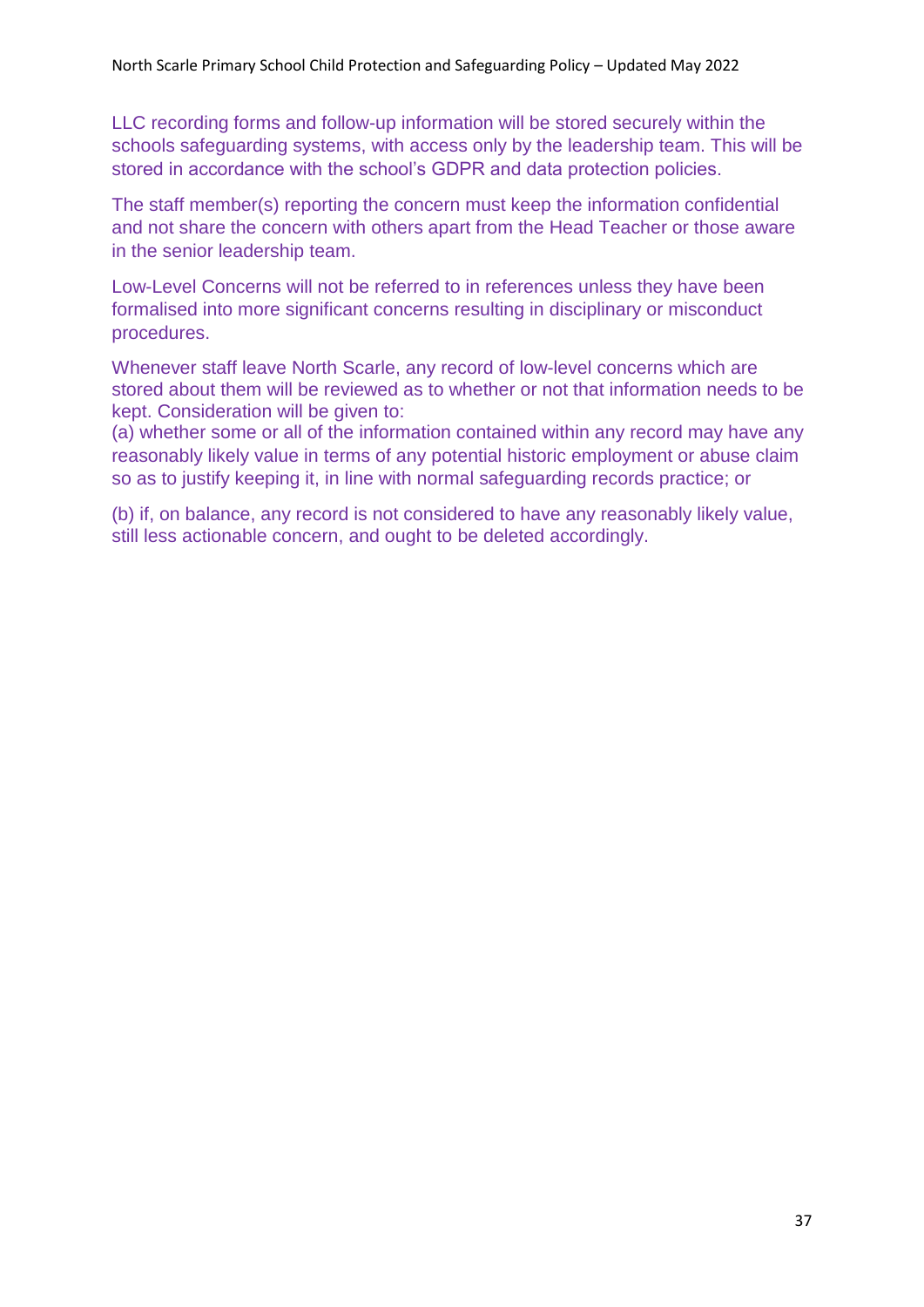LLC recording forms and follow-up information will be stored securely within the schools safeguarding systems, with access only by the leadership team. This will be stored in accordance with the school's GDPR and data protection policies.

The staff member(s) reporting the concern must keep the information confidential and not share the concern with others apart from the Head Teacher or those aware in the senior leadership team.

Low-Level Concerns will not be referred to in references unless they have been formalised into more significant concerns resulting in disciplinary or misconduct procedures.

Whenever staff leave North Scarle, any record of low-level concerns which are stored about them will be reviewed as to whether or not that information needs to be kept. Consideration will be given to:
(a) whether some or all of the information contained within any record may have any reasonably likely value in terms of any potential historic employment or abuse claim so as to justify keeping it, in line with normal safeguarding records practice; or

(b) if, on balance, any record is not considered to have any reasonably likely value, still less actionable concern, and ought to be deleted accordingly.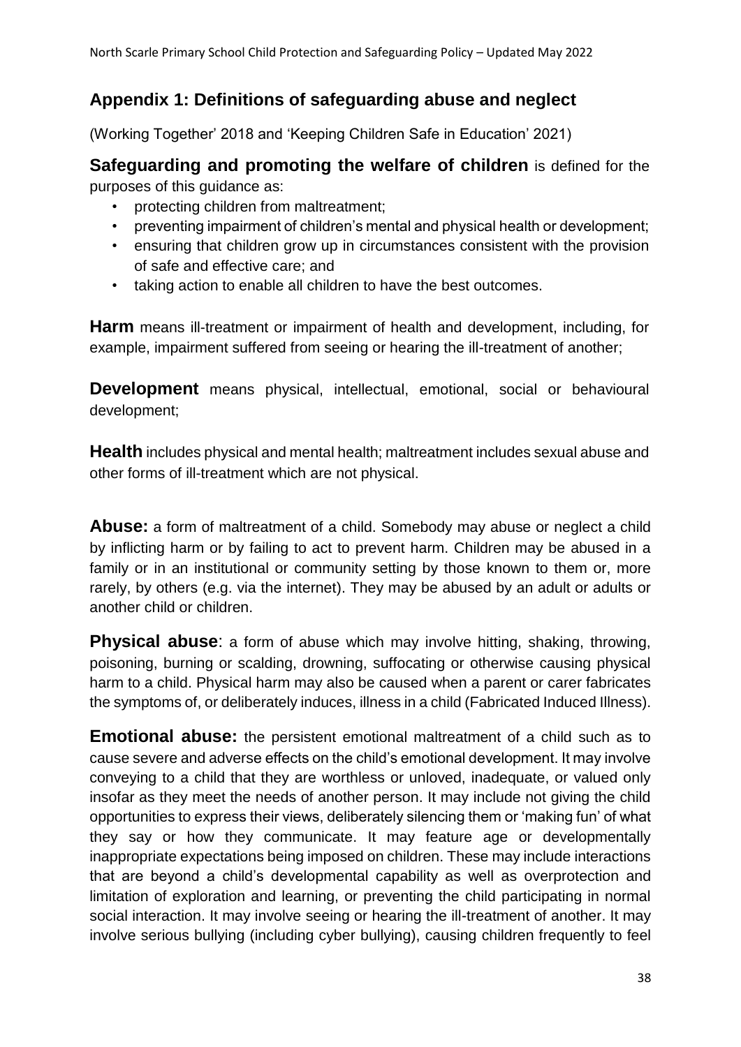## Appendix 1: Definitions of safeguarding abuse and neglect

(Working Together' 2018 and 'Keeping Children Safe in Education' 2021)

**Safeguarding and promoting the welfare of children** is defined for the purposes of this guidance as:

- protecting children from maltreatment;
- preventing impairment of children's mental and physical health or development;
- ensuring that children grow up in circumstances consistent with the provision of safe and effective care; and
- taking action to enable all children to have the best outcomes.

**Harm** means ill-treatment or impairment of health and development, including, for example, impairment suffered from seeing or hearing the ill-treatment of another;

**Development** means physical, intellectual, emotional, social or behavioural development;

**Health** includes physical and mental health; maltreatment includes sexual abuse and other forms of ill-treatment which are not physical.

**Abuse:** a form of maltreatment of a child. Somebody may abuse or neglect a child by inflicting harm or by failing to act to prevent harm. Children may be abused in a family or in an institutional or community setting by those known to them or, more rarely, by others (e.g. via the internet). They may be abused by an adult or adults or another child or children.

**Physical abuse**: a form of abuse which may involve hitting, shaking, throwing, poisoning, burning or scalding, drowning, suffocating or otherwise causing physical harm to a child. Physical harm may also be caused when a parent or carer fabricates the symptoms of, or deliberately induces, illness in a child (Fabricated Induced Illness).

**Emotional abuse:** the persistent emotional maltreatment of a child such as to cause severe and adverse effects on the child's emotional development. It may involve conveying to a child that they are worthless or unloved, inadequate, or valued only insofar as they meet the needs of another person. It may include not giving the child opportunities to express their views, deliberately silencing them or 'making fun' of what they say or how they communicate. It may feature age or developmentally inappropriate expectations being imposed on children. These may include interactions that are beyond a child's developmental capability as well as overprotection and limitation of exploration and learning, or preventing the child participating in normal social interaction. It may involve seeing or hearing the ill-treatment of another. It may involve serious bullying (including cyber bullying), causing children frequently to feel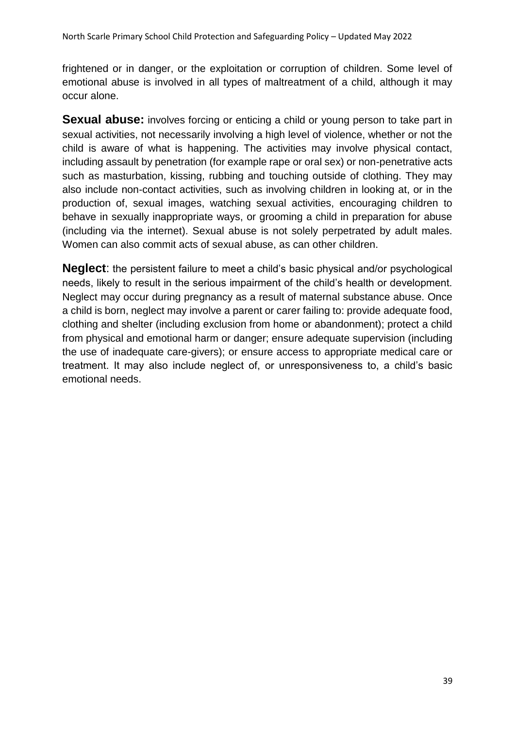frightened or in danger, or the exploitation or corruption of children. Some level of emotional abuse is involved in all types of maltreatment of a child, although it may occur alone.

**Sexual abuse:** involves forcing or enticing a child or young person to take part in sexual activities, not necessarily involving a high level of violence, whether or not the child is aware of what is happening. The activities may involve physical contact, including assault by penetration (for example rape or oral sex) or non-penetrative acts such as masturbation, kissing, rubbing and touching outside of clothing. They may also include non-contact activities, such as involving children in looking at, or in the production of, sexual images, watching sexual activities, encouraging children to behave in sexually inappropriate ways, or grooming a child in preparation for abuse (including via the internet). Sexual abuse is not solely perpetrated by adult males. Women can also commit acts of sexual abuse, as can other children.

**Neglect**: the persistent failure to meet a child's basic physical and/or psychological needs, likely to result in the serious impairment of the child's health or development. Neglect may occur during pregnancy as a result of maternal substance abuse. Once a child is born, neglect may involve a parent or carer failing to: provide adequate food, clothing and shelter (including exclusion from home or abandonment); protect a child from physical and emotional harm or danger; ensure adequate supervision (including the use of inadequate care-givers); or ensure access to appropriate medical care or treatment. It may also include neglect of, or unresponsiveness to, a child's basic emotional needs.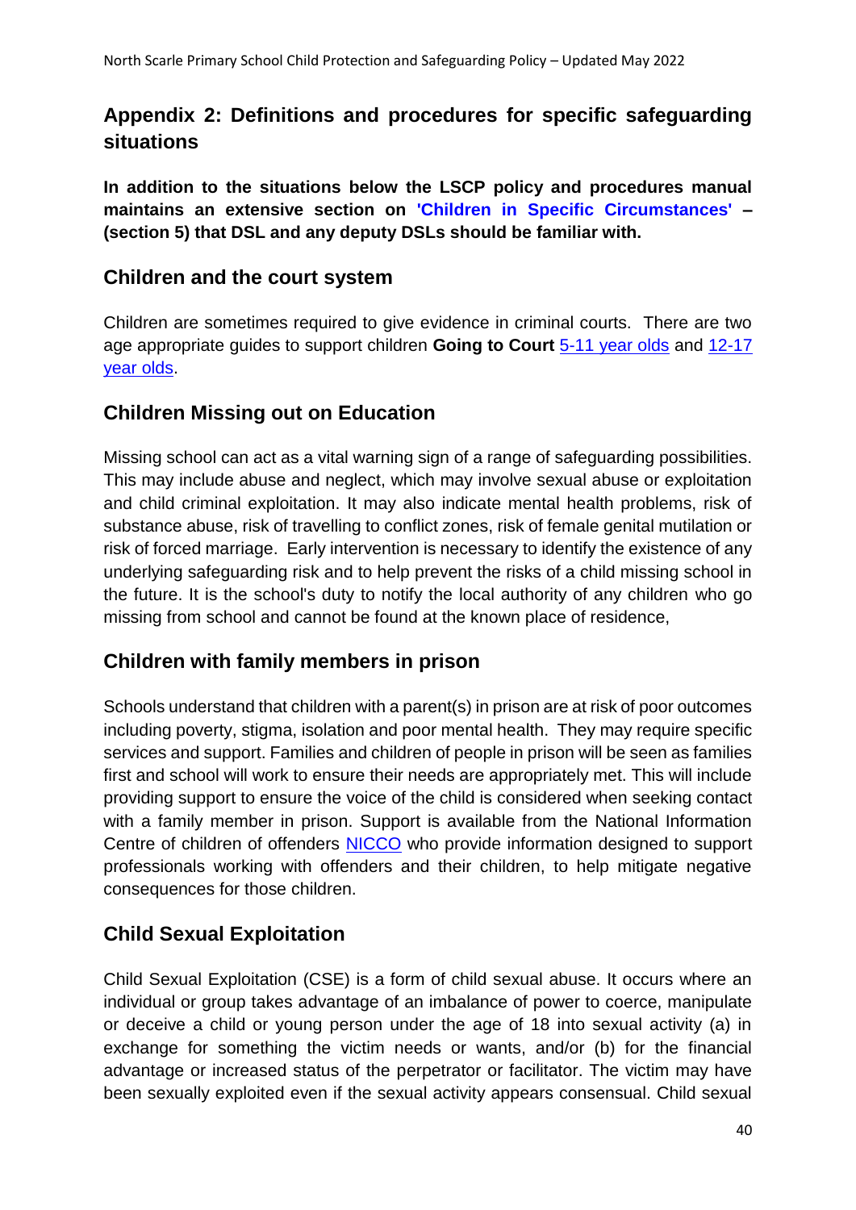## Appendix 2: Definitions and procedures for specific safeguarding situations

**In addition to the situations below the LSCP policy and procedures manual maintains an extensive section on 'Children in Specific Circumstances' – (section 5) that DSL and any deputy DSLs should be familiar with.**

### Children and the court system

Children are sometimes required to give evidence in criminal courts. There are two age appropriate guides to support children **Going to Court** 5-11 year olds and 12-17 year olds.

### Children Missing out on Education

Missing school can act as a vital warning sign of a range of safeguarding possibilities. This may include abuse and neglect, which may involve sexual abuse or exploitation and child criminal exploitation. It may also indicate mental health problems, risk of substance abuse, risk of travelling to conflict zones, risk of female genital mutilation or risk of forced marriage. Early intervention is necessary to identify the existence of any underlying safeguarding risk and to help prevent the risks of a child missing school in the future. It is the school's duty to notify the local authority of any children who go missing from school and cannot be found at the known place of residence,

### Children with family members in prison

Schools understand that children with a parent(s) in prison are at risk of poor outcomes including poverty, stigma, isolation and poor mental health. They may require specific services and support. Families and children of people in prison will be seen as families first and school will work to ensure their needs are appropriately met. This will include providing support to ensure the voice of the child is considered when seeking contact with a family member in prison. Support is available from the National Information Centre of children of offenders NICCO who provide information designed to support professionals working with offenders and their children, to help mitigate negative consequences for those children.

### Child Sexual Exploitation

Child Sexual Exploitation (CSE) is a form of child sexual abuse. It occurs where an individual or group takes advantage of an imbalance of power to coerce, manipulate or deceive a child or young person under the age of 18 into sexual activity (a) in exchange for something the victim needs or wants, and/or (b) for the financial advantage or increased status of the perpetrator or facilitator. The victim may have been sexually exploited even if the sexual activity appears consensual. Child sexual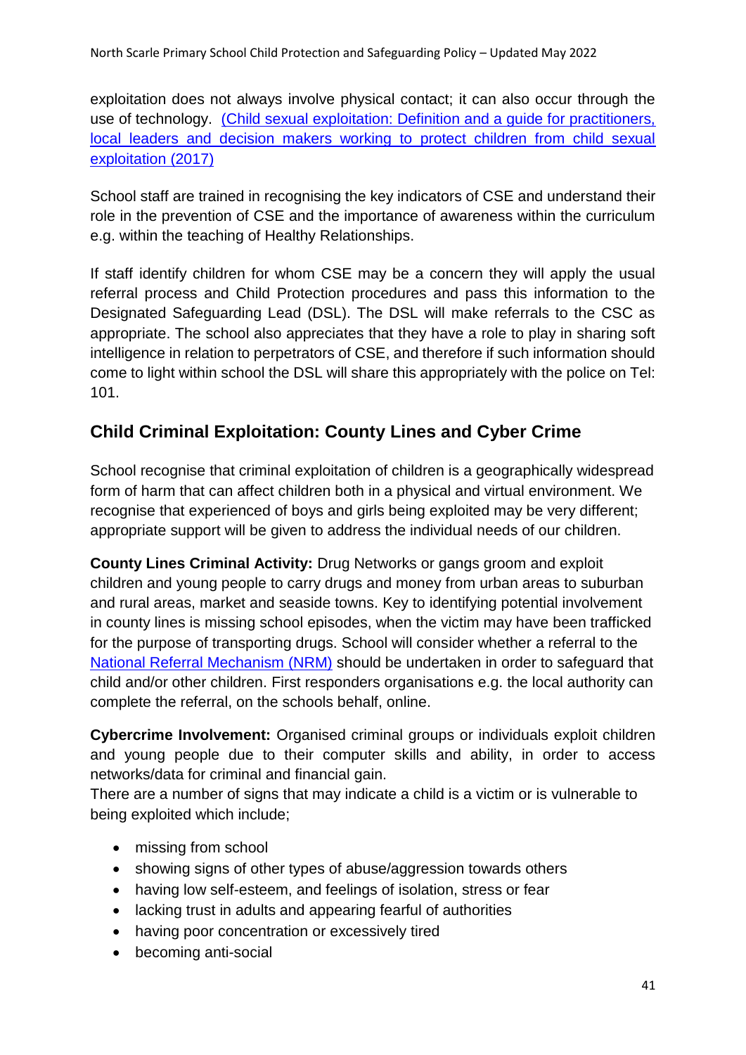exploitation does not always involve physical contact; it can also occur through the use of technology. [(Child sexual exploitation: Definition and a guide for practitioners, local leaders and decision makers working to protect children from child sexual exploitation (2017)]

School staff are trained in recognising the key indicators of CSE and understand their role in the prevention of CSE and the importance of awareness within the curriculum e.g. within the teaching of Healthy Relationships.

If staff identify children for whom CSE may be a concern they will apply the usual referral process and Child Protection procedures and pass this information to the Designated Safeguarding Lead (DSL). The DSL will make referrals to the CSC as appropriate. The school also appreciates that they have a role to play in sharing soft intelligence in relation to perpetrators of CSE, and therefore if such information should come to light within school the DSL will share this appropriately with the police on Tel: 101.

## Child Criminal Exploitation: County Lines and Cyber Crime

School recognise that criminal exploitation of children is a geographically widespread form of harm that can affect children both in a physical and virtual environment. We recognise that experienced of boys and girls being exploited may be very different; appropriate support will be given to address the individual needs of our children.

**County Lines Criminal Activity:** Drug Networks or gangs groom and exploit children and young people to carry drugs and money from urban areas to suburban and rural areas, market and seaside towns. Key to identifying potential involvement in county lines is missing school episodes, when the victim may have been trafficked for the purpose of transporting drugs. School will consider whether a referral to the National Referral Mechanism (NRM) should be undertaken in order to safeguard that child and/or other children. First responders organisations e.g. the local authority can complete the referral, on the schools behalf, online.

**Cybercrime Involvement:** Organised criminal groups or individuals exploit children and young people due to their computer skills and ability, in order to access networks/data for criminal and financial gain.
There are a number of signs that may indicate a child is a victim or is vulnerable to being exploited which include;

- missing from school
- showing signs of other types of abuse/aggression towards others
- having low self-esteem, and feelings of isolation, stress or fear
- lacking trust in adults and appearing fearful of authorities
- having poor concentration or excessively tired
- becoming anti-social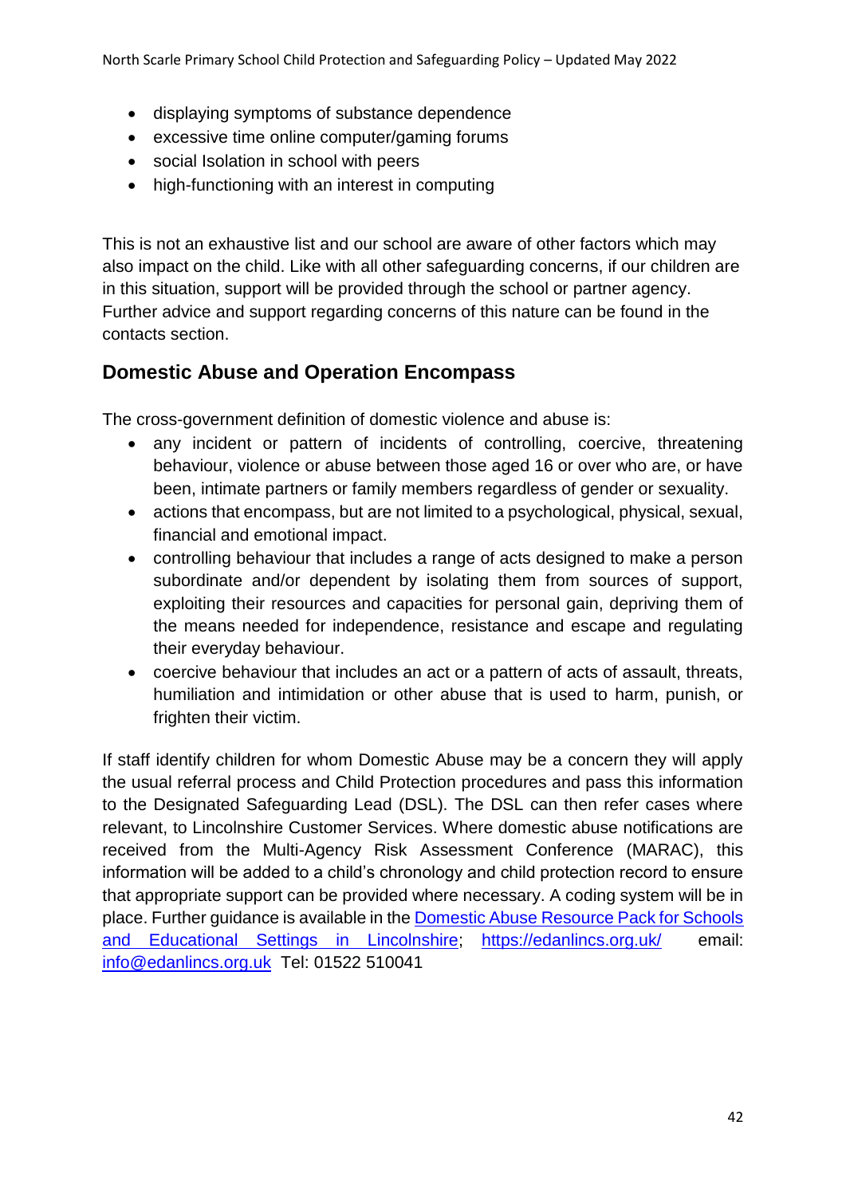- displaying symptoms of substance dependence
- excessive time online computer/gaming forums
- social Isolation in school with peers
- high-functioning with an interest in computing

This is not an exhaustive list and our school are aware of other factors which may also impact on the child. Like with all other safeguarding concerns, if our children are in this situation, support will be provided through the school or partner agency. Further advice and support regarding concerns of this nature can be found in the contacts section.

## Domestic Abuse and Operation Encompass

The cross-government definition of domestic violence and abuse is:

- any incident or pattern of incidents of controlling, coercive, threatening behaviour, violence or abuse between those aged 16 or over who are, or have been, intimate partners or family members regardless of gender or sexuality.
- actions that encompass, but are not limited to a psychological, physical, sexual, financial and emotional impact.
- controlling behaviour that includes a range of acts designed to make a person subordinate and/or dependent by isolating them from sources of support, exploiting their resources and capacities for personal gain, depriving them of the means needed for independence, resistance and escape and regulating their everyday behaviour.
- coercive behaviour that includes an act or a pattern of acts of assault, threats, humiliation and intimidation or other abuse that is used to harm, punish, or frighten their victim.

If staff identify children for whom Domestic Abuse may be a concern they will apply the usual referral process and Child Protection procedures and pass this information to the Designated Safeguarding Lead (DSL). The DSL can then refer cases where relevant, to Lincolnshire Customer Services. Where domestic abuse notifications are received from the Multi-Agency Risk Assessment Conference (MARAC), this information will be added to a child's chronology and child protection record to ensure that appropriate support can be provided where necessary. A coding system will be in place. Further guidance is available in the Domestic Abuse Resource Pack for Schools and Educational Settings in Lincolnshire; https://edanlincs.org.uk/ email: info@edanlincs.org.uk Tel: 01522 510041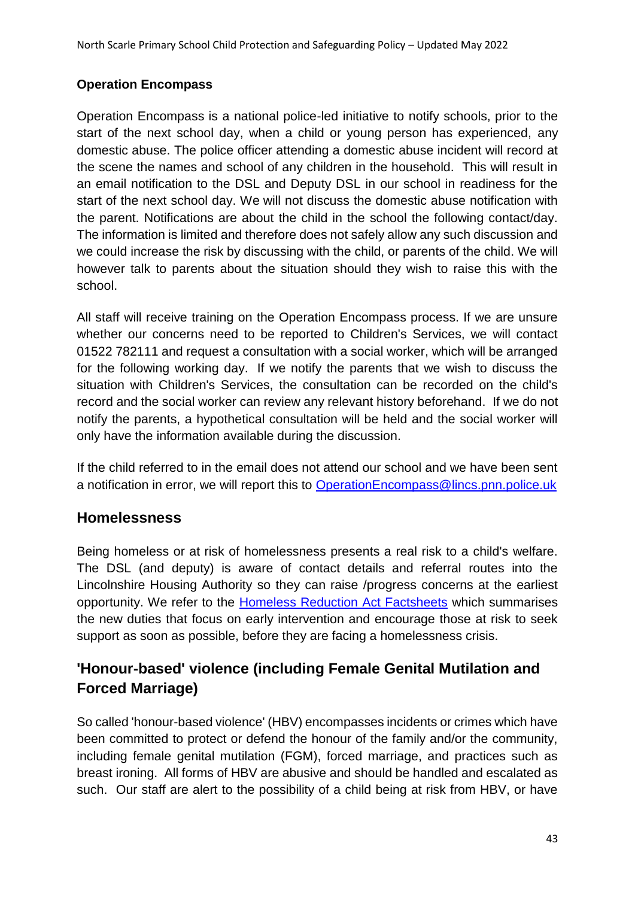**Operation Encompass**

Operation Encompass is a national police-led initiative to notify schools, prior to the start of the next school day, when a child or young person has experienced, any domestic abuse. The police officer attending a domestic abuse incident will record at the scene the names and school of any children in the household. This will result in an email notification to the DSL and Deputy DSL in our school in readiness for the start of the next school day. We will not discuss the domestic abuse notification with the parent. Notifications are about the child in the school the following contact/day. The information is limited and therefore does not safely allow any such discussion and we could increase the risk by discussing with the child, or parents of the child. We will however talk to parents about the situation should they wish to raise this with the school.

All staff will receive training on the Operation Encompass process. If we are unsure whether our concerns need to be reported to Children's Services, we will contact 01522 782111 and request a consultation with a social worker, which will be arranged for the following working day. If we notify the parents that we wish to discuss the situation with Children's Services, the consultation can be recorded on the child's record and the social worker can review any relevant history beforehand. If we do not notify the parents, a hypothetical consultation will be held and the social worker will only have the information available during the discussion.

If the child referred to in the email does not attend our school and we have been sent a notification in error, we will report this to OperationEncompass@lincs.pnn.police.uk

## Homelessness

Being homeless or at risk of homelessness presents a real risk to a child's welfare. The DSL (and deputy) is aware of contact details and referral routes into the Lincolnshire Housing Authority so they can raise /progress concerns at the earliest opportunity. We refer to the Homeless Reduction Act Factsheets which summarises the new duties that focus on early intervention and encourage those at risk to seek support as soon as possible, before they are facing a homelessness crisis.

## 'Honour-based' violence (including Female Genital Mutilation and Forced Marriage)

So called 'honour-based violence' (HBV) encompasses incidents or crimes which have been committed to protect or defend the honour of the family and/or the community, including female genital mutilation (FGM), forced marriage, and practices such as breast ironing. All forms of HBV are abusive and should be handled and escalated as such. Our staff are alert to the possibility of a child being at risk from HBV, or have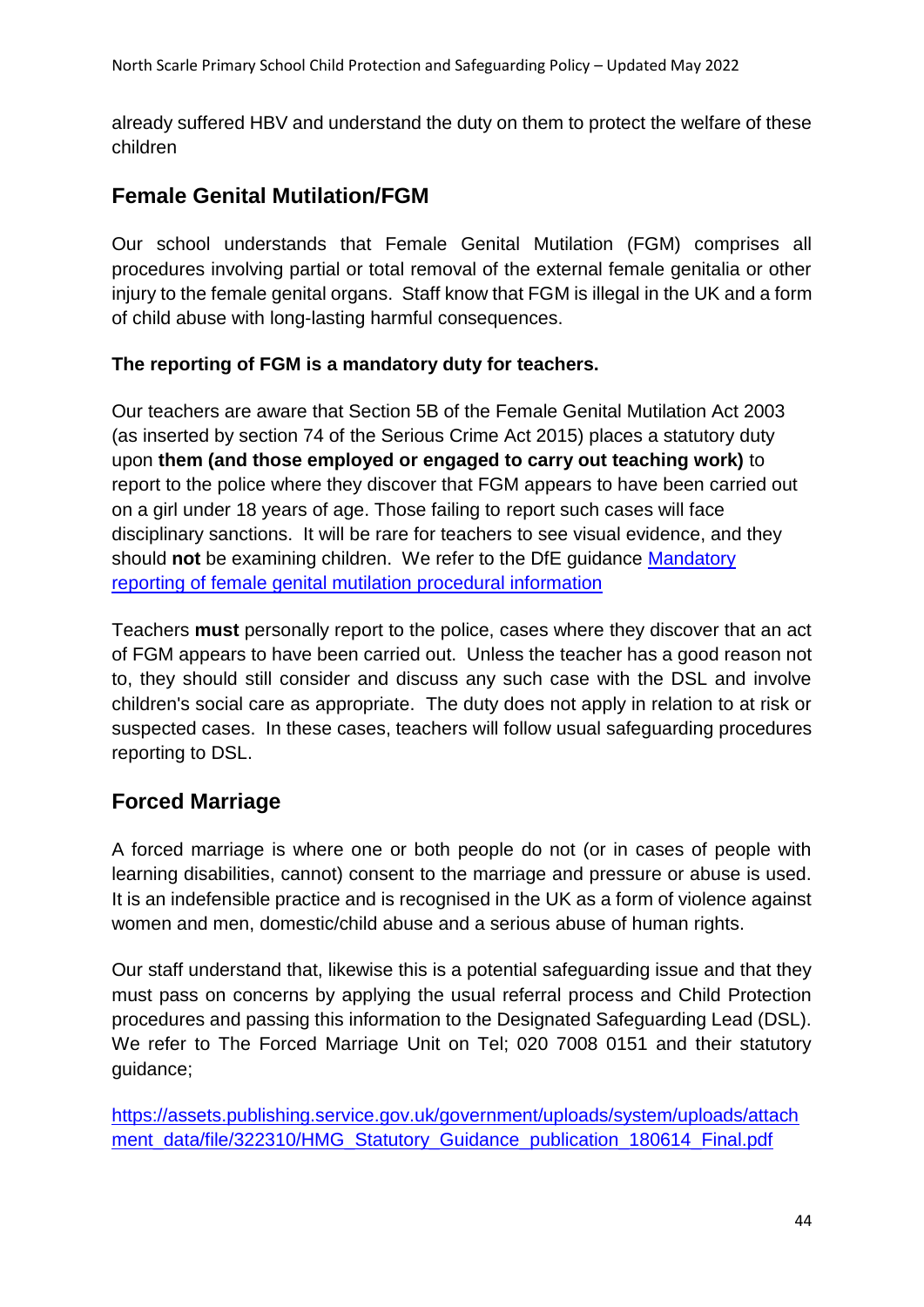already suffered HBV and understand the duty on them to protect the welfare of these children

## Female Genital Mutilation/FGM

Our school understands that Female Genital Mutilation (FGM) comprises all procedures involving partial or total removal of the external female genitalia or other injury to the female genital organs. Staff know that FGM is illegal in the UK and a form of child abuse with long-lasting harmful consequences.

**The reporting of FGM is a mandatory duty for teachers.**

Our teachers are aware that Section 5B of the Female Genital Mutilation Act 2003 (as inserted by section 74 of the Serious Crime Act 2015) places a statutory duty upon **them (and those employed or engaged to carry out teaching work)** to report to the police where they discover that FGM appears to have been carried out on a girl under 18 years of age. Those failing to report such cases will face disciplinary sanctions. It will be rare for teachers to see visual evidence, and they should **not** be examining children. We refer to the DfE guidance [Mandatory reporting of female genital mutilation procedural information]

Teachers **must** personally report to the police, cases where they discover that an act of FGM appears to have been carried out. Unless the teacher has a good reason not to, they should still consider and discuss any such case with the DSL and involve children's social care as appropriate. The duty does not apply in relation to at risk or suspected cases. In these cases, teachers will follow usual safeguarding procedures reporting to DSL.

## Forced Marriage

A forced marriage is where one or both people do not (or in cases of people with learning disabilities, cannot) consent to the marriage and pressure or abuse is used. It is an indefensible practice and is recognised in the UK as a form of violence against women and men, domestic/child abuse and a serious abuse of human rights.

Our staff understand that, likewise this is a potential safeguarding issue and that they must pass on concerns by applying the usual referral process and Child Protection procedures and passing this information to the Designated Safeguarding Lead (DSL). We refer to The Forced Marriage Unit on Tel; 020 7008 0151 and their statutory guidance;

https://assets.publishing.service.gov.uk/government/uploads/system/uploads/attachment_data/file/322310/HMG_Statutory_Guidance_publication_180614_Final.pdf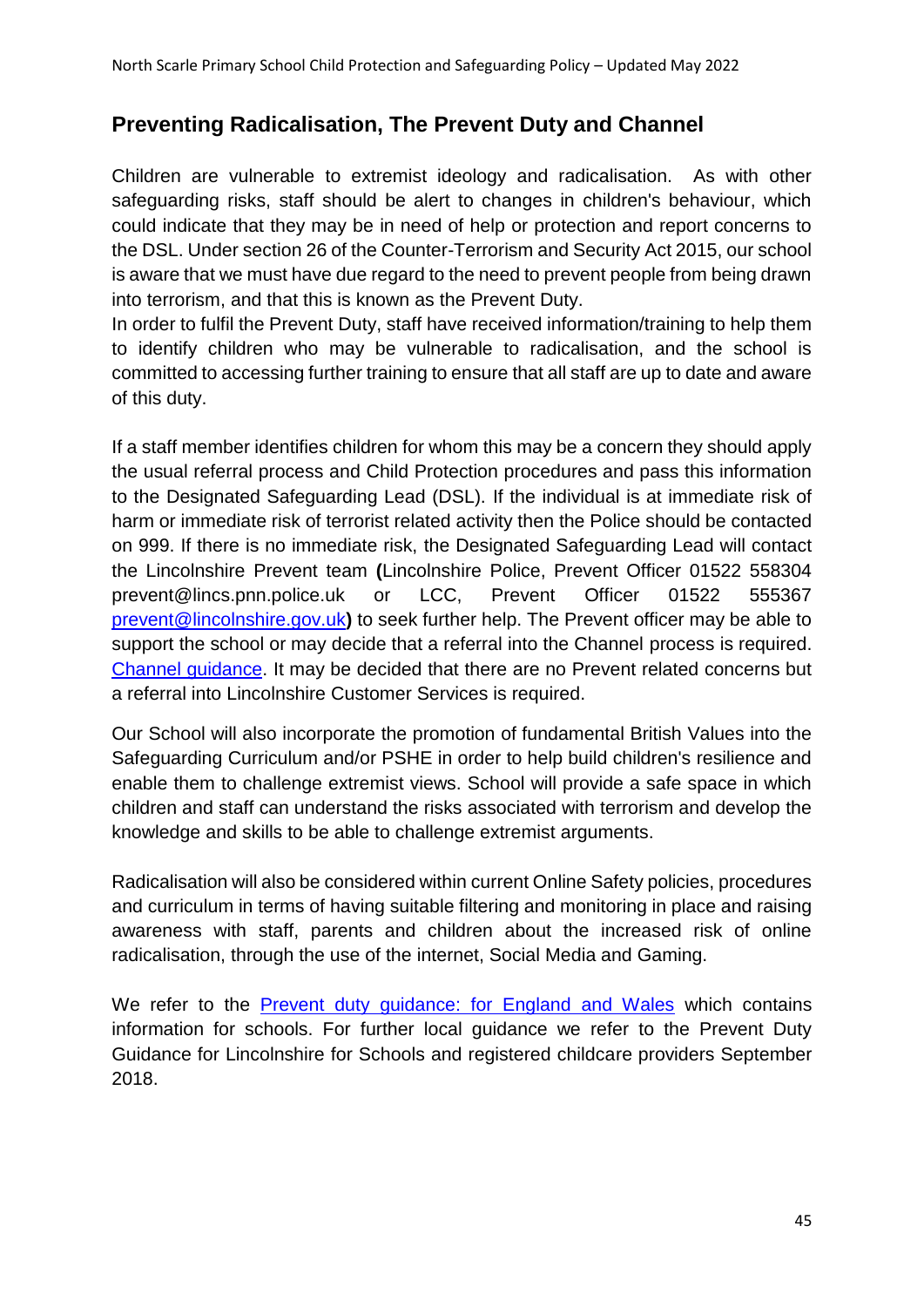## Preventing Radicalisation, The Prevent Duty and Channel

Children are vulnerable to extremist ideology and radicalisation. As with other safeguarding risks, staff should be alert to changes in children's behaviour, which could indicate that they may be in need of help or protection and report concerns to the DSL. Under section 26 of the Counter-Terrorism and Security Act 2015, our school is aware that we must have due regard to the need to prevent people from being drawn into terrorism, and that this is known as the Prevent Duty.

In order to fulfil the Prevent Duty, staff have received information/training to help them to identify children who may be vulnerable to radicalisation, and the school is committed to accessing further training to ensure that all staff are up to date and aware of this duty.

If a staff member identifies children for whom this may be a concern they should apply the usual referral process and Child Protection procedures and pass this information to the Designated Safeguarding Lead (DSL). If the individual is at immediate risk of harm or immediate risk of terrorist related activity then the Police should be contacted on 999. If there is no immediate risk, the Designated Safeguarding Lead will contact the Lincolnshire Prevent team **(**Lincolnshire Police, Prevent Officer 01522 558304 prevent@lincs.pnn.police.uk or LCC, Prevent Officer 01522 555367 prevent@lincolnshire.gov.uk**)** to seek further help. The Prevent officer may be able to support the school or may decide that a referral into the Channel process is required. Channel guidance. It may be decided that there are no Prevent related concerns but a referral into Lincolnshire Customer Services is required.

Our School will also incorporate the promotion of fundamental British Values into the Safeguarding Curriculum and/or PSHE in order to help build children's resilience and enable them to challenge extremist views. School will provide a safe space in which children and staff can understand the risks associated with terrorism and develop the knowledge and skills to be able to challenge extremist arguments.

Radicalisation will also be considered within current Online Safety policies, procedures and curriculum in terms of having suitable filtering and monitoring in place and raising awareness with staff, parents and children about the increased risk of online radicalisation, through the use of the internet, Social Media and Gaming.

We refer to the Prevent duty guidance: for England and Wales which contains information for schools. For further local guidance we refer to the Prevent Duty Guidance for Lincolnshire for Schools and registered childcare providers September 2018.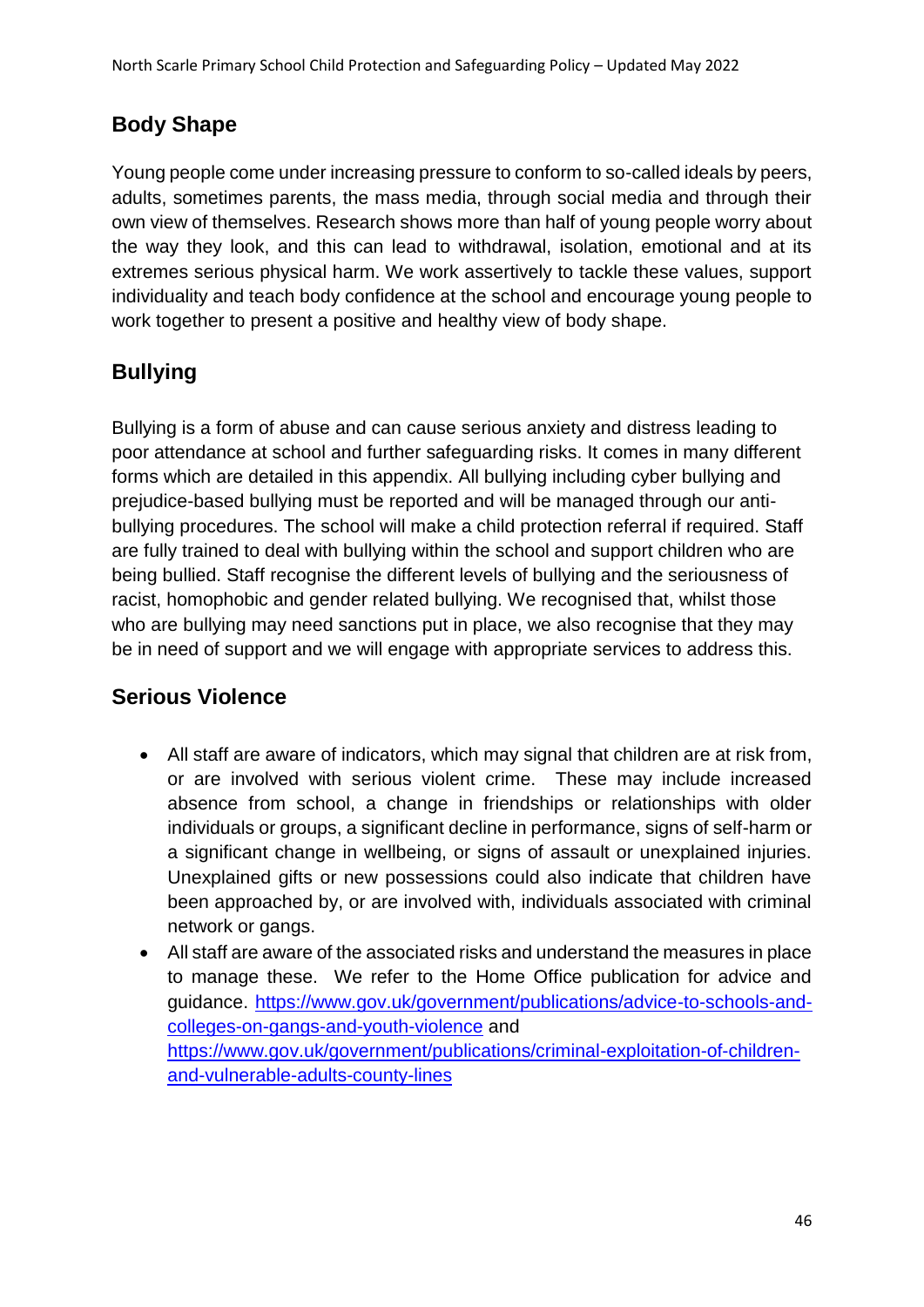## Body Shape

Young people come under increasing pressure to conform to so-called ideals by peers, adults, sometimes parents, the mass media, through social media and through their own view of themselves. Research shows more than half of young people worry about the way they look, and this can lead to withdrawal, isolation, emotional and at its extremes serious physical harm. We work assertively to tackle these values, support individuality and teach body confidence at the school and encourage young people to work together to present a positive and healthy view of body shape.

## Bullying

Bullying is a form of abuse and can cause serious anxiety and distress leading to poor attendance at school and further safeguarding risks. It comes in many different forms which are detailed in this appendix. All bullying including cyber bullying and prejudice-based bullying must be reported and will be managed through our anti-bullying procedures. The school will make a child protection referral if required. Staff are fully trained to deal with bullying within the school and support children who are being bullied. Staff recognise the different levels of bullying and the seriousness of racist, homophobic and gender related bullying. We recognised that, whilst those who are bullying may need sanctions put in place, we also recognise that they may be in need of support and we will engage with appropriate services to address this.

## Serious Violence

- All staff are aware of indicators, which may signal that children are at risk from, or are involved with serious violent crime. These may include increased absence from school, a change in friendships or relationships with older individuals or groups, a significant decline in performance, signs of self-harm or a significant change in wellbeing, or signs of assault or unexplained injuries. Unexplained gifts or new possessions could also indicate that children have been approached by, or are involved with, individuals associated with criminal network or gangs.
- All staff are aware of the associated risks and understand the measures in place to manage these. We refer to the Home Office publication for advice and guidance. [https://www.gov.uk/government/publications/advice-to-schools-and-colleges-on-gangs-and-youth-violence](https://www.gov.uk/government/publications/advice-to-schools-and-colleges-on-gangs-and-youth-violence) and [https://www.gov.uk/government/publications/criminal-exploitation-of-children-and-vulnerable-adults-county-lines](https://www.gov.uk/government/publications/criminal-exploitation-of-children-and-vulnerable-adults-county-lines)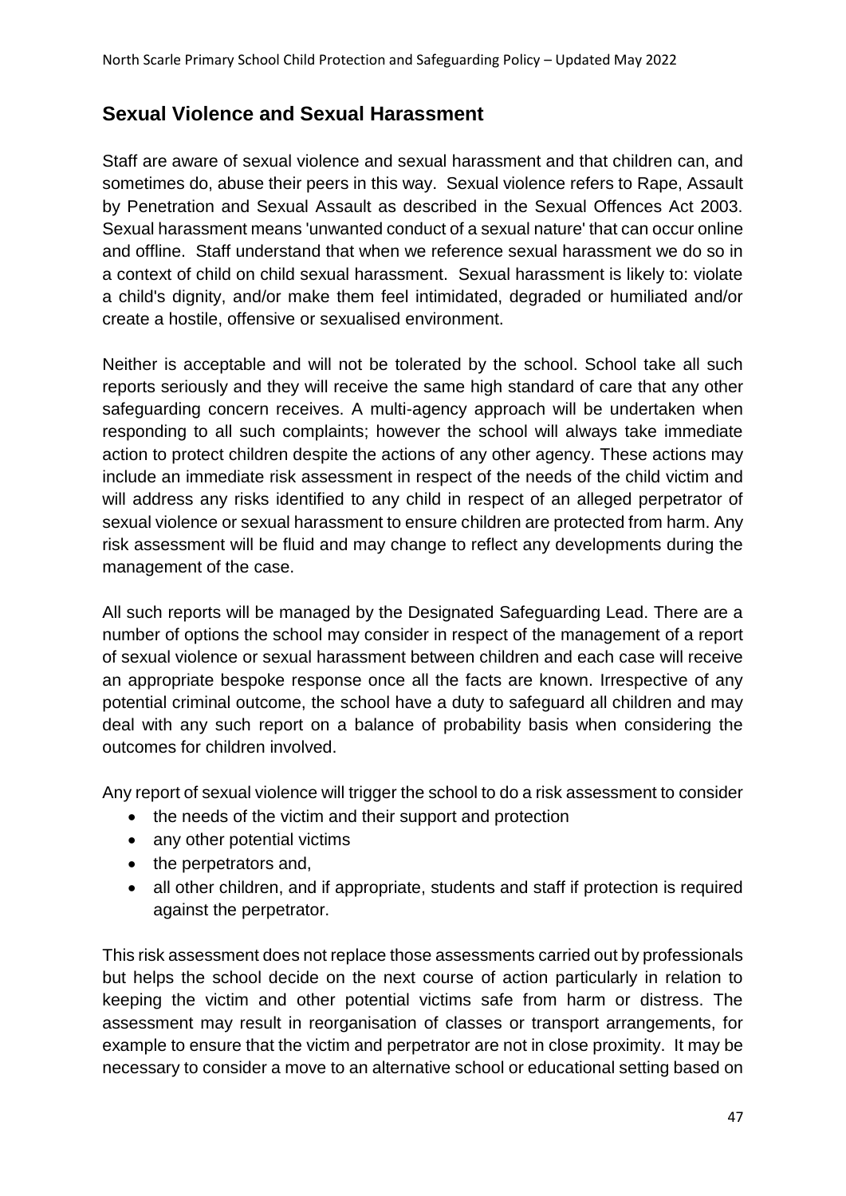## Sexual Violence and Sexual Harassment

Staff are aware of sexual violence and sexual harassment and that children can, and sometimes do, abuse their peers in this way. Sexual violence refers to Rape, Assault by Penetration and Sexual Assault as described in the Sexual Offences Act 2003. Sexual harassment means 'unwanted conduct of a sexual nature' that can occur online and offline. Staff understand that when we reference sexual harassment we do so in a context of child on child sexual harassment. Sexual harassment is likely to: violate a child's dignity, and/or make them feel intimidated, degraded or humiliated and/or create a hostile, offensive or sexualised environment.

Neither is acceptable and will not be tolerated by the school. School take all such reports seriously and they will receive the same high standard of care that any other safeguarding concern receives. A multi-agency approach will be undertaken when responding to all such complaints; however the school will always take immediate action to protect children despite the actions of any other agency. These actions may include an immediate risk assessment in respect of the needs of the child victim and will address any risks identified to any child in respect of an alleged perpetrator of sexual violence or sexual harassment to ensure children are protected from harm. Any risk assessment will be fluid and may change to reflect any developments during the management of the case.

All such reports will be managed by the Designated Safeguarding Lead. There are a number of options the school may consider in respect of the management of a report of sexual violence or sexual harassment between children and each case will receive an appropriate bespoke response once all the facts are known. Irrespective of any potential criminal outcome, the school have a duty to safeguard all children and may deal with any such report on a balance of probability basis when considering the outcomes for children involved.

Any report of sexual violence will trigger the school to do a risk assessment to consider

- the needs of the victim and their support and protection
- any other potential victims
- the perpetrators and,
- all other children, and if appropriate, students and staff if protection is required against the perpetrator.

This risk assessment does not replace those assessments carried out by professionals but helps the school decide on the next course of action particularly in relation to keeping the victim and other potential victims safe from harm or distress. The assessment may result in reorganisation of classes or transport arrangements, for example to ensure that the victim and perpetrator are not in close proximity. It may be necessary to consider a move to an alternative school or educational setting based on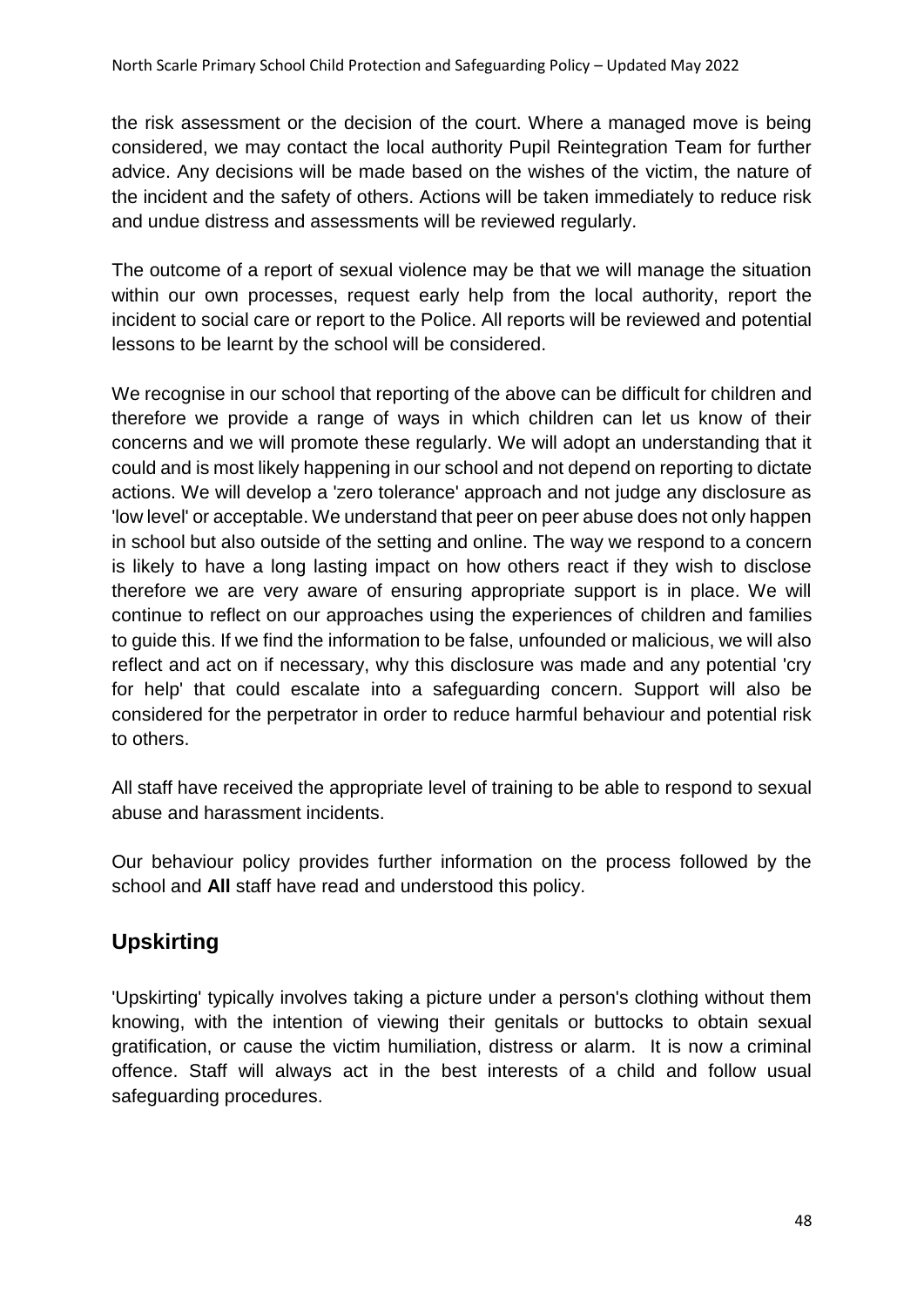the risk assessment or the decision of the court. Where a managed move is being considered, we may contact the local authority Pupil Reintegration Team for further advice. Any decisions will be made based on the wishes of the victim, the nature of the incident and the safety of others. Actions will be taken immediately to reduce risk and undue distress and assessments will be reviewed regularly.

The outcome of a report of sexual violence may be that we will manage the situation within our own processes, request early help from the local authority, report the incident to social care or report to the Police. All reports will be reviewed and potential lessons to be learnt by the school will be considered.

We recognise in our school that reporting of the above can be difficult for children and therefore we provide a range of ways in which children can let us know of their concerns and we will promote these regularly. We will adopt an understanding that it could and is most likely happening in our school and not depend on reporting to dictate actions. We will develop a 'zero tolerance' approach and not judge any disclosure as 'low level' or acceptable. We understand that peer on peer abuse does not only happen in school but also outside of the setting and online. The way we respond to a concern is likely to have a long lasting impact on how others react if they wish to disclose therefore we are very aware of ensuring appropriate support is in place. We will continue to reflect on our approaches using the experiences of children and families to guide this. If we find the information to be false, unfounded or malicious, we will also reflect and act on if necessary, why this disclosure was made and any potential 'cry for help' that could escalate into a safeguarding concern. Support will also be considered for the perpetrator in order to reduce harmful behaviour and potential risk to others.

All staff have received the appropriate level of training to be able to respond to sexual abuse and harassment incidents.

Our behaviour policy provides further information on the process followed by the school and **All** staff have read and understood this policy.

## Upskirting

'Upskirting' typically involves taking a picture under a person's clothing without them knowing, with the intention of viewing their genitals or buttocks to obtain sexual gratification, or cause the victim humiliation, distress or alarm. It is now a criminal offence. Staff will always act in the best interests of a child and follow usual safeguarding procedures.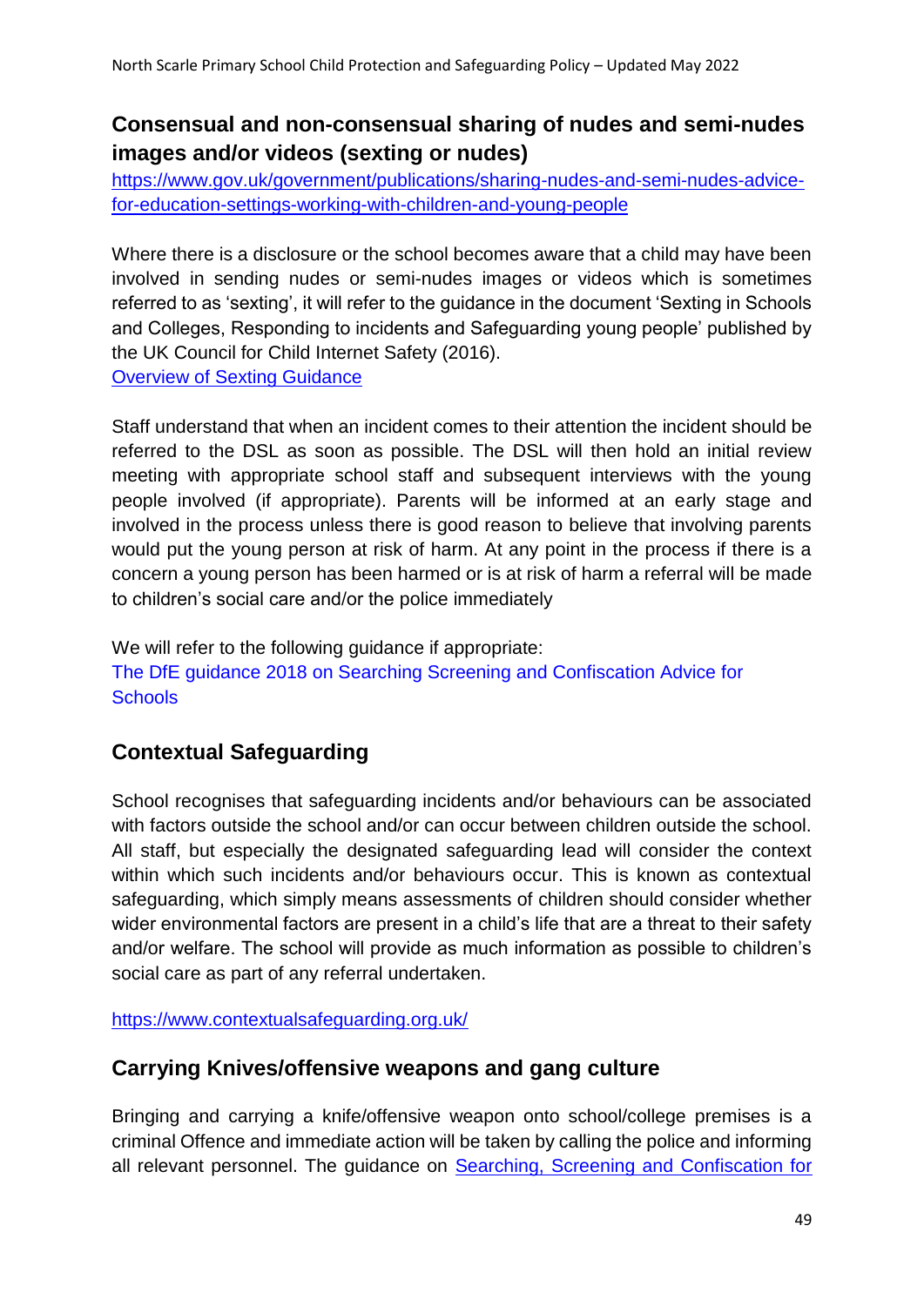## Consensual and non-consensual sharing of nudes and semi-nudes images and/or videos (sexting or nudes)

https://www.gov.uk/government/publications/sharing-nudes-and-semi-nudes-advice-for-education-settings-working-with-children-and-young-people

Where there is a disclosure or the school becomes aware that a child may have been involved in sending nudes or semi-nudes images or videos which is sometimes referred to as 'sexting', it will refer to the guidance in the document 'Sexting in Schools and Colleges, Responding to incidents and Safeguarding young people' published by the UK Council for Child Internet Safety (2016).
Overview of Sexting Guidance

Staff understand that when an incident comes to their attention the incident should be referred to the DSL as soon as possible. The DSL will then hold an initial review meeting with appropriate school staff and subsequent interviews with the young people involved (if appropriate). Parents will be informed at an early stage and involved in the process unless there is good reason to believe that involving parents would put the young person at risk of harm. At any point in the process if there is a concern a young person has been harmed or is at risk of harm a referral will be made to children's social care and/or the police immediately

We will refer to the following guidance if appropriate:
The DfE guidance 2018 on Searching Screening and Confiscation Advice for Schools

## Contextual Safeguarding

School recognises that safeguarding incidents and/or behaviours can be associated with factors outside the school and/or can occur between children outside the school. All staff, but especially the designated safeguarding lead will consider the context within which such incidents and/or behaviours occur. This is known as contextual safeguarding, which simply means assessments of children should consider whether wider environmental factors are present in a child's life that are a threat to their safety and/or welfare. The school will provide as much information as possible to children's social care as part of any referral undertaken.

https://www.contextualsafeguarding.org.uk/

## Carrying Knives/offensive weapons and gang culture

Bringing and carrying a knife/offensive weapon onto school/college premises is a criminal Offence and immediate action will be taken by calling the police and informing all relevant personnel. The guidance on Searching, Screening and Confiscation for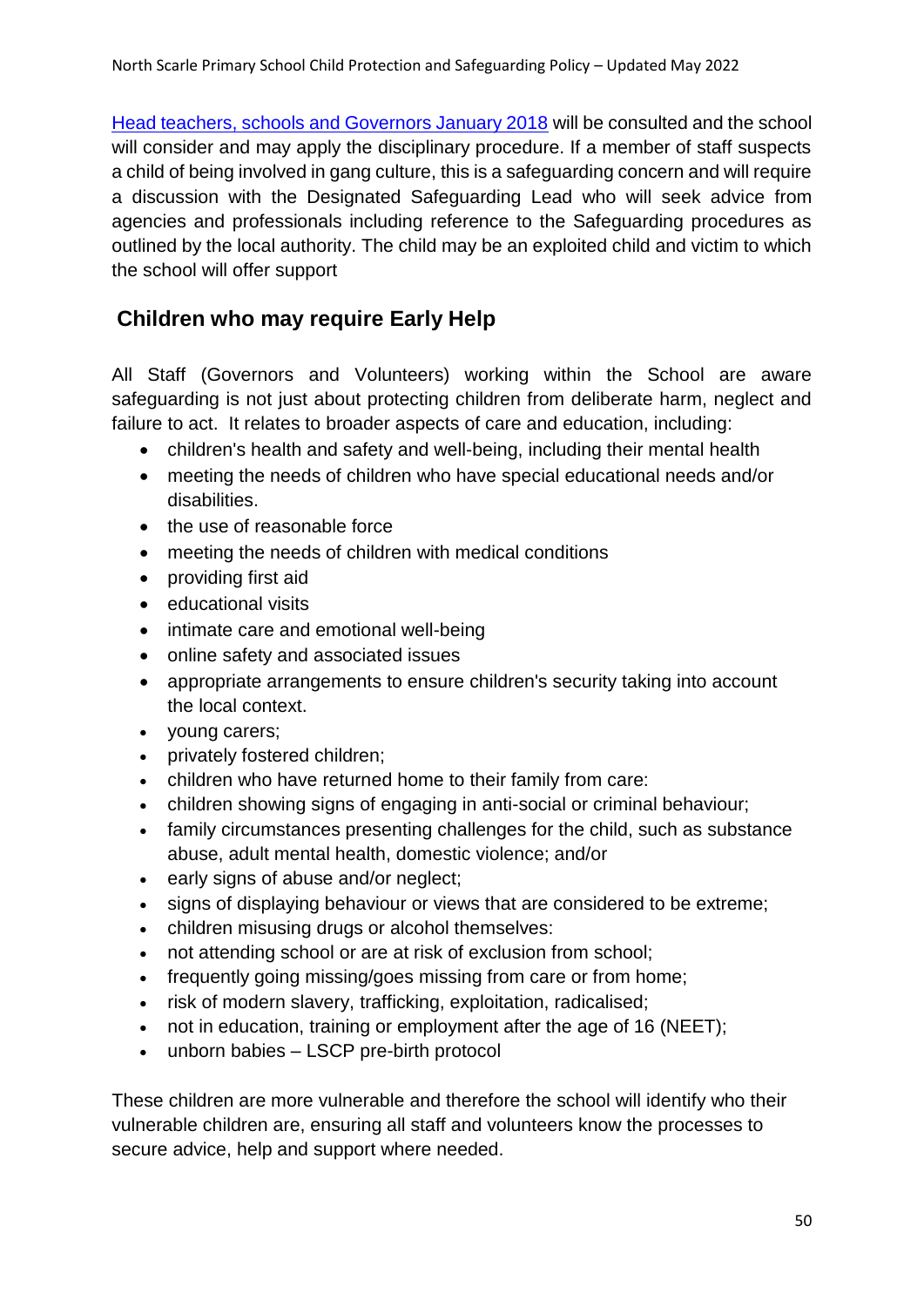Head teachers, schools and Governors January 2018 will be consulted and the school will consider and may apply the disciplinary procedure. If a member of staff suspects a child of being involved in gang culture, this is a safeguarding concern and will require a discussion with the Designated Safeguarding Lead who will seek advice from agencies and professionals including reference to the Safeguarding procedures as outlined by the local authority. The child may be an exploited child and victim to which the school will offer support

## Children who may require Early Help

All Staff (Governors and Volunteers) working within the School are aware safeguarding is not just about protecting children from deliberate harm, neglect and failure to act. It relates to broader aspects of care and education, including:

- children's health and safety and well-being, including their mental health
- meeting the needs of children who have special educational needs and/or disabilities.
- the use of reasonable force
- meeting the needs of children with medical conditions
- providing first aid
- educational visits
- intimate care and emotional well-being
- online safety and associated issues
- appropriate arrangements to ensure children's security taking into account the local context.
- young carers;
- privately fostered children;
- children who have returned home to their family from care:
- children showing signs of engaging in anti-social or criminal behaviour;
- family circumstances presenting challenges for the child, such as substance abuse, adult mental health, domestic violence; and/or
- early signs of abuse and/or neglect;
- signs of displaying behaviour or views that are considered to be extreme;
- children misusing drugs or alcohol themselves:
- not attending school or are at risk of exclusion from school;
- frequently going missing/goes missing from care or from home;
- risk of modern slavery, trafficking, exploitation, radicalised;
- not in education, training or employment after the age of 16 (NEET);
- unborn babies – LSCP pre-birth protocol

These children are more vulnerable and therefore the school will identify who their vulnerable children are, ensuring all staff and volunteers know the processes to secure advice, help and support where needed.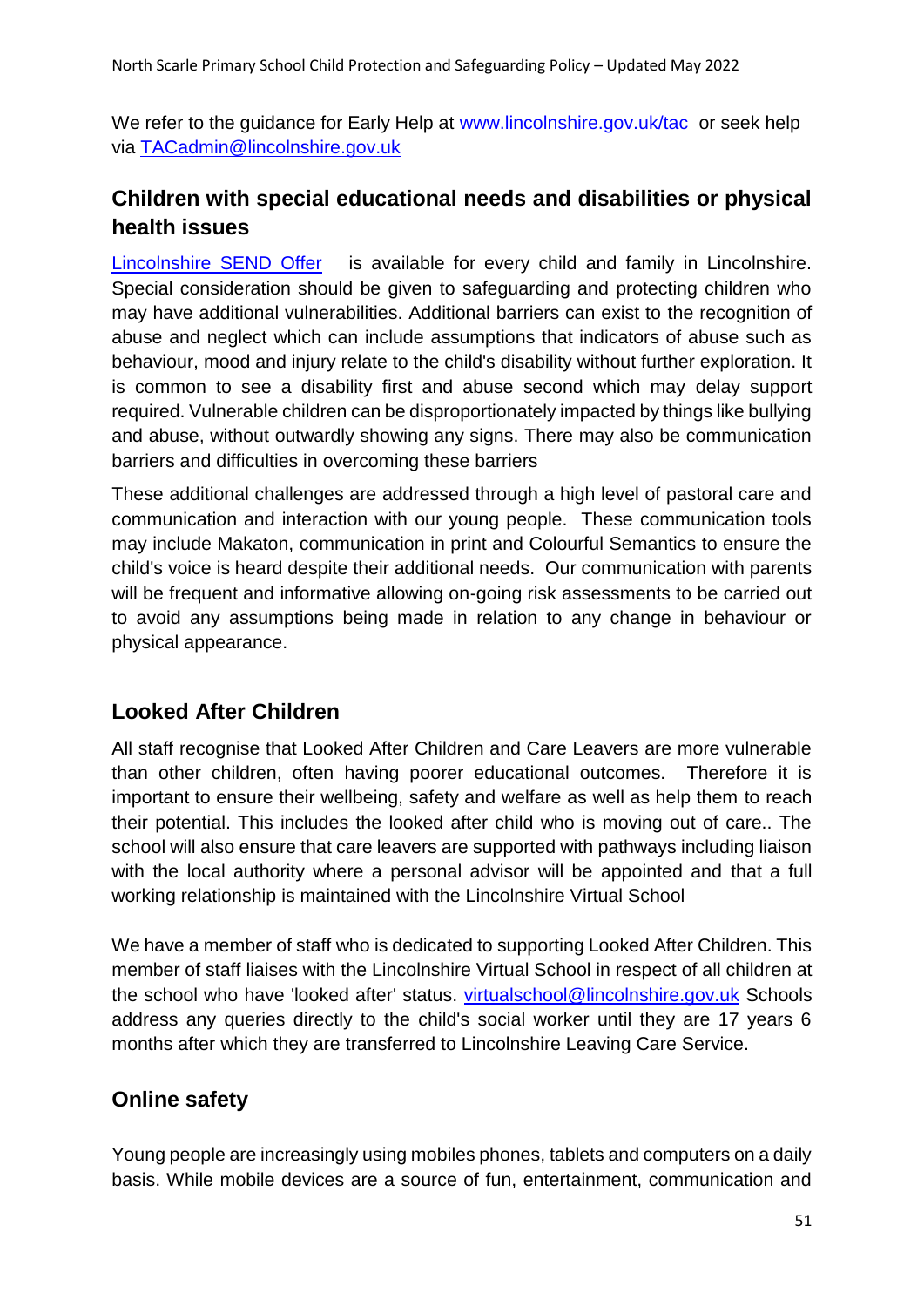We refer to the guidance for Early Help at www.lincolnshire.gov.uk/tac or seek help via TACadmin@lincolnshire.gov.uk

## Children with special educational needs and disabilities or physical health issues

Lincolnshire SEND Offer is available for every child and family in Lincolnshire. Special consideration should be given to safeguarding and protecting children who may have additional vulnerabilities. Additional barriers can exist to the recognition of abuse and neglect which can include assumptions that indicators of abuse such as behaviour, mood and injury relate to the child's disability without further exploration. It is common to see a disability first and abuse second which may delay support required. Vulnerable children can be disproportionately impacted by things like bullying and abuse, without outwardly showing any signs. There may also be communication barriers and difficulties in overcoming these barriers

These additional challenges are addressed through a high level of pastoral care and communication and interaction with our young people. These communication tools may include Makaton, communication in print and Colourful Semantics to ensure the child's voice is heard despite their additional needs. Our communication with parents will be frequent and informative allowing on-going risk assessments to be carried out to avoid any assumptions being made in relation to any change in behaviour or physical appearance.

## Looked After Children

All staff recognise that Looked After Children and Care Leavers are more vulnerable than other children, often having poorer educational outcomes. Therefore it is important to ensure their wellbeing, safety and welfare as well as help them to reach their potential. This includes the looked after child who is moving out of care.. The school will also ensure that care leavers are supported with pathways including liaison with the local authority where a personal advisor will be appointed and that a full working relationship is maintained with the Lincolnshire Virtual School

We have a member of staff who is dedicated to supporting Looked After Children. This member of staff liaises with the Lincolnshire Virtual School in respect of all children at the school who have 'looked after' status. virtualschool@lincolnshire.gov.uk Schools address any queries directly to the child's social worker until they are 17 years 6 months after which they are transferred to Lincolnshire Leaving Care Service.

## Online safety

Young people are increasingly using mobiles phones, tablets and computers on a daily basis. While mobile devices are a source of fun, entertainment, communication and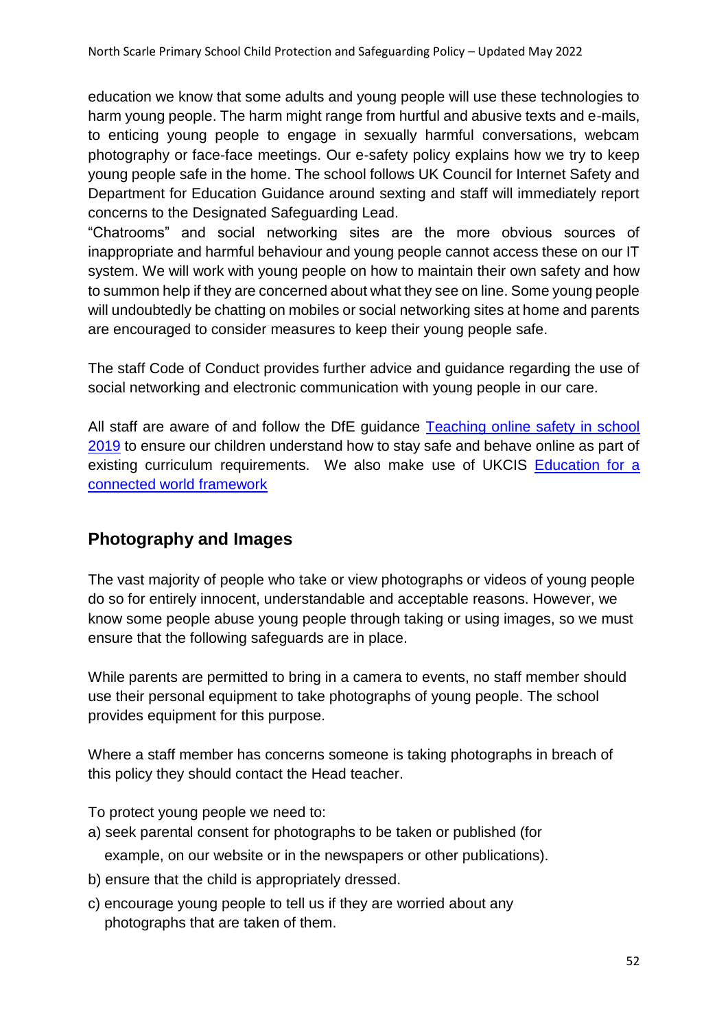education we know that some adults and young people will use these technologies to harm young people. The harm might range from hurtful and abusive texts and e-mails, to enticing young people to engage in sexually harmful conversations, webcam photography or face-face meetings. Our e-safety policy explains how we try to keep young people safe in the home. The school follows UK Council for Internet Safety and Department for Education Guidance around sexting and staff will immediately report concerns to the Designated Safeguarding Lead.
"Chatrooms" and social networking sites are the more obvious sources of inappropriate and harmful behaviour and young people cannot access these on our IT system. We will work with young people on how to maintain their own safety and how to summon help if they are concerned about what they see on line. Some young people will undoubtedly be chatting on mobiles or social networking sites at home and parents are encouraged to consider measures to keep their young people safe.

The staff Code of Conduct provides further advice and guidance regarding the use of social networking and electronic communication with young people in our care.

All staff are aware of and follow the DfE guidance [Teaching online safety in school 2019] to ensure our children understand how to stay safe and behave online as part of existing curriculum requirements. We also make use of UKCIS [Education for a connected world framework]

## Photography and Images

The vast majority of people who take or view photographs or videos of young people do so for entirely innocent, understandable and acceptable reasons. However, we know some people abuse young people through taking or using images, so we must ensure that the following safeguards are in place.

While parents are permitted to bring in a camera to events, no staff member should use their personal equipment to take photographs of young people. The school provides equipment for this purpose.

Where a staff member has concerns someone is taking photographs in breach of this policy they should contact the Head teacher.

To protect young people we need to:

a) seek parental consent for photographs to be taken or published (for example, on our website or in the newspapers or other publications).
b) ensure that the child is appropriately dressed.
c) encourage young people to tell us if they are worried about any photographs that are taken of them.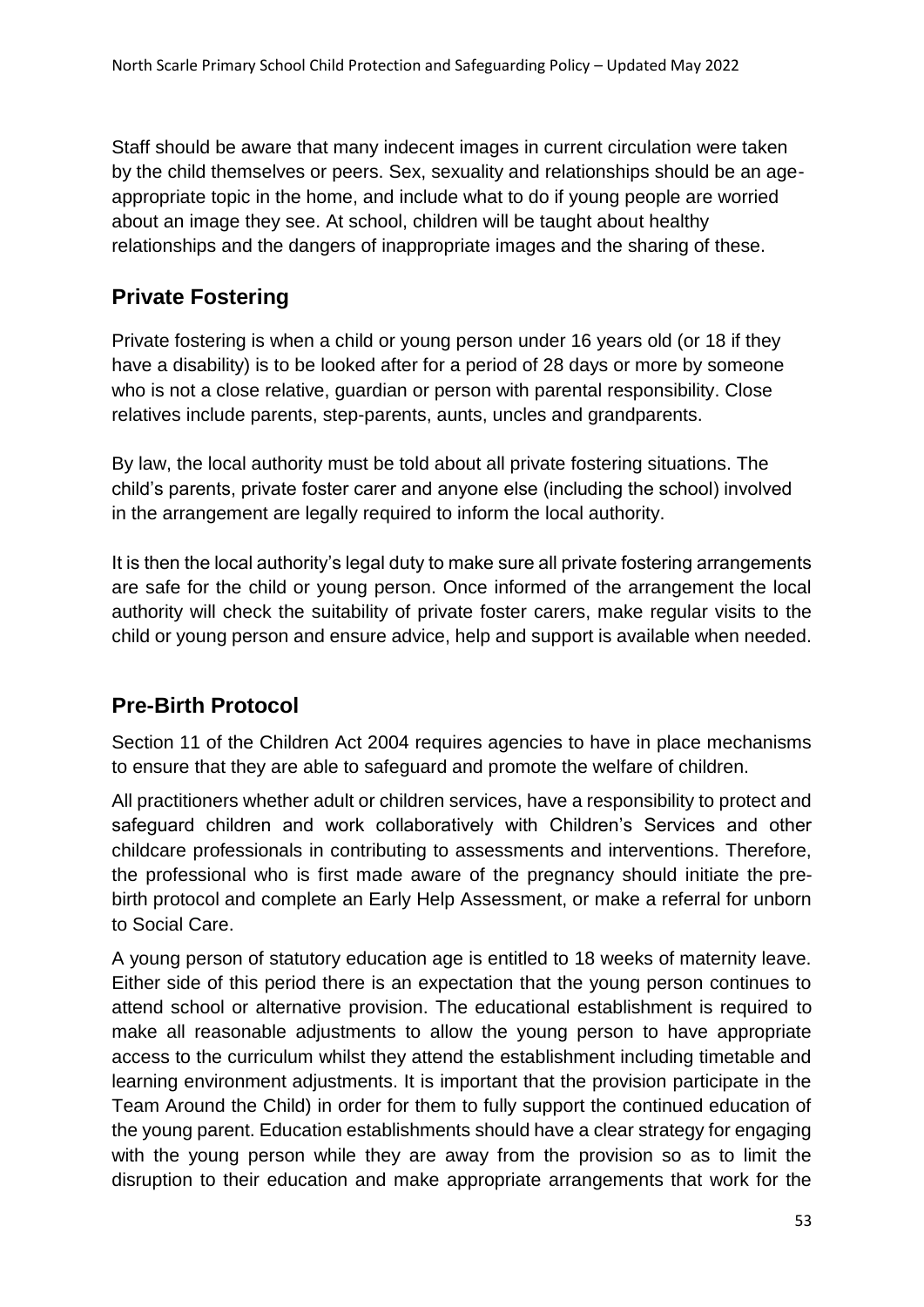Staff should be aware that many indecent images in current circulation were taken by the child themselves or peers. Sex, sexuality and relationships should be an age-appropriate topic in the home, and include what to do if young people are worried about an image they see. At school, children will be taught about healthy relationships and the dangers of inappropriate images and the sharing of these.

## Private Fostering

Private fostering is when a child or young person under 16 years old (or 18 if they have a disability) is to be looked after for a period of 28 days or more by someone who is not a close relative, guardian or person with parental responsibility. Close relatives include parents, step-parents, aunts, uncles and grandparents.

By law, the local authority must be told about all private fostering situations. The child's parents, private foster carer and anyone else (including the school) involved in the arrangement are legally required to inform the local authority.

It is then the local authority's legal duty to make sure all private fostering arrangements are safe for the child or young person. Once informed of the arrangement the local authority will check the suitability of private foster carers, make regular visits to the child or young person and ensure advice, help and support is available when needed.

## Pre-Birth Protocol

Section 11 of the Children Act 2004 requires agencies to have in place mechanisms to ensure that they are able to safeguard and promote the welfare of children.

All practitioners whether adult or children services, have a responsibility to protect and safeguard children and work collaboratively with Children's Services and other childcare professionals in contributing to assessments and interventions. Therefore, the professional who is first made aware of the pregnancy should initiate the pre-birth protocol and complete an Early Help Assessment, or make a referral for unborn to Social Care.

A young person of statutory education age is entitled to 18 weeks of maternity leave. Either side of this period there is an expectation that the young person continues to attend school or alternative provision. The educational establishment is required to make all reasonable adjustments to allow the young person to have appropriate access to the curriculum whilst they attend the establishment including timetable and learning environment adjustments. It is important that the provision participate in the Team Around the Child) in order for them to fully support the continued education of the young parent. Education establishments should have a clear strategy for engaging with the young person while they are away from the provision so as to limit the disruption to their education and make appropriate arrangements that work for the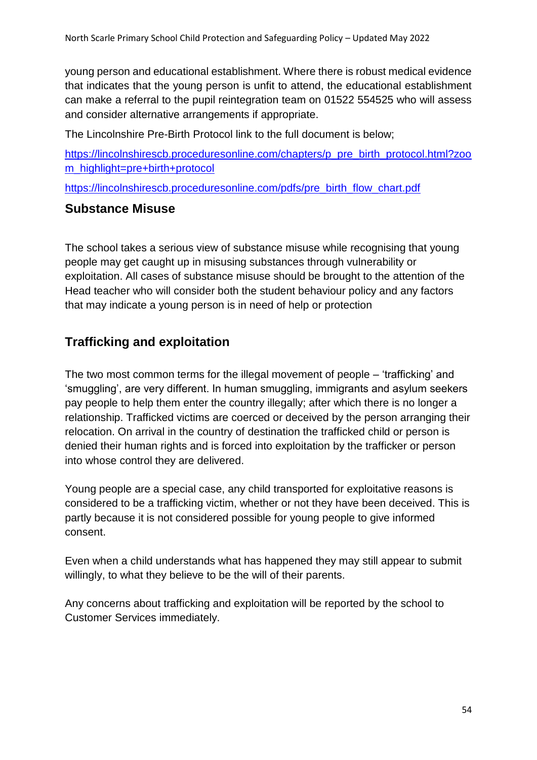young person and educational establishment. Where there is robust medical evidence that indicates that the young person is unfit to attend, the educational establishment can make a referral to the pupil reintegration team on 01522 554525 who will assess and consider alternative arrangements if appropriate.

The Lincolnshire Pre-Birth Protocol link to the full document is below;

[https://lincolnshirescb.proceduresonline.com/chapters/p_pre_birth_protocol.html?zoom_highlight=pre+birth+protocol](https://lincolnshirescb.proceduresonline.com/chapters/p_pre_birth_protocol.html?zoom_highlight=pre+birth+protocol)

[https://lincolnshirescb.proceduresonline.com/pdfs/pre_birth_flow_chart.pdf](https://lincolnshirescb.proceduresonline.com/pdfs/pre_birth_flow_chart.pdf)

## Substance Misuse

The school takes a serious view of substance misuse while recognising that young people may get caught up in misusing substances through vulnerability or exploitation. All cases of substance misuse should be brought to the attention of the Head teacher who will consider both the student behaviour policy and any factors that may indicate a young person is in need of help or protection

## Trafficking and exploitation

The two most common terms for the illegal movement of people – 'trafficking' and 'smuggling', are very different. In human smuggling, immigrants and asylum seekers pay people to help them enter the country illegally; after which there is no longer a relationship. Trafficked victims are coerced or deceived by the person arranging their relocation. On arrival in the country of destination the trafficked child or person is denied their human rights and is forced into exploitation by the trafficker or person into whose control they are delivered.

Young people are a special case, any child transported for exploitative reasons is considered to be a trafficking victim, whether or not they have been deceived. This is partly because it is not considered possible for young people to give informed consent.

Even when a child understands what has happened they may still appear to submit willingly, to what they believe to be the will of their parents.

Any concerns about trafficking and exploitation will be reported by the school to Customer Services immediately.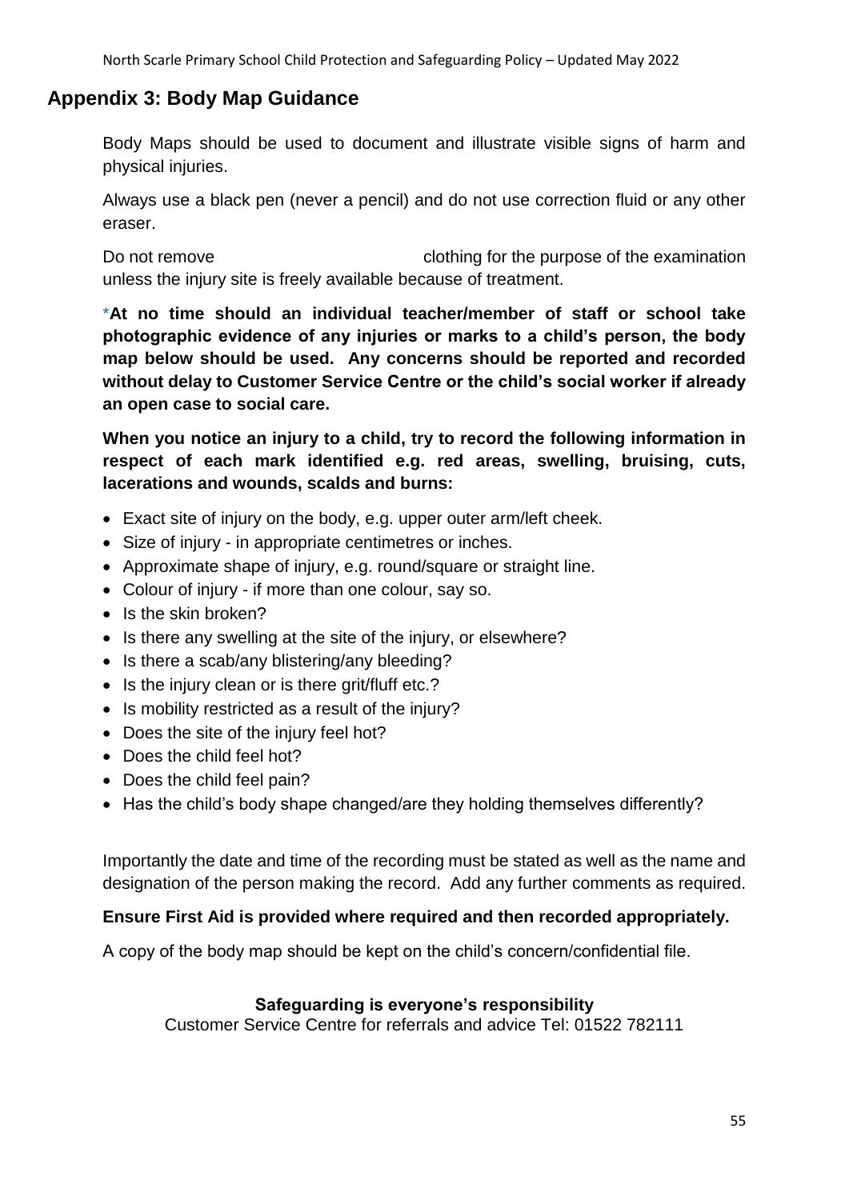## Appendix 3: Body Map Guidance

Body Maps should be used to document and illustrate visible signs of harm and physical injuries.

Always use a black pen (never a pencil) and do not use correction fluid or any other eraser.

Do not remove clothing for the purpose of the examination unless the injury site is freely available because of treatment.

\***At no time should an individual teacher/member of staff or school take photographic evidence of any injuries or marks to a child's person, the body map below should be used. Any concerns should be reported and recorded without delay to Customer Service Centre or the child's social worker if already an open case to social care.**

**When you notice an injury to a child, try to record the following information in respect of each mark identified e.g. red areas, swelling, bruising, cuts, lacerations and wounds, scalds and burns:**

- Exact site of injury on the body, e.g. upper outer arm/left cheek.
- Size of injury - in appropriate centimetres or inches.
- Approximate shape of injury, e.g. round/square or straight line.
- Colour of injury - if more than one colour, say so.
- Is the skin broken?
- Is there any swelling at the site of the injury, or elsewhere?
- Is there a scab/any blistering/any bleeding?
- Is the injury clean or is there grit/fluff etc.?
- Is mobility restricted as a result of the injury?
- Does the site of the injury feel hot?
- Does the child feel hot?
- Does the child feel pain?
- Has the child's body shape changed/are they holding themselves differently?

Importantly the date and time of the recording must be stated as well as the name and designation of the person making the record. Add any further comments as required.

**Ensure First Aid is provided where required and then recorded appropriately.**

A copy of the body map should be kept on the child's concern/confidential file.

**Safeguarding is everyone's responsibility**

Customer Service Centre for referrals and advice Tel: 01522 782111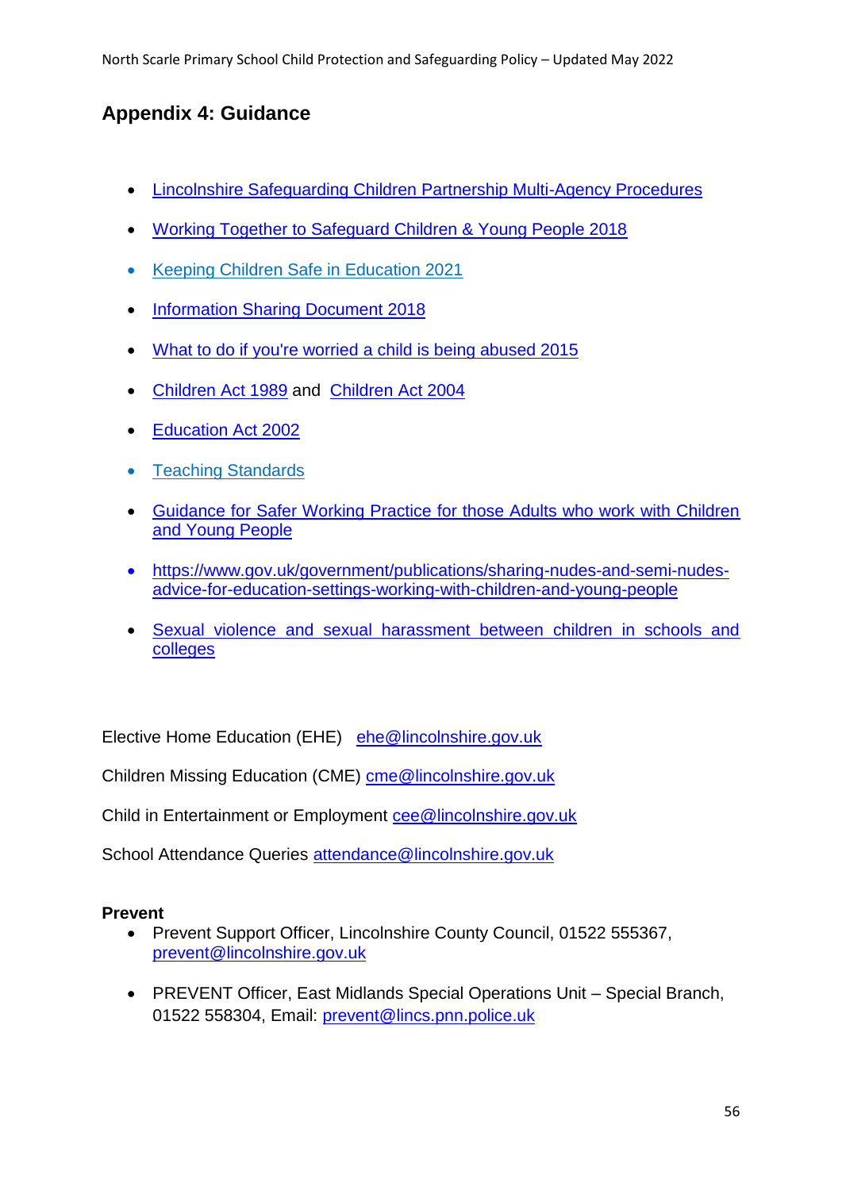## Appendix 4: Guidance

- Lincolnshire Safeguarding Children Partnership Multi-Agency Procedures
- Working Together to Safeguard Children & Young People 2018
- Keeping Children Safe in Education 2021
- Information Sharing Document 2018
- What to do if you're worried a child is being abused 2015
- Children Act 1989 and Children Act 2004
- Education Act 2002
- Teaching Standards
- Guidance for Safer Working Practice for those Adults who work with Children and Young People
- https://www.gov.uk/government/publications/sharing-nudes-and-semi-nudes-advice-for-education-settings-working-with-children-and-young-people
- Sexual violence and sexual harassment between children in schools and colleges

Elective Home Education (EHE) ehe@lincolnshire.gov.uk

Children Missing Education (CME) cme@lincolnshire.gov.uk

Child in Entertainment or Employment cee@lincolnshire.gov.uk

School Attendance Queries attendance@lincolnshire.gov.uk

**Prevent**

- Prevent Support Officer, Lincolnshire County Council, 01522 555367, prevent@lincolnshire.gov.uk
- PREVENT Officer, East Midlands Special Operations Unit – Special Branch, 01522 558304, Email: prevent@lincs.pnn.police.uk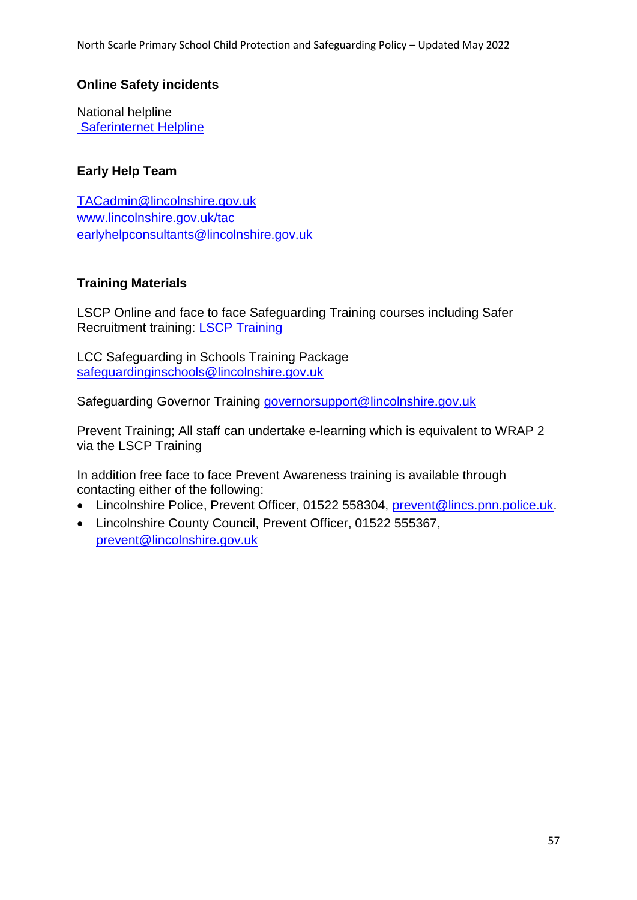### Online Safety incidents

National helpline
Saferinternet Helpline

### Early Help Team

TACadmin@lincolnshire.gov.uk
www.lincolnshire.gov.uk/tac
earlyhelpconsultants@lincolnshire.gov.uk

### Training Materials

LSCP Online and face to face Safeguarding Training courses including Safer Recruitment training: LSCP Training

LCC Safeguarding in Schools Training Package
safeguardinginschools@lincolnshire.gov.uk

Safeguarding Governor Training governorsupport@lincolnshire.gov.uk

Prevent Training; All staff can undertake e-learning which is equivalent to WRAP 2 via the LSCP Training

In addition free face to face Prevent Awareness training is available through contacting either of the following:

- Lincolnshire Police, Prevent Officer, 01522 558304, prevent@lincs.pnn.police.uk.
- Lincolnshire County Council, Prevent Officer, 01522 555367, prevent@lincolnshire.gov.uk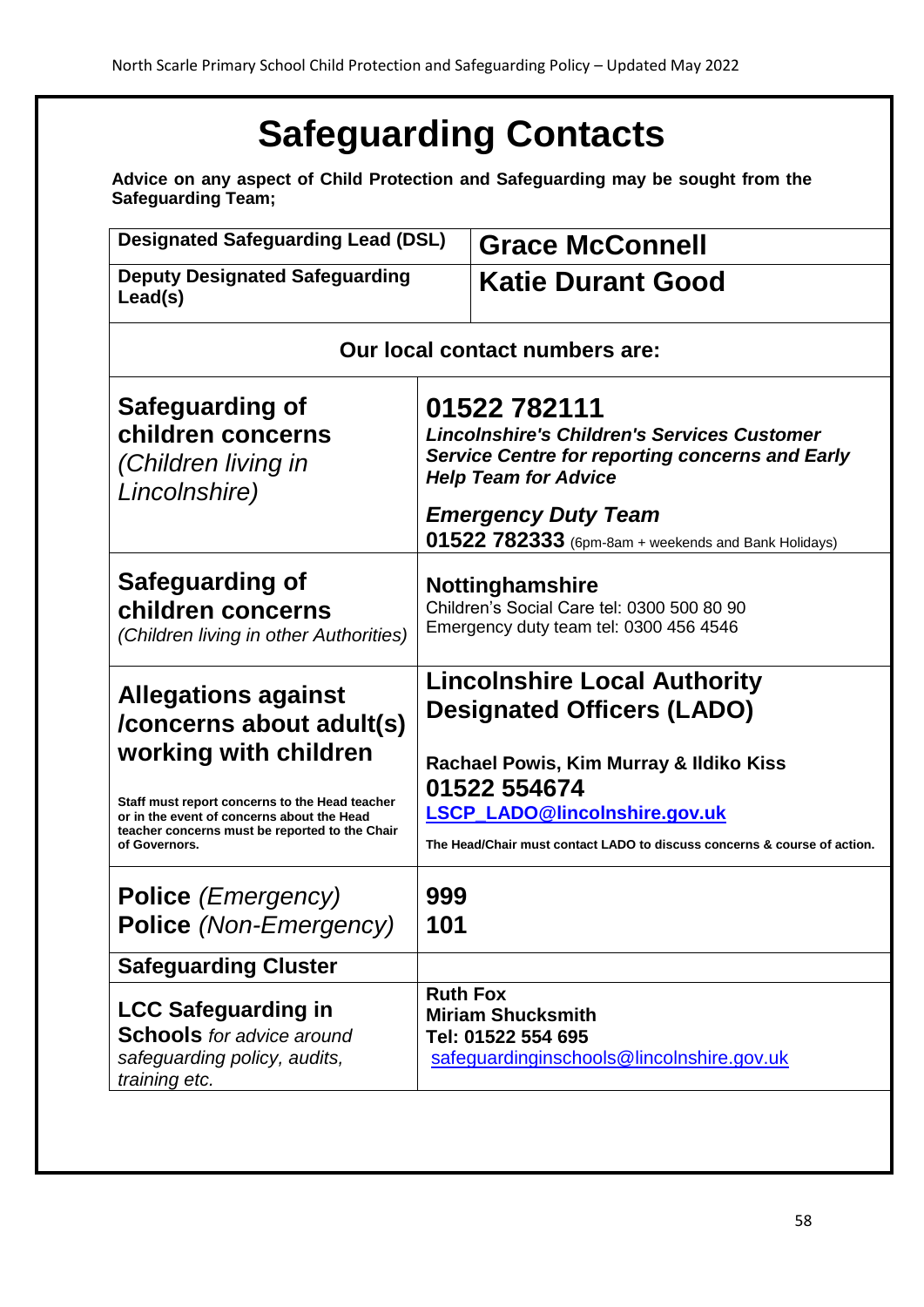# Safeguarding Contacts

**Advice on any aspect of Child Protection and Safeguarding may be sought from the Safeguarding Team;**

| | |
|---|---|
| **Designated Safeguarding Lead (DSL)** | **Grace McConnell** |
| **Deputy Designated Safeguarding Lead(s)** | **Katie Durant Good** |

**Our local contact numbers are:**

| | |
|---|---|
| **Safeguarding of children concerns** *(Children living in Lincolnshire)* | **01522 782111** ***Lincolnshire's Children's Services Customer Service Centre for reporting concerns and Early Help Team for Advice*** ***Emergency Duty Team*** **01522 782333** (6pm-8am + weekends and Bank Holidays) |
| **Safeguarding of children concerns** *(Children living in other Authorities)* | **Nottinghamshire** Children's Social Care tel: 0300 500 80 90 Emergency duty team tel: 0300 456 4546 |
| **Allegations against /concerns about adult(s) working with children** **Staff must report concerns to the Head teacher or in the event of concerns about the Head teacher concerns must be reported to the Chair of Governors.** | **Lincolnshire Local Authority Designated Officers (LADO)** **Rachael Powis, Kim Murray & Ildiko Kiss** **01522 554674** **LSCP_LADO@lincolnshire.gov.uk** **The Head/Chair must contact LADO to discuss concerns & course of action.** |
| **Police** *(Emergency)* **Police** *(Non-Emergency)* | **999** **101** |
| **Safeguarding Cluster** | |
| **LCC Safeguarding in Schools** *for advice around safeguarding policy, audits, training etc.* | **Ruth Fox** **Miriam Shucksmith** **Tel: 01522 554 695** safeguardinginschools@lincolnshire.gov.uk |